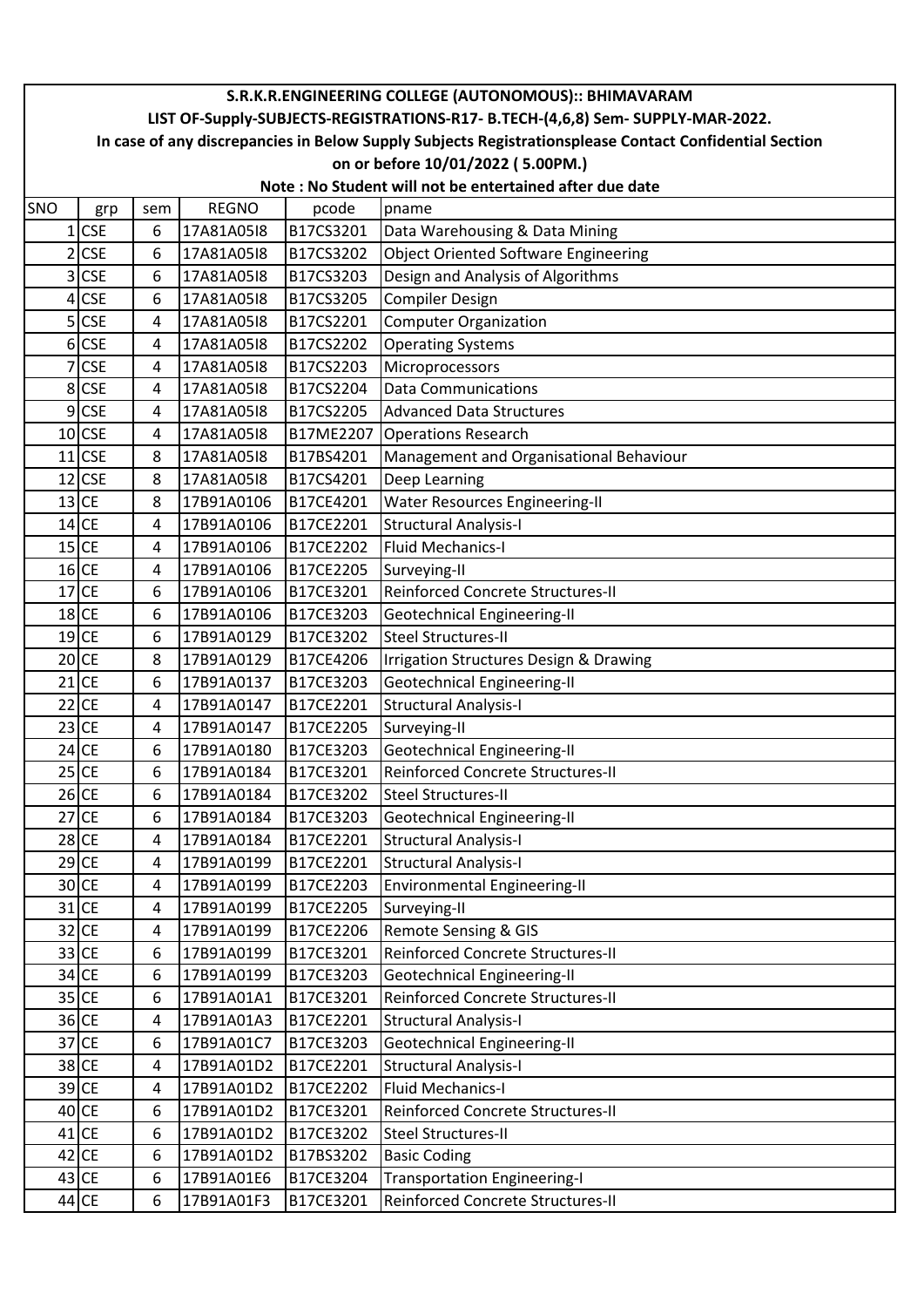**S.R.K.R.ENGINEERING COLLEGE (AUTONOMOUS):: BHIMAVARAM**

**LIST OF-Supply-SUBJECTS-REGISTRATIONS-R17- B.TECH-(4,6,8) Sem- SUPPLY-MAR-2022.**

**In case of any discrepancies in Below Supply Subjects Registrationsplease Contact Confidential Section**

**on or before 10/01/2022 ( 5.00PM.)**

**Note : No Student will not be entertained after due date**

| SNO | grp | sem | REGNO | pcode | pname |
|---|---|---|---|---|---|
| 1 | CSE | 6 | 17A81A05I8 | B17CS3201 | Data Warehousing & Data Mining |
| 2 | CSE | 6 | 17A81A05I8 | B17CS3202 | Object Oriented Software Engineering |
| 3 | CSE | 6 | 17A81A05I8 | B17CS3203 | Design and Analysis of Algorithms |
| 4 | CSE | 6 | 17A81A05I8 | B17CS3205 | Compiler Design |
| 5 | CSE | 4 | 17A81A05I8 | B17CS2201 | Computer Organization |
| 6 | CSE | 4 | 17A81A05I8 | B17CS2202 | Operating Systems |
| 7 | CSE | 4 | 17A81A05I8 | B17CS2203 | Microprocessors |
| 8 | CSE | 4 | 17A81A05I8 | B17CS2204 | Data Communications |
| 9 | CSE | 4 | 17A81A05I8 | B17CS2205 | Advanced Data Structures |
| 10 | CSE | 4 | 17A81A05I8 | B17ME2207 | Operations Research |
| 11 | CSE | 8 | 17A81A05I8 | B17BS4201 | Management and Organisational Behaviour |
| 12 | CSE | 8 | 17A81A05I8 | B17CS4201 | Deep Learning |
| 13 | CE | 8 | 17B91A0106 | B17CE4201 | Water Resources Engineering-II |
| 14 | CE | 4 | 17B91A0106 | B17CE2201 | Structural Analysis-I |
| 15 | CE | 4 | 17B91A0106 | B17CE2202 | Fluid Mechanics-I |
| 16 | CE | 4 | 17B91A0106 | B17CE2205 | Surveying-II |
| 17 | CE | 6 | 17B91A0106 | B17CE3201 | Reinforced Concrete Structures-II |
| 18 | CE | 6 | 17B91A0106 | B17CE3203 | Geotechnical Engineering-II |
| 19 | CE | 6 | 17B91A0129 | B17CE3202 | Steel Structures-II |
| 20 | CE | 8 | 17B91A0129 | B17CE4206 | Irrigation Structures Design & Drawing |
| 21 | CE | 6 | 17B91A0137 | B17CE3203 | Geotechnical Engineering-II |
| 22 | CE | 4 | 17B91A0147 | B17CE2201 | Structural Analysis-I |
| 23 | CE | 4 | 17B91A0147 | B17CE2205 | Surveying-II |
| 24 | CE | 6 | 17B91A0180 | B17CE3203 | Geotechnical Engineering-II |
| 25 | CE | 6 | 17B91A0184 | B17CE3201 | Reinforced Concrete Structures-II |
| 26 | CE | 6 | 17B91A0184 | B17CE3202 | Steel Structures-II |
| 27 | CE | 6 | 17B91A0184 | B17CE3203 | Geotechnical Engineering-II |
| 28 | CE | 4 | 17B91A0184 | B17CE2201 | Structural Analysis-I |
| 29 | CE | 4 | 17B91A0199 | B17CE2201 | Structural Analysis-I |
| 30 | CE | 4 | 17B91A0199 | B17CE2203 | Environmental Engineering-II |
| 31 | CE | 4 | 17B91A0199 | B17CE2205 | Surveying-II |
| 32 | CE | 4 | 17B91A0199 | B17CE2206 | Remote Sensing & GIS |
| 33 | CE | 6 | 17B91A0199 | B17CE3201 | Reinforced Concrete Structures-II |
| 34 | CE | 6 | 17B91A0199 | B17CE3203 | Geotechnical Engineering-II |
| 35 | CE | 6 | 17B91A01A1 | B17CE3201 | Reinforced Concrete Structures-II |
| 36 | CE | 4 | 17B91A01A3 | B17CE2201 | Structural Analysis-I |
| 37 | CE | 6 | 17B91A01C7 | B17CE3203 | Geotechnical Engineering-II |
| 38 | CE | 4 | 17B91A01D2 | B17CE2201 | Structural Analysis-I |
| 39 | CE | 4 | 17B91A01D2 | B17CE2202 | Fluid Mechanics-I |
| 40 | CE | 6 | 17B91A01D2 | B17CE3201 | Reinforced Concrete Structures-II |
| 41 | CE | 6 | 17B91A01D2 | B17CE3202 | Steel Structures-II |
| 42 | CE | 6 | 17B91A01D2 | B17BS3202 | Basic Coding |
| 43 | CE | 6 | 17B91A01E6 | B17CE3204 | Transportation Engineering-I |
| 44 | CE | 6 | 17B91A01F3 | B17CE3201 | Reinforced Concrete Structures-II |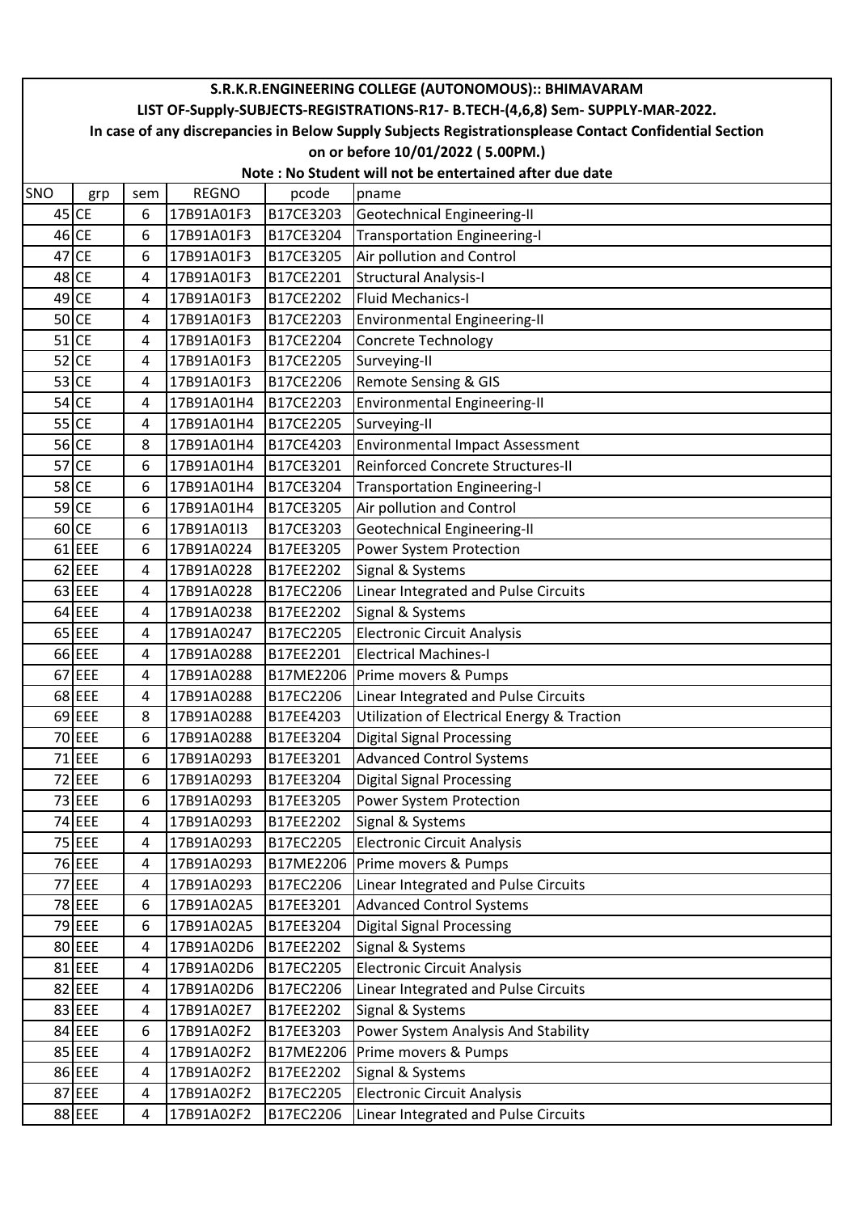**S.R.K.R.ENGINEERING COLLEGE (AUTONOMOUS):: BHIMAVARAM**

**LIST OF-Supply-SUBJECTS-REGISTRATIONS-R17- B.TECH-(4,6,8) Sem- SUPPLY-MAR-2022.**

**In case of any discrepancies in Below Supply Subjects Registrationsplease Contact Confidential Section on or before 10/01/2022 ( 5.00PM.)**

**Note : No Student will not be entertained after due date**

| SNO | grp | sem | REGNO | pcode | pname |
|---|---|---|---|---|---|
| 45 | CE | 6 | 17B91A01F3 | B17CE3203 | Geotechnical Engineering-II |
| 46 | CE | 6 | 17B91A01F3 | B17CE3204 | Transportation Engineering-I |
| 47 | CE | 6 | 17B91A01F3 | B17CE3205 | Air pollution and Control |
| 48 | CE | 4 | 17B91A01F3 | B17CE2201 | Structural Analysis-I |
| 49 | CE | 4 | 17B91A01F3 | B17CE2202 | Fluid Mechanics-I |
| 50 | CE | 4 | 17B91A01F3 | B17CE2203 | Environmental Engineering-II |
| 51 | CE | 4 | 17B91A01F3 | B17CE2204 | Concrete Technology |
| 52 | CE | 4 | 17B91A01F3 | B17CE2205 | Surveying-II |
| 53 | CE | 4 | 17B91A01F3 | B17CE2206 | Remote Sensing & GIS |
| 54 | CE | 4 | 17B91A01H4 | B17CE2203 | Environmental Engineering-II |
| 55 | CE | 4 | 17B91A01H4 | B17CE2205 | Surveying-II |
| 56 | CE | 8 | 17B91A01H4 | B17CE4203 | Environmental Impact Assessment |
| 57 | CE | 6 | 17B91A01H4 | B17CE3201 | Reinforced Concrete Structures-II |
| 58 | CE | 6 | 17B91A01H4 | B17CE3204 | Transportation Engineering-I |
| 59 | CE | 6 | 17B91A01H4 | B17CE3205 | Air pollution and Control |
| 60 | CE | 6 | 17B91A01I3 | B17CE3203 | Geotechnical Engineering-II |
| 61 | EEE | 6 | 17B91A0224 | B17EE3205 | Power System Protection |
| 62 | EEE | 4 | 17B91A0228 | B17EE2202 | Signal & Systems |
| 63 | EEE | 4 | 17B91A0228 | B17EC2206 | Linear Integrated and Pulse Circuits |
| 64 | EEE | 4 | 17B91A0238 | B17EE2202 | Signal & Systems |
| 65 | EEE | 4 | 17B91A0247 | B17EC2205 | Electronic Circuit Analysis |
| 66 | EEE | 4 | 17B91A0288 | B17EE2201 | Electrical Machines-I |
| 67 | EEE | 4 | 17B91A0288 | B17ME2206 | Prime movers & Pumps |
| 68 | EEE | 4 | 17B91A0288 | B17EC2206 | Linear Integrated and Pulse Circuits |
| 69 | EEE | 8 | 17B91A0288 | B17EE4203 | Utilization of Electrical Energy & Traction |
| 70 | EEE | 6 | 17B91A0288 | B17EE3204 | Digital Signal Processing |
| 71 | EEE | 6 | 17B91A0293 | B17EE3201 | Advanced Control Systems |
| 72 | EEE | 6 | 17B91A0293 | B17EE3204 | Digital Signal Processing |
| 73 | EEE | 6 | 17B91A0293 | B17EE3205 | Power System Protection |
| 74 | EEE | 4 | 17B91A0293 | B17EE2202 | Signal & Systems |
| 75 | EEE | 4 | 17B91A0293 | B17EC2205 | Electronic Circuit Analysis |
| 76 | EEE | 4 | 17B91A0293 | B17ME2206 | Prime movers & Pumps |
| 77 | EEE | 4 | 17B91A0293 | B17EC2206 | Linear Integrated and Pulse Circuits |
| 78 | EEE | 6 | 17B91A02A5 | B17EE3201 | Advanced Control Systems |
| 79 | EEE | 6 | 17B91A02A5 | B17EE3204 | Digital Signal Processing |
| 80 | EEE | 4 | 17B91A02D6 | B17EE2202 | Signal & Systems |
| 81 | EEE | 4 | 17B91A02D6 | B17EC2205 | Electronic Circuit Analysis |
| 82 | EEE | 4 | 17B91A02D6 | B17EC2206 | Linear Integrated and Pulse Circuits |
| 83 | EEE | 4 | 17B91A02E7 | B17EE2202 | Signal & Systems |
| 84 | EEE | 6 | 17B91A02F2 | B17EE3203 | Power System Analysis And Stability |
| 85 | EEE | 4 | 17B91A02F2 | B17ME2206 | Prime movers & Pumps |
| 86 | EEE | 4 | 17B91A02F2 | B17EE2202 | Signal & Systems |
| 87 | EEE | 4 | 17B91A02F2 | B17EC2205 | Electronic Circuit Analysis |
| 88 | EEE | 4 | 17B91A02F2 | B17EC2206 | Linear Integrated and Pulse Circuits |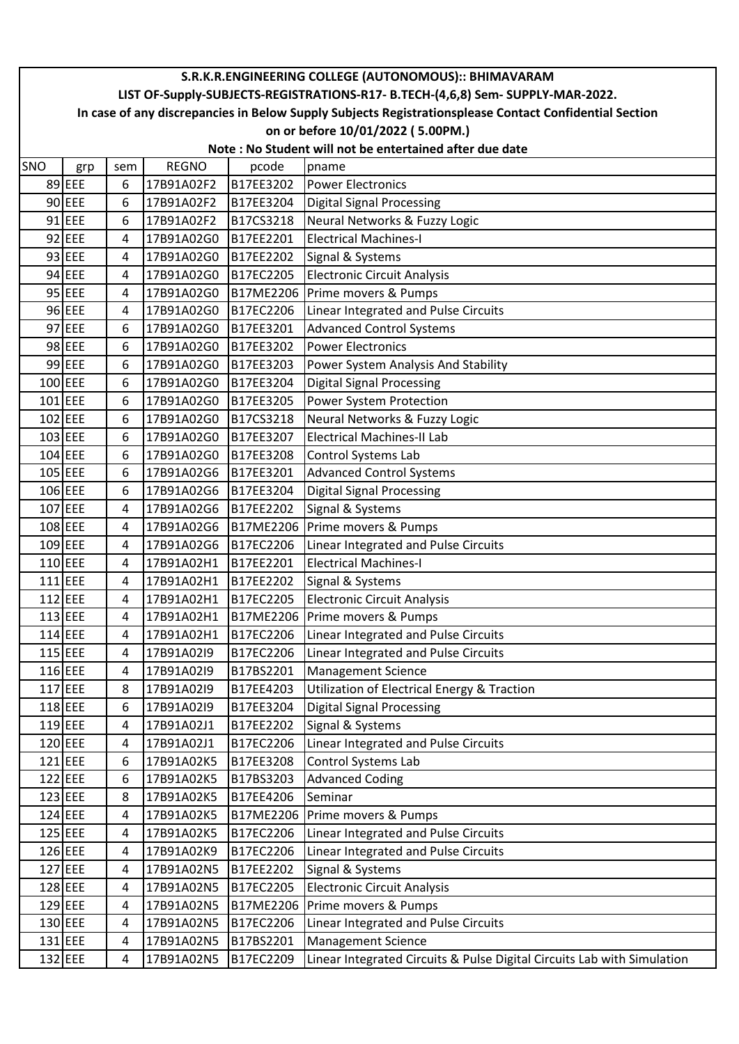**S.R.K.R.ENGINEERING COLLEGE (AUTONOMOUS):: BHIMAVARAM**

**LIST OF-Supply-SUBJECTS-REGISTRATIONS-R17- B.TECH-(4,6,8) Sem- SUPPLY-MAR-2022.**

**In case of any discrepancies in Below Supply Subjects Registrationsplease Contact Confidential Section on or before 10/01/2022 ( 5.00PM.)**

**Note : No Student will not be entertained after due date**

| SNO | grp | sem | REGNO | pcode | pname |
|---|---|---|---|---|---|
| 89 | EEE | 6 | 17B91A02F2 | B17EE3202 | Power Electronics |
| 90 | EEE | 6 | 17B91A02F2 | B17EE3204 | Digital Signal Processing |
| 91 | EEE | 6 | 17B91A02F2 | B17CS3218 | Neural Networks & Fuzzy Logic |
| 92 | EEE | 4 | 17B91A02G0 | B17EE2201 | Electrical Machines-I |
| 93 | EEE | 4 | 17B91A02G0 | B17EE2202 | Signal & Systems |
| 94 | EEE | 4 | 17B91A02G0 | B17EC2205 | Electronic Circuit Analysis |
| 95 | EEE | 4 | 17B91A02G0 | B17ME2206 | Prime movers & Pumps |
| 96 | EEE | 4 | 17B91A02G0 | B17EC2206 | Linear Integrated and Pulse Circuits |
| 97 | EEE | 6 | 17B91A02G0 | B17EE3201 | Advanced Control Systems |
| 98 | EEE | 6 | 17B91A02G0 | B17EE3202 | Power Electronics |
| 99 | EEE | 6 | 17B91A02G0 | B17EE3203 | Power System Analysis And Stability |
| 100 | EEE | 6 | 17B91A02G0 | B17EE3204 | Digital Signal Processing |
| 101 | EEE | 6 | 17B91A02G0 | B17EE3205 | Power System Protection |
| 102 | EEE | 6 | 17B91A02G0 | B17CS3218 | Neural Networks & Fuzzy Logic |
| 103 | EEE | 6 | 17B91A02G0 | B17EE3207 | Electrical Machines-II Lab |
| 104 | EEE | 6 | 17B91A02G0 | B17EE3208 | Control Systems Lab |
| 105 | EEE | 6 | 17B91A02G6 | B17EE3201 | Advanced Control Systems |
| 106 | EEE | 6 | 17B91A02G6 | B17EE3204 | Digital Signal Processing |
| 107 | EEE | 4 | 17B91A02G6 | B17EE2202 | Signal & Systems |
| 108 | EEE | 4 | 17B91A02G6 | B17ME2206 | Prime movers & Pumps |
| 109 | EEE | 4 | 17B91A02G6 | B17EC2206 | Linear Integrated and Pulse Circuits |
| 110 | EEE | 4 | 17B91A02H1 | B17EE2201 | Electrical Machines-I |
| 111 | EEE | 4 | 17B91A02H1 | B17EE2202 | Signal & Systems |
| 112 | EEE | 4 | 17B91A02H1 | B17EC2205 | Electronic Circuit Analysis |
| 113 | EEE | 4 | 17B91A02H1 | B17ME2206 | Prime movers & Pumps |
| 114 | EEE | 4 | 17B91A02H1 | B17EC2206 | Linear Integrated and Pulse Circuits |
| 115 | EEE | 4 | 17B91A02I9 | B17EC2206 | Linear Integrated and Pulse Circuits |
| 116 | EEE | 4 | 17B91A02I9 | B17BS2201 | Management Science |
| 117 | EEE | 8 | 17B91A02I9 | B17EE4203 | Utilization of Electrical Energy & Traction |
| 118 | EEE | 6 | 17B91A02I9 | B17EE3204 | Digital Signal Processing |
| 119 | EEE | 4 | 17B91A02J1 | B17EE2202 | Signal & Systems |
| 120 | EEE | 4 | 17B91A02J1 | B17EC2206 | Linear Integrated and Pulse Circuits |
| 121 | EEE | 6 | 17B91A02K5 | B17EE3208 | Control Systems Lab |
| 122 | EEE | 6 | 17B91A02K5 | B17BS3203 | Advanced Coding |
| 123 | EEE | 8 | 17B91A02K5 | B17EE4206 | Seminar |
| 124 | EEE | 4 | 17B91A02K5 | B17ME2206 | Prime movers & Pumps |
| 125 | EEE | 4 | 17B91A02K5 | B17EC2206 | Linear Integrated and Pulse Circuits |
| 126 | EEE | 4 | 17B91A02K9 | B17EC2206 | Linear Integrated and Pulse Circuits |
| 127 | EEE | 4 | 17B91A02N5 | B17EE2202 | Signal & Systems |
| 128 | EEE | 4 | 17B91A02N5 | B17EC2205 | Electronic Circuit Analysis |
| 129 | EEE | 4 | 17B91A02N5 | B17ME2206 | Prime movers & Pumps |
| 130 | EEE | 4 | 17B91A02N5 | B17EC2206 | Linear Integrated and Pulse Circuits |
| 131 | EEE | 4 | 17B91A02N5 | B17BS2201 | Management Science |
| 132 | EEE | 4 | 17B91A02N5 | B17EC2209 | Linear Integrated Circuits & Pulse Digital Circuits Lab with Simulation |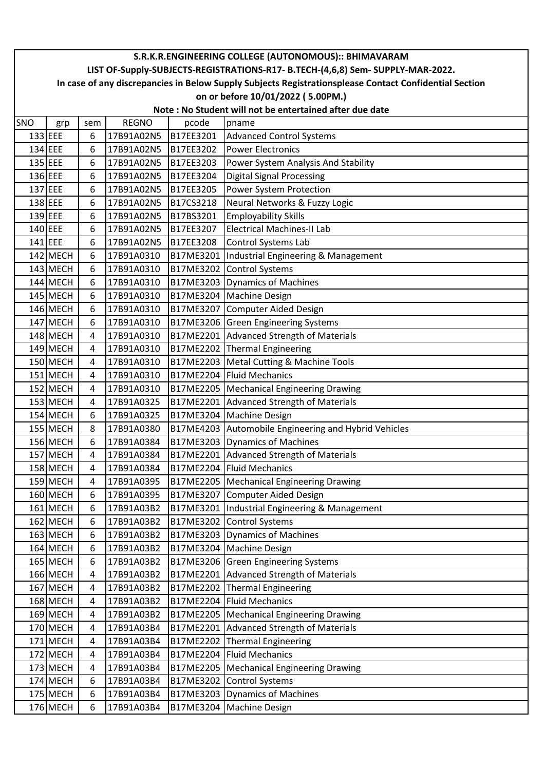**S.R.K.R.ENGINEERING COLLEGE (AUTONOMOUS):: BHIMAVARAM**

**LIST OF-Supply-SUBJECTS-REGISTRATIONS-R17- B.TECH-(4,6,8) Sem- SUPPLY-MAR-2022.**

**In case of any discrepancies in Below Supply Subjects Registrationsplease Contact Confidential Section on or before 10/01/2022 ( 5.00PM.)**

**Note : No Student will not be entertained after due date**

| SNO | grp | sem | REGNO | pcode | pname |
|---|---|---|---|---|---|
| 133 | EEE | 6 | 17B91A02N5 | B17EE3201 | Advanced Control Systems |
| 134 | EEE | 6 | 17B91A02N5 | B17EE3202 | Power Electronics |
| 135 | EEE | 6 | 17B91A02N5 | B17EE3203 | Power System Analysis And Stability |
| 136 | EEE | 6 | 17B91A02N5 | B17EE3204 | Digital Signal Processing |
| 137 | EEE | 6 | 17B91A02N5 | B17EE3205 | Power System Protection |
| 138 | EEE | 6 | 17B91A02N5 | B17CS3218 | Neural Networks & Fuzzy Logic |
| 139 | EEE | 6 | 17B91A02N5 | B17BS3201 | Employability Skills |
| 140 | EEE | 6 | 17B91A02N5 | B17EE3207 | Electrical Machines-II Lab |
| 141 | EEE | 6 | 17B91A02N5 | B17EE3208 | Control Systems Lab |
| 142 | MECH | 6 | 17B91A0310 | B17ME3201 | Industrial Engineering & Management |
| 143 | MECH | 6 | 17B91A0310 | B17ME3202 | Control Systems |
| 144 | MECH | 6 | 17B91A0310 | B17ME3203 | Dynamics of Machines |
| 145 | MECH | 6 | 17B91A0310 | B17ME3204 | Machine Design |
| 146 | MECH | 6 | 17B91A0310 | B17ME3207 | Computer Aided Design |
| 147 | MECH | 6 | 17B91A0310 | B17ME3206 | Green Engineering Systems |
| 148 | MECH | 4 | 17B91A0310 | B17ME2201 | Advanced Strength of Materials |
| 149 | MECH | 4 | 17B91A0310 | B17ME2202 | Thermal Engineering |
| 150 | MECH | 4 | 17B91A0310 | B17ME2203 | Metal Cutting & Machine Tools |
| 151 | MECH | 4 | 17B91A0310 | B17ME2204 | Fluid Mechanics |
| 152 | MECH | 4 | 17B91A0310 | B17ME2205 | Mechanical Engineering Drawing |
| 153 | MECH | 4 | 17B91A0325 | B17ME2201 | Advanced Strength of Materials |
| 154 | MECH | 6 | 17B91A0325 | B17ME3204 | Machine Design |
| 155 | MECH | 8 | 17B91A0380 | B17ME4203 | Automobile Engineering and Hybrid Vehicles |
| 156 | MECH | 6 | 17B91A0384 | B17ME3203 | Dynamics of Machines |
| 157 | MECH | 4 | 17B91A0384 | B17ME2201 | Advanced Strength of Materials |
| 158 | MECH | 4 | 17B91A0384 | B17ME2204 | Fluid Mechanics |
| 159 | MECH | 4 | 17B91A0395 | B17ME2205 | Mechanical Engineering Drawing |
| 160 | MECH | 6 | 17B91A0395 | B17ME3207 | Computer Aided Design |
| 161 | MECH | 6 | 17B91A03B2 | B17ME3201 | Industrial Engineering & Management |
| 162 | MECH | 6 | 17B91A03B2 | B17ME3202 | Control Systems |
| 163 | MECH | 6 | 17B91A03B2 | B17ME3203 | Dynamics of Machines |
| 164 | MECH | 6 | 17B91A03B2 | B17ME3204 | Machine Design |
| 165 | MECH | 6 | 17B91A03B2 | B17ME3206 | Green Engineering Systems |
| 166 | MECH | 4 | 17B91A03B2 | B17ME2201 | Advanced Strength of Materials |
| 167 | MECH | 4 | 17B91A03B2 | B17ME2202 | Thermal Engineering |
| 168 | MECH | 4 | 17B91A03B2 | B17ME2204 | Fluid Mechanics |
| 169 | MECH | 4 | 17B91A03B2 | B17ME2205 | Mechanical Engineering Drawing |
| 170 | MECH | 4 | 17B91A03B4 | B17ME2201 | Advanced Strength of Materials |
| 171 | MECH | 4 | 17B91A03B4 | B17ME2202 | Thermal Engineering |
| 172 | MECH | 4 | 17B91A03B4 | B17ME2204 | Fluid Mechanics |
| 173 | MECH | 4 | 17B91A03B4 | B17ME2205 | Mechanical Engineering Drawing |
| 174 | MECH | 6 | 17B91A03B4 | B17ME3202 | Control Systems |
| 175 | MECH | 6 | 17B91A03B4 | B17ME3203 | Dynamics of Machines |
| 176 | MECH | 6 | 17B91A03B4 | B17ME3204 | Machine Design |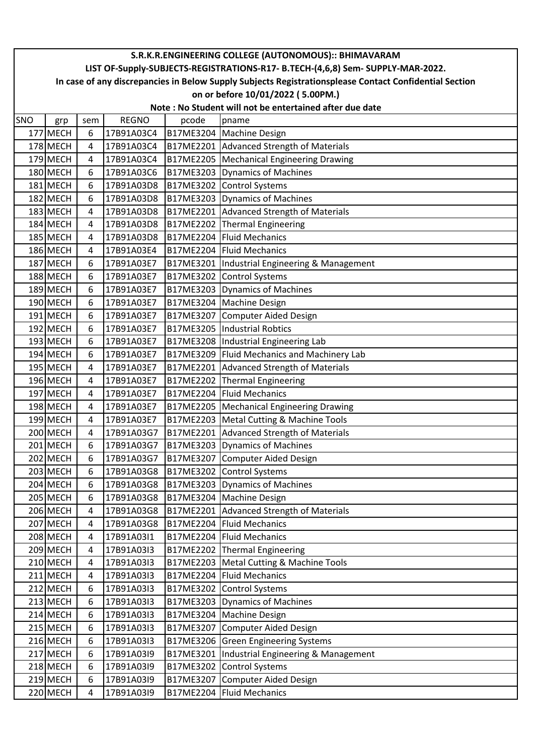# S.R.K.R.ENGINEERING COLLEGE (AUTONOMOUS):: BHIMAVARAM

## LIST OF-Supply-SUBJECTS-REGISTRATIONS-R17- B.TECH-(4,6,8) Sem- SUPPLY-MAR-2022.

**In case of any discrepancies in Below Supply Subjects Registrationsplease Contact Confidential Section on or before 10/01/2022 ( 5.00PM.)**

**Note : No Student will not be entertained after due date**

| SNO | grp | sem | REGNO | pcode | pname |
|---|---|---|---|---|---|
| 177 | MECH | 6 | 17B91A03C4 | B17ME3204 | Machine Design |
| 178 | MECH | 4 | 17B91A03C4 | B17ME2201 | Advanced Strength of Materials |
| 179 | MECH | 4 | 17B91A03C4 | B17ME2205 | Mechanical Engineering Drawing |
| 180 | MECH | 6 | 17B91A03C6 | B17ME3203 | Dynamics of Machines |
| 181 | MECH | 6 | 17B91A03D8 | B17ME3202 | Control Systems |
| 182 | MECH | 6 | 17B91A03D8 | B17ME3203 | Dynamics of Machines |
| 183 | MECH | 4 | 17B91A03D8 | B17ME2201 | Advanced Strength of Materials |
| 184 | MECH | 4 | 17B91A03D8 | B17ME2202 | Thermal Engineering |
| 185 | MECH | 4 | 17B91A03D8 | B17ME2204 | Fluid Mechanics |
| 186 | MECH | 4 | 17B91A03E4 | B17ME2204 | Fluid Mechanics |
| 187 | MECH | 6 | 17B91A03E7 | B17ME3201 | Industrial Engineering & Management |
| 188 | MECH | 6 | 17B91A03E7 | B17ME3202 | Control Systems |
| 189 | MECH | 6 | 17B91A03E7 | B17ME3203 | Dynamics of Machines |
| 190 | MECH | 6 | 17B91A03E7 | B17ME3204 | Machine Design |
| 191 | MECH | 6 | 17B91A03E7 | B17ME3207 | Computer Aided Design |
| 192 | MECH | 6 | 17B91A03E7 | B17ME3205 | Industrial Robtics |
| 193 | MECH | 6 | 17B91A03E7 | B17ME3208 | Industrial Engineering Lab |
| 194 | MECH | 6 | 17B91A03E7 | B17ME3209 | Fluid Mechanics and Machinery Lab |
| 195 | MECH | 4 | 17B91A03E7 | B17ME2201 | Advanced Strength of Materials |
| 196 | MECH | 4 | 17B91A03E7 | B17ME2202 | Thermal Engineering |
| 197 | MECH | 4 | 17B91A03E7 | B17ME2204 | Fluid Mechanics |
| 198 | MECH | 4 | 17B91A03E7 | B17ME2205 | Mechanical Engineering Drawing |
| 199 | MECH | 4 | 17B91A03E7 | B17ME2203 | Metal Cutting & Machine Tools |
| 200 | MECH | 4 | 17B91A03G7 | B17ME2201 | Advanced Strength of Materials |
| 201 | MECH | 6 | 17B91A03G7 | B17ME3203 | Dynamics of Machines |
| 202 | MECH | 6 | 17B91A03G7 | B17ME3207 | Computer Aided Design |
| 203 | MECH | 6 | 17B91A03G8 | B17ME3202 | Control Systems |
| 204 | MECH | 6 | 17B91A03G8 | B17ME3203 | Dynamics of Machines |
| 205 | MECH | 6 | 17B91A03G8 | B17ME3204 | Machine Design |
| 206 | MECH | 4 | 17B91A03G8 | B17ME2201 | Advanced Strength of Materials |
| 207 | MECH | 4 | 17B91A03G8 | B17ME2204 | Fluid Mechanics |
| 208 | MECH | 4 | 17B91A03I1 | B17ME2204 | Fluid Mechanics |
| 209 | MECH | 4 | 17B91A03I3 | B17ME2202 | Thermal Engineering |
| 210 | MECH | 4 | 17B91A03I3 | B17ME2203 | Metal Cutting & Machine Tools |
| 211 | MECH | 4 | 17B91A03I3 | B17ME2204 | Fluid Mechanics |
| 212 | MECH | 6 | 17B91A03I3 | B17ME3202 | Control Systems |
| 213 | MECH | 6 | 17B91A03I3 | B17ME3203 | Dynamics of Machines |
| 214 | MECH | 6 | 17B91A03I3 | B17ME3204 | Machine Design |
| 215 | MECH | 6 | 17B91A03I3 | B17ME3207 | Computer Aided Design |
| 216 | MECH | 6 | 17B91A03I3 | B17ME3206 | Green Engineering Systems |
| 217 | MECH | 6 | 17B91A03I9 | B17ME3201 | Industrial Engineering & Management |
| 218 | MECH | 6 | 17B91A03I9 | B17ME3202 | Control Systems |
| 219 | MECH | 6 | 17B91A03I9 | B17ME3207 | Computer Aided Design |
| 220 | MECH | 4 | 17B91A03I9 | B17ME2204 | Fluid Mechanics |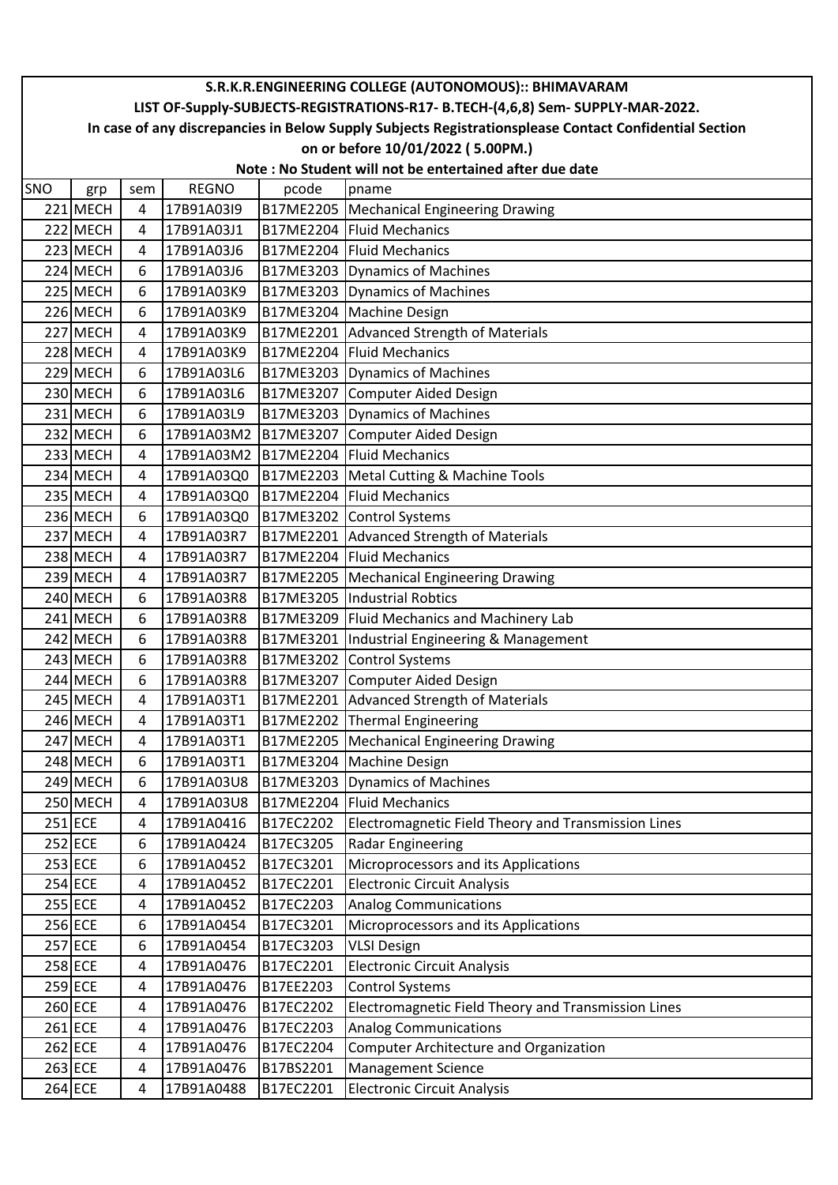S.R.K.R.ENGINEERING COLLEGE (AUTONOMOUS):: BHIMAVARAM

LIST OF-Supply-SUBJECTS-REGISTRATIONS-R17- B.TECH-(4,6,8) Sem- SUPPLY-MAR-2022.

In case of any discrepancies in Below Supply Subjects Registrationsplease Contact Confidential Section on or before 10/01/2022 ( 5.00PM.)

Note : No Student will not be entertained after due date

| SNO | grp | sem | REGNO | pcode | pname |
|---|---|---|---|---|---|
| 221 | MECH | 4 | 17B91A03I9 | B17ME2205 | Mechanical Engineering Drawing |
| 222 | MECH | 4 | 17B91A03J1 | B17ME2204 | Fluid Mechanics |
| 223 | MECH | 4 | 17B91A03J6 | B17ME2204 | Fluid Mechanics |
| 224 | MECH | 6 | 17B91A03J6 | B17ME3203 | Dynamics of Machines |
| 225 | MECH | 6 | 17B91A03K9 | B17ME3203 | Dynamics of Machines |
| 226 | MECH | 6 | 17B91A03K9 | B17ME3204 | Machine Design |
| 227 | MECH | 4 | 17B91A03K9 | B17ME2201 | Advanced Strength of Materials |
| 228 | MECH | 4 | 17B91A03K9 | B17ME2204 | Fluid Mechanics |
| 229 | MECH | 6 | 17B91A03L6 | B17ME3203 | Dynamics of Machines |
| 230 | MECH | 6 | 17B91A03L6 | B17ME3207 | Computer Aided Design |
| 231 | MECH | 6 | 17B91A03L9 | B17ME3203 | Dynamics of Machines |
| 232 | MECH | 6 | 17B91A03M2 | B17ME3207 | Computer Aided Design |
| 233 | MECH | 4 | 17B91A03M2 | B17ME2204 | Fluid Mechanics |
| 234 | MECH | 4 | 17B91A03Q0 | B17ME2203 | Metal Cutting & Machine Tools |
| 235 | MECH | 4 | 17B91A03Q0 | B17ME2204 | Fluid Mechanics |
| 236 | MECH | 6 | 17B91A03Q0 | B17ME3202 | Control Systems |
| 237 | MECH | 4 | 17B91A03R7 | B17ME2201 | Advanced Strength of Materials |
| 238 | MECH | 4 | 17B91A03R7 | B17ME2204 | Fluid Mechanics |
| 239 | MECH | 4 | 17B91A03R7 | B17ME2205 | Mechanical Engineering Drawing |
| 240 | MECH | 6 | 17B91A03R8 | B17ME3205 | Industrial Robtics |
| 241 | MECH | 6 | 17B91A03R8 | B17ME3209 | Fluid Mechanics and Machinery Lab |
| 242 | MECH | 6 | 17B91A03R8 | B17ME3201 | Industrial Engineering & Management |
| 243 | MECH | 6 | 17B91A03R8 | B17ME3202 | Control Systems |
| 244 | MECH | 6 | 17B91A03R8 | B17ME3207 | Computer Aided Design |
| 245 | MECH | 4 | 17B91A03T1 | B17ME2201 | Advanced Strength of Materials |
| 246 | MECH | 4 | 17B91A03T1 | B17ME2202 | Thermal Engineering |
| 247 | MECH | 4 | 17B91A03T1 | B17ME2205 | Mechanical Engineering Drawing |
| 248 | MECH | 6 | 17B91A03T1 | B17ME3204 | Machine Design |
| 249 | MECH | 6 | 17B91A03U8 | B17ME3203 | Dynamics of Machines |
| 250 | MECH | 4 | 17B91A03U8 | B17ME2204 | Fluid Mechanics |
| 251 | ECE | 4 | 17B91A0416 | B17EC2202 | Electromagnetic Field Theory and Transmission Lines |
| 252 | ECE | 6 | 17B91A0424 | B17EC3205 | Radar Engineering |
| 253 | ECE | 6 | 17B91A0452 | B17EC3201 | Microprocessors and its Applications |
| 254 | ECE | 4 | 17B91A0452 | B17EC2201 | Electronic Circuit Analysis |
| 255 | ECE | 4 | 17B91A0452 | B17EC2203 | Analog Communications |
| 256 | ECE | 6 | 17B91A0454 | B17EC3201 | Microprocessors and its Applications |
| 257 | ECE | 6 | 17B91A0454 | B17EC3203 | VLSI Design |
| 258 | ECE | 4 | 17B91A0476 | B17EC2201 | Electronic Circuit Analysis |
| 259 | ECE | 4 | 17B91A0476 | B17EE2203 | Control Systems |
| 260 | ECE | 4 | 17B91A0476 | B17EC2202 | Electromagnetic Field Theory and Transmission Lines |
| 261 | ECE | 4 | 17B91A0476 | B17EC2203 | Analog Communications |
| 262 | ECE | 4 | 17B91A0476 | B17EC2204 | Computer Architecture and Organization |
| 263 | ECE | 4 | 17B91A0476 | B17BS2201 | Management Science |
| 264 | ECE | 4 | 17B91A0488 | B17EC2201 | Electronic Circuit Analysis |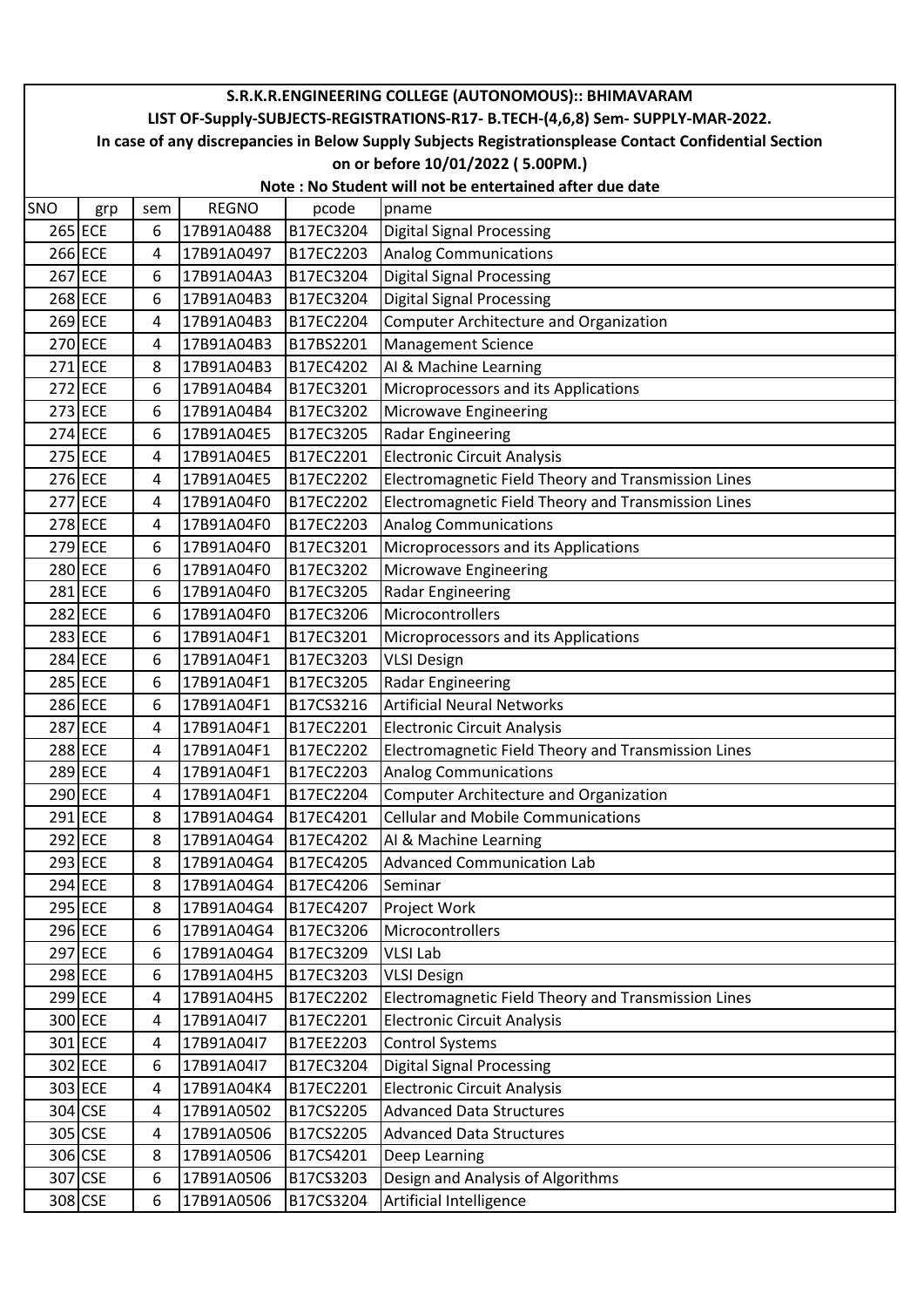# S.R.K.R.ENGINEERING COLLEGE (AUTONOMOUS):: BHIMAVARAM

## LIST OF-Supply-SUBJECTS-REGISTRATIONS-R17- B.TECH-(4,6,8) Sem- SUPPLY-MAR-2022.

**In case of any discrepancies in Below Supply Subjects Registrationsplease Contact Confidential Section on or before 10/01/2022 ( 5.00PM.)**

**Note : No Student will not be entertained after due date**

| SNO | grp | sem | REGNO | pcode | pname |
|---|---|---|---|---|---|
| 265 | ECE | 6 | 17B91A0488 | B17EC3204 | Digital Signal Processing |
| 266 | ECE | 4 | 17B91A0497 | B17EC2203 | Analog Communications |
| 267 | ECE | 6 | 17B91A04A3 | B17EC3204 | Digital Signal Processing |
| 268 | ECE | 6 | 17B91A04B3 | B17EC3204 | Digital Signal Processing |
| 269 | ECE | 4 | 17B91A04B3 | B17EC2204 | Computer Architecture and Organization |
| 270 | ECE | 4 | 17B91A04B3 | B17BS2201 | Management Science |
| 271 | ECE | 8 | 17B91A04B3 | B17EC4202 | AI & Machine Learning |
| 272 | ECE | 6 | 17B91A04B4 | B17EC3201 | Microprocessors and its Applications |
| 273 | ECE | 6 | 17B91A04B4 | B17EC3202 | Microwave Engineering |
| 274 | ECE | 6 | 17B91A04E5 | B17EC3205 | Radar Engineering |
| 275 | ECE | 4 | 17B91A04E5 | B17EC2201 | Electronic Circuit Analysis |
| 276 | ECE | 4 | 17B91A04E5 | B17EC2202 | Electromagnetic Field Theory and Transmission Lines |
| 277 | ECE | 4 | 17B91A04F0 | B17EC2202 | Electromagnetic Field Theory and Transmission Lines |
| 278 | ECE | 4 | 17B91A04F0 | B17EC2203 | Analog Communications |
| 279 | ECE | 6 | 17B91A04F0 | B17EC3201 | Microprocessors and its Applications |
| 280 | ECE | 6 | 17B91A04F0 | B17EC3202 | Microwave Engineering |
| 281 | ECE | 6 | 17B91A04F0 | B17EC3205 | Radar Engineering |
| 282 | ECE | 6 | 17B91A04F0 | B17EC3206 | Microcontrollers |
| 283 | ECE | 6 | 17B91A04F1 | B17EC3201 | Microprocessors and its Applications |
| 284 | ECE | 6 | 17B91A04F1 | B17EC3203 | VLSI Design |
| 285 | ECE | 6 | 17B91A04F1 | B17EC3205 | Radar Engineering |
| 286 | ECE | 6 | 17B91A04F1 | B17CS3216 | Artificial Neural Networks |
| 287 | ECE | 4 | 17B91A04F1 | B17EC2201 | Electronic Circuit Analysis |
| 288 | ECE | 4 | 17B91A04F1 | B17EC2202 | Electromagnetic Field Theory and Transmission Lines |
| 289 | ECE | 4 | 17B91A04F1 | B17EC2203 | Analog Communications |
| 290 | ECE | 4 | 17B91A04F1 | B17EC2204 | Computer Architecture and Organization |
| 291 | ECE | 8 | 17B91A04G4 | B17EC4201 | Cellular and Mobile Communications |
| 292 | ECE | 8 | 17B91A04G4 | B17EC4202 | AI & Machine Learning |
| 293 | ECE | 8 | 17B91A04G4 | B17EC4205 | Advanced Communication Lab |
| 294 | ECE | 8 | 17B91A04G4 | B17EC4206 | Seminar |
| 295 | ECE | 8 | 17B91A04G4 | B17EC4207 | Project Work |
| 296 | ECE | 6 | 17B91A04G4 | B17EC3206 | Microcontrollers |
| 297 | ECE | 6 | 17B91A04G4 | B17EC3209 | VLSI Lab |
| 298 | ECE | 6 | 17B91A04H5 | B17EC3203 | VLSI Design |
| 299 | ECE | 4 | 17B91A04H5 | B17EC2202 | Electromagnetic Field Theory and Transmission Lines |
| 300 | ECE | 4 | 17B91A04I7 | B17EC2201 | Electronic Circuit Analysis |
| 301 | ECE | 4 | 17B91A04I7 | B17EE2203 | Control Systems |
| 302 | ECE | 6 | 17B91A04I7 | B17EC3204 | Digital Signal Processing |
| 303 | ECE | 4 | 17B91A04K4 | B17EC2201 | Electronic Circuit Analysis |
| 304 | CSE | 4 | 17B91A0502 | B17CS2205 | Advanced Data Structures |
| 305 | CSE | 4 | 17B91A0506 | B17CS2205 | Advanced Data Structures |
| 306 | CSE | 8 | 17B91A0506 | B17CS4201 | Deep Learning |
| 307 | CSE | 6 | 17B91A0506 | B17CS3203 | Design and Analysis of Algorithms |
| 308 | CSE | 6 | 17B91A0506 | B17CS3204 | Artificial Intelligence |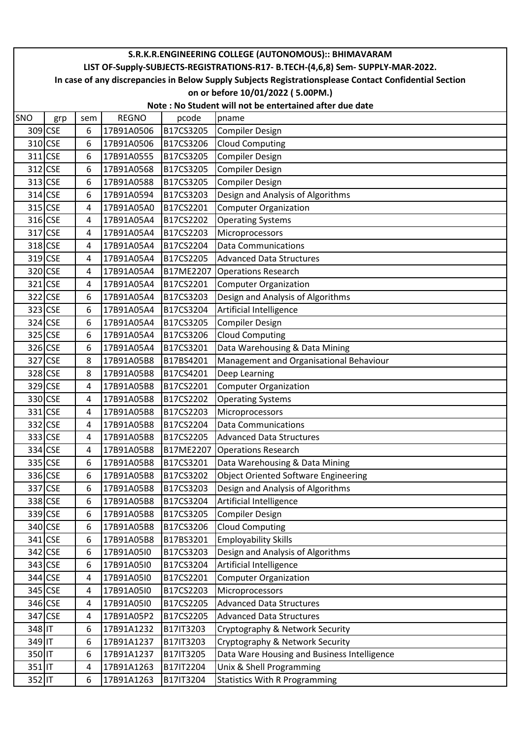# S.R.K.R.ENGINEERING COLLEGE (AUTONOMOUS):: BHIMAVARAM

## LIST OF-Supply-SUBJECTS-REGISTRATIONS-R17- B.TECH-(4,6,8) Sem- SUPPLY-MAR-2022.

**In case of any discrepancies in Below Supply Subjects Registrationsplease Contact Confidential Section on or before 10/01/2022 ( 5.00PM.)**

**Note : No Student will not be entertained after due date**

| SNO | grp | sem | REGNO | pcode | pname |
|---|---|---|---|---|---|
| 309 | CSE | 6 | 17B91A0506 | B17CS3205 | Compiler Design |
| 310 | CSE | 6 | 17B91A0506 | B17CS3206 | Cloud Computing |
| 311 | CSE | 6 | 17B91A0555 | B17CS3205 | Compiler Design |
| 312 | CSE | 6 | 17B91A0568 | B17CS3205 | Compiler Design |
| 313 | CSE | 6 | 17B91A0588 | B17CS3205 | Compiler Design |
| 314 | CSE | 6 | 17B91A0594 | B17CS3203 | Design and Analysis of Algorithms |
| 315 | CSE | 4 | 17B91A05A0 | B17CS2201 | Computer Organization |
| 316 | CSE | 4 | 17B91A05A4 | B17CS2202 | Operating Systems |
| 317 | CSE | 4 | 17B91A05A4 | B17CS2203 | Microprocessors |
| 318 | CSE | 4 | 17B91A05A4 | B17CS2204 | Data Communications |
| 319 | CSE | 4 | 17B91A05A4 | B17CS2205 | Advanced Data Structures |
| 320 | CSE | 4 | 17B91A05A4 | B17ME2207 | Operations Research |
| 321 | CSE | 4 | 17B91A05A4 | B17CS2201 | Computer Organization |
| 322 | CSE | 6 | 17B91A05A4 | B17CS3203 | Design and Analysis of Algorithms |
| 323 | CSE | 6 | 17B91A05A4 | B17CS3204 | Artificial Intelligence |
| 324 | CSE | 6 | 17B91A05A4 | B17CS3205 | Compiler Design |
| 325 | CSE | 6 | 17B91A05A4 | B17CS3206 | Cloud Computing |
| 326 | CSE | 6 | 17B91A05A4 | B17CS3201 | Data Warehousing & Data Mining |
| 327 | CSE | 8 | 17B91A05B8 | B17BS4201 | Management and Organisational Behaviour |
| 328 | CSE | 8 | 17B91A05B8 | B17CS4201 | Deep Learning |
| 329 | CSE | 4 | 17B91A05B8 | B17CS2201 | Computer Organization |
| 330 | CSE | 4 | 17B91A05B8 | B17CS2202 | Operating Systems |
| 331 | CSE | 4 | 17B91A05B8 | B17CS2203 | Microprocessors |
| 332 | CSE | 4 | 17B91A05B8 | B17CS2204 | Data Communications |
| 333 | CSE | 4 | 17B91A05B8 | B17CS2205 | Advanced Data Structures |
| 334 | CSE | 4 | 17B91A05B8 | B17ME2207 | Operations Research |
| 335 | CSE | 6 | 17B91A05B8 | B17CS3201 | Data Warehousing & Data Mining |
| 336 | CSE | 6 | 17B91A05B8 | B17CS3202 | Object Oriented Software Engineering |
| 337 | CSE | 6 | 17B91A05B8 | B17CS3203 | Design and Analysis of Algorithms |
| 338 | CSE | 6 | 17B91A05B8 | B17CS3204 | Artificial Intelligence |
| 339 | CSE | 6 | 17B91A05B8 | B17CS3205 | Compiler Design |
| 340 | CSE | 6 | 17B91A05B8 | B17CS3206 | Cloud Computing |
| 341 | CSE | 6 | 17B91A05B8 | B17BS3201 | Employability Skills |
| 342 | CSE | 6 | 17B91A05I0 | B17CS3203 | Design and Analysis of Algorithms |
| 343 | CSE | 6 | 17B91A05I0 | B17CS3204 | Artificial Intelligence |
| 344 | CSE | 4 | 17B91A05I0 | B17CS2201 | Computer Organization |
| 345 | CSE | 4 | 17B91A05I0 | B17CS2203 | Microprocessors |
| 346 | CSE | 4 | 17B91A05I0 | B17CS2205 | Advanced Data Structures |
| 347 | CSE | 4 | 17B91A05P2 | B17CS2205 | Advanced Data Structures |
| 348 | IT | 6 | 17B91A1232 | B17IT3203 | Cryptography & Network Security |
| 349 | IT | 6 | 17B91A1237 | B17IT3203 | Cryptography & Network Security |
| 350 | IT | 6 | 17B91A1237 | B17IT3205 | Data Ware Housing and Business Intelligence |
| 351 | IT | 4 | 17B91A1263 | B17IT2204 | Unix & Shell Programming |
| 352 | IT | 6 | 17B91A1263 | B17IT3204 | Statistics With R Programming |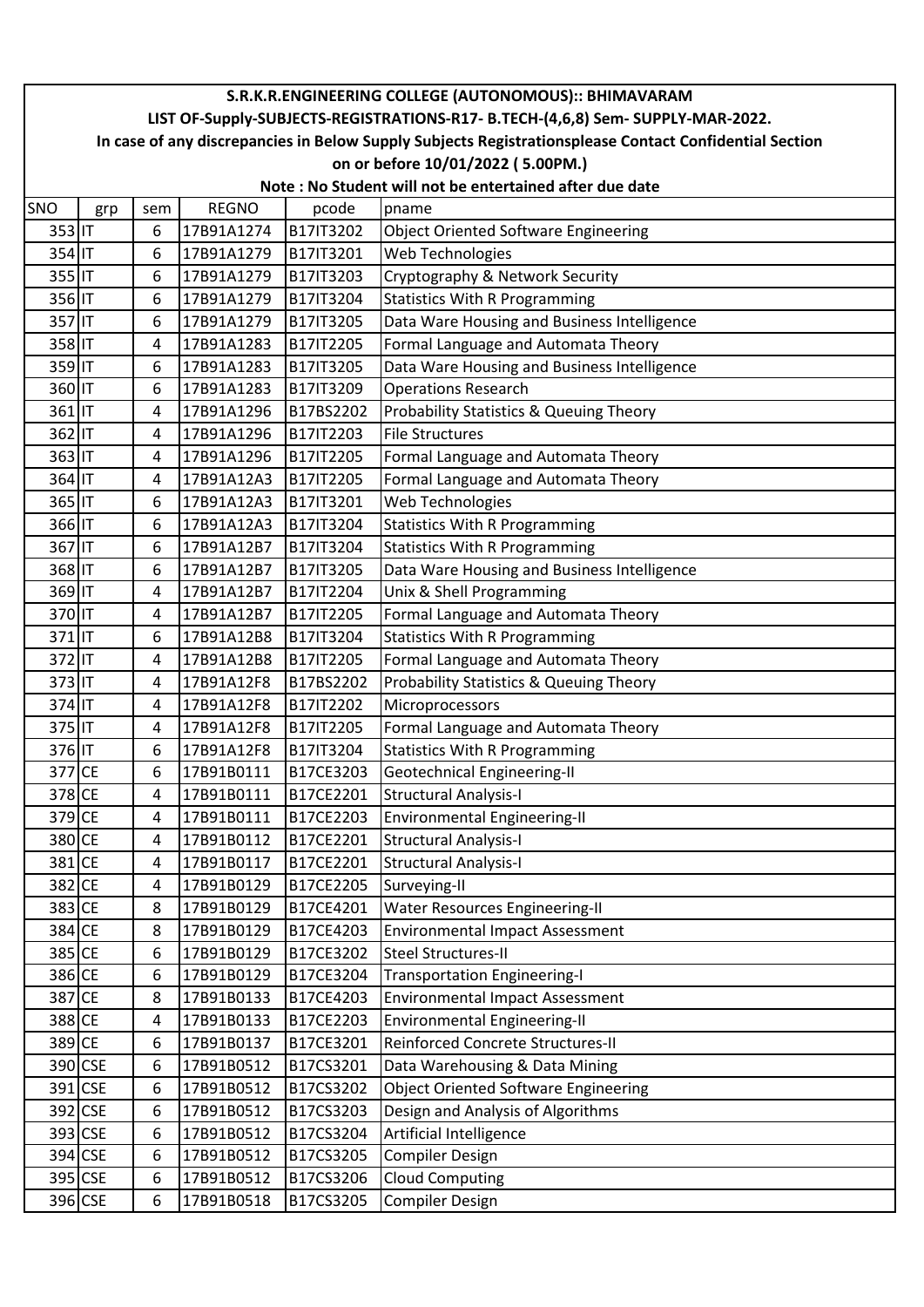| S.R.K.R.ENGINEERING COLLEGE (AUTONOMOUS):: BHIMAVARAM | | | | | |
|---|---|---|---|---|---|
| LIST OF-Supply-SUBJECTS-REGISTRATIONS-R17- B.TECH-(4,6,8) Sem- SUPPLY-MAR-2022. | | | | | |
| In case of any discrepancies in Below Supply Subjects Registrationsplease Contact Confidential Section | | | | | |
| on or before 10/01/2022 ( 5.00PM.) | | | | | |
| Note : No Student will not be entertained after due date | | | | | |
| SNO | grp | sem | REGNO | pcode | pname |
| 353 | IT | 6 | 17B91A1274 | B17IT3202 | Object Oriented Software Engineering |
| 354 | IT | 6 | 17B91A1279 | B17IT3201 | Web Technologies |
| 355 | IT | 6 | 17B91A1279 | B17IT3203 | Cryptography & Network Security |
| 356 | IT | 6 | 17B91A1279 | B17IT3204 | Statistics With R Programming |
| 357 | IT | 6 | 17B91A1279 | B17IT3205 | Data Ware Housing and Business Intelligence |
| 358 | IT | 4 | 17B91A1283 | B17IT2205 | Formal Language and Automata Theory |
| 359 | IT | 6 | 17B91A1283 | B17IT3205 | Data Ware Housing and Business Intelligence |
| 360 | IT | 6 | 17B91A1283 | B17IT3209 | Operations Research |
| 361 | IT | 4 | 17B91A1296 | B17BS2202 | Probability Statistics & Queuing Theory |
| 362 | IT | 4 | 17B91A1296 | B17IT2203 | File Structures |
| 363 | IT | 4 | 17B91A1296 | B17IT2205 | Formal Language and Automata Theory |
| 364 | IT | 4 | 17B91A12A3 | B17IT2205 | Formal Language and Automata Theory |
| 365 | IT | 6 | 17B91A12A3 | B17IT3201 | Web Technologies |
| 366 | IT | 6 | 17B91A12A3 | B17IT3204 | Statistics With R Programming |
| 367 | IT | 6 | 17B91A12B7 | B17IT3204 | Statistics With R Programming |
| 368 | IT | 6 | 17B91A12B7 | B17IT3205 | Data Ware Housing and Business Intelligence |
| 369 | IT | 4 | 17B91A12B7 | B17IT2204 | Unix & Shell Programming |
| 370 | IT | 4 | 17B91A12B7 | B17IT2205 | Formal Language and Automata Theory |
| 371 | IT | 6 | 17B91A12B8 | B17IT3204 | Statistics With R Programming |
| 372 | IT | 4 | 17B91A12B8 | B17IT2205 | Formal Language and Automata Theory |
| 373 | IT | 4 | 17B91A12F8 | B17BS2202 | Probability Statistics & Queuing Theory |
| 374 | IT | 4 | 17B91A12F8 | B17IT2202 | Microprocessors |
| 375 | IT | 4 | 17B91A12F8 | B17IT2205 | Formal Language and Automata Theory |
| 376 | IT | 6 | 17B91A12F8 | B17IT3204 | Statistics With R Programming |
| 377 | CE | 6 | 17B91B0111 | B17CE3203 | Geotechnical Engineering-II |
| 378 | CE | 4 | 17B91B0111 | B17CE2201 | Structural Analysis-I |
| 379 | CE | 4 | 17B91B0111 | B17CE2203 | Environmental Engineering-II |
| 380 | CE | 4 | 17B91B0112 | B17CE2201 | Structural Analysis-I |
| 381 | CE | 4 | 17B91B0117 | B17CE2201 | Structural Analysis-I |
| 382 | CE | 4 | 17B91B0129 | B17CE2205 | Surveying-II |
| 383 | CE | 8 | 17B91B0129 | B17CE4201 | Water Resources Engineering-II |
| 384 | CE | 8 | 17B91B0129 | B17CE4203 | Environmental Impact Assessment |
| 385 | CE | 6 | 17B91B0129 | B17CE3202 | Steel Structures-II |
| 386 | CE | 6 | 17B91B0129 | B17CE3204 | Transportation Engineering-I |
| 387 | CE | 8 | 17B91B0133 | B17CE4203 | Environmental Impact Assessment |
| 388 | CE | 4 | 17B91B0133 | B17CE2203 | Environmental Engineering-II |
| 389 | CE | 6 | 17B91B0137 | B17CE3201 | Reinforced Concrete Structures-II |
| 390 | CSE | 6 | 17B91B0512 | B17CS3201 | Data Warehousing & Data Mining |
| 391 | CSE | 6 | 17B91B0512 | B17CS3202 | Object Oriented Software Engineering |
| 392 | CSE | 6 | 17B91B0512 | B17CS3203 | Design and Analysis of Algorithms |
| 393 | CSE | 6 | 17B91B0512 | B17CS3204 | Artificial Intelligence |
| 394 | CSE | 6 | 17B91B0512 | B17CS3205 | Compiler Design |
| 395 | CSE | 6 | 17B91B0512 | B17CS3206 | Cloud Computing |
| 396 | CSE | 6 | 17B91B0518 | B17CS3205 | Compiler Design |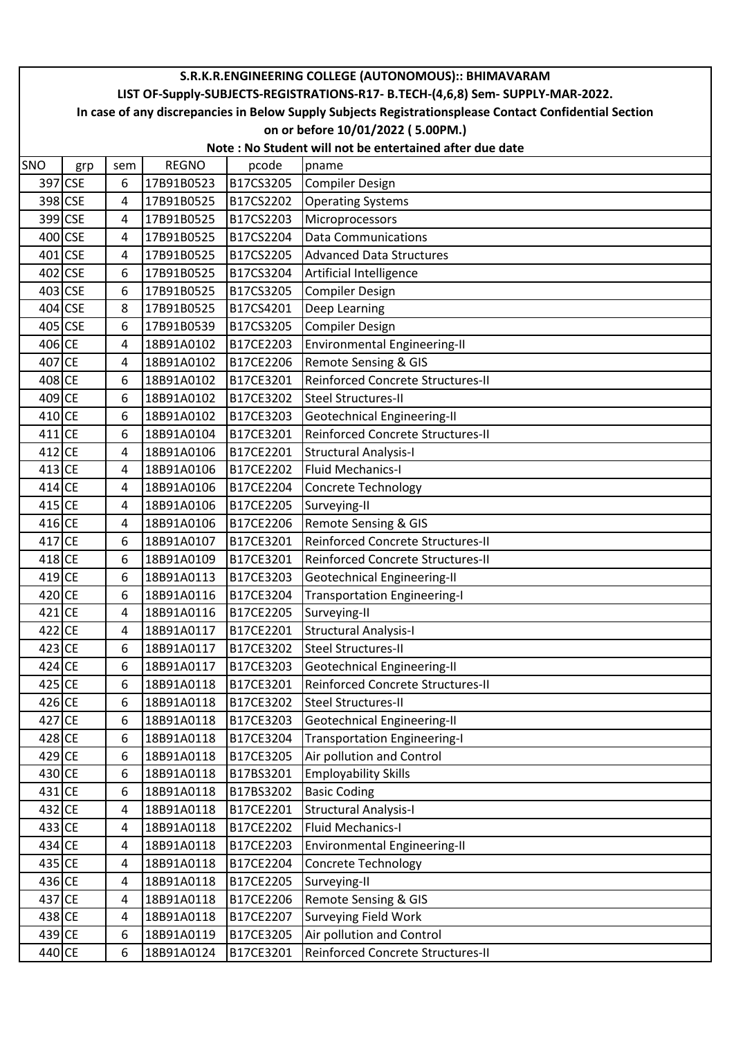# S.R.K.R.ENGINEERING COLLEGE (AUTONOMOUS):: BHIMAVARAM

## LIST OF-Supply-SUBJECTS-REGISTRATIONS-R17- B.TECH-(4,6,8) Sem- SUPPLY-MAR-2022.

**In case of any discrepancies in Below Supply Subjects Registrationsplease Contact Confidential Section on or before 10/01/2022 ( 5.00PM.)**

**Note : No Student will not be entertained after due date**

| SNO | grp | sem | REGNO | pcode | pname |
|---|---|---|---|---|---|
| 397 | CSE | 6 | 17B91B0523 | B17CS3205 | Compiler Design |
| 398 | CSE | 4 | 17B91B0525 | B17CS2202 | Operating Systems |
| 399 | CSE | 4 | 17B91B0525 | B17CS2203 | Microprocessors |
| 400 | CSE | 4 | 17B91B0525 | B17CS2204 | Data Communications |
| 401 | CSE | 4 | 17B91B0525 | B17CS2205 | Advanced Data Structures |
| 402 | CSE | 6 | 17B91B0525 | B17CS3204 | Artificial Intelligence |
| 403 | CSE | 6 | 17B91B0525 | B17CS3205 | Compiler Design |
| 404 | CSE | 8 | 17B91B0525 | B17CS4201 | Deep Learning |
| 405 | CSE | 6 | 17B91B0539 | B17CS3205 | Compiler Design |
| 406 | CE | 4 | 18B91A0102 | B17CE2203 | Environmental Engineering-II |
| 407 | CE | 4 | 18B91A0102 | B17CE2206 | Remote Sensing & GIS |
| 408 | CE | 6 | 18B91A0102 | B17CE3201 | Reinforced Concrete Structures-II |
| 409 | CE | 6 | 18B91A0102 | B17CE3202 | Steel Structures-II |
| 410 | CE | 6 | 18B91A0102 | B17CE3203 | Geotechnical Engineering-II |
| 411 | CE | 6 | 18B91A0104 | B17CE3201 | Reinforced Concrete Structures-II |
| 412 | CE | 4 | 18B91A0106 | B17CE2201 | Structural Analysis-I |
| 413 | CE | 4 | 18B91A0106 | B17CE2202 | Fluid Mechanics-I |
| 414 | CE | 4 | 18B91A0106 | B17CE2204 | Concrete Technology |
| 415 | CE | 4 | 18B91A0106 | B17CE2205 | Surveying-II |
| 416 | CE | 4 | 18B91A0106 | B17CE2206 | Remote Sensing & GIS |
| 417 | CE | 6 | 18B91A0107 | B17CE3201 | Reinforced Concrete Structures-II |
| 418 | CE | 6 | 18B91A0109 | B17CE3201 | Reinforced Concrete Structures-II |
| 419 | CE | 6 | 18B91A0113 | B17CE3203 | Geotechnical Engineering-II |
| 420 | CE | 6 | 18B91A0116 | B17CE3204 | Transportation Engineering-I |
| 421 | CE | 4 | 18B91A0116 | B17CE2205 | Surveying-II |
| 422 | CE | 4 | 18B91A0117 | B17CE2201 | Structural Analysis-I |
| 423 | CE | 6 | 18B91A0117 | B17CE3202 | Steel Structures-II |
| 424 | CE | 6 | 18B91A0117 | B17CE3203 | Geotechnical Engineering-II |
| 425 | CE | 6 | 18B91A0118 | B17CE3201 | Reinforced Concrete Structures-II |
| 426 | CE | 6 | 18B91A0118 | B17CE3202 | Steel Structures-II |
| 427 | CE | 6 | 18B91A0118 | B17CE3203 | Geotechnical Engineering-II |
| 428 | CE | 6 | 18B91A0118 | B17CE3204 | Transportation Engineering-I |
| 429 | CE | 6 | 18B91A0118 | B17CE3205 | Air pollution and Control |
| 430 | CE | 6 | 18B91A0118 | B17BS3201 | Employability Skills |
| 431 | CE | 6 | 18B91A0118 | B17BS3202 | Basic Coding |
| 432 | CE | 4 | 18B91A0118 | B17CE2201 | Structural Analysis-I |
| 433 | CE | 4 | 18B91A0118 | B17CE2202 | Fluid Mechanics-I |
| 434 | CE | 4 | 18B91A0118 | B17CE2203 | Environmental Engineering-II |
| 435 | CE | 4 | 18B91A0118 | B17CE2204 | Concrete Technology |
| 436 | CE | 4 | 18B91A0118 | B17CE2205 | Surveying-II |
| 437 | CE | 4 | 18B91A0118 | B17CE2206 | Remote Sensing & GIS |
| 438 | CE | 4 | 18B91A0118 | B17CE2207 | Surveying Field Work |
| 439 | CE | 6 | 18B91A0119 | B17CE3205 | Air pollution and Control |
| 440 | CE | 6 | 18B91A0124 | B17CE3201 | Reinforced Concrete Structures-II |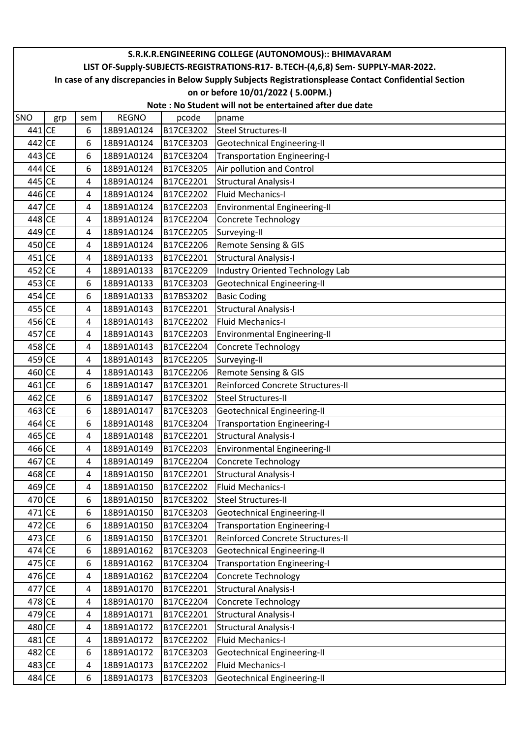S.R.K.R.ENGINEERING COLLEGE (AUTONOMOUS):: BHIMAVARAM

LIST OF-Supply-SUBJECTS-REGISTRATIONS-R17- B.TECH-(4,6,8) Sem- SUPPLY-MAR-2022.

In case of any discrepancies in Below Supply Subjects Registrationsplease Contact Confidential Section on or before 10/01/2022 ( 5.00PM.)

Note : No Student will not be entertained after due date

| SNO | grp | sem | REGNO | pcode | pname |
|---|---|---|---|---|---|
| 441 | CE | 6 | 18B91A0124 | B17CE3202 | Steel Structures-II |
| 442 | CE | 6 | 18B91A0124 | B17CE3203 | Geotechnical Engineering-II |
| 443 | CE | 6 | 18B91A0124 | B17CE3204 | Transportation Engineering-I |
| 444 | CE | 6 | 18B91A0124 | B17CE3205 | Air pollution and Control |
| 445 | CE | 4 | 18B91A0124 | B17CE2201 | Structural Analysis-I |
| 446 | CE | 4 | 18B91A0124 | B17CE2202 | Fluid Mechanics-I |
| 447 | CE | 4 | 18B91A0124 | B17CE2203 | Environmental Engineering-II |
| 448 | CE | 4 | 18B91A0124 | B17CE2204 | Concrete Technology |
| 449 | CE | 4 | 18B91A0124 | B17CE2205 | Surveying-II |
| 450 | CE | 4 | 18B91A0124 | B17CE2206 | Remote Sensing & GIS |
| 451 | CE | 4 | 18B91A0133 | B17CE2201 | Structural Analysis-I |
| 452 | CE | 4 | 18B91A0133 | B17CE2209 | Industry Oriented Technology Lab |
| 453 | CE | 6 | 18B91A0133 | B17CE3203 | Geotechnical Engineering-II |
| 454 | CE | 6 | 18B91A0133 | B17BS3202 | Basic Coding |
| 455 | CE | 4 | 18B91A0143 | B17CE2201 | Structural Analysis-I |
| 456 | CE | 4 | 18B91A0143 | B17CE2202 | Fluid Mechanics-I |
| 457 | CE | 4 | 18B91A0143 | B17CE2203 | Environmental Engineering-II |
| 458 | CE | 4 | 18B91A0143 | B17CE2204 | Concrete Technology |
| 459 | CE | 4 | 18B91A0143 | B17CE2205 | Surveying-II |
| 460 | CE | 4 | 18B91A0143 | B17CE2206 | Remote Sensing & GIS |
| 461 | CE | 6 | 18B91A0147 | B17CE3201 | Reinforced Concrete Structures-II |
| 462 | CE | 6 | 18B91A0147 | B17CE3202 | Steel Structures-II |
| 463 | CE | 6 | 18B91A0147 | B17CE3203 | Geotechnical Engineering-II |
| 464 | CE | 6 | 18B91A0148 | B17CE3204 | Transportation Engineering-I |
| 465 | CE | 4 | 18B91A0148 | B17CE2201 | Structural Analysis-I |
| 466 | CE | 4 | 18B91A0149 | B17CE2203 | Environmental Engineering-II |
| 467 | CE | 4 | 18B91A0149 | B17CE2204 | Concrete Technology |
| 468 | CE | 4 | 18B91A0150 | B17CE2201 | Structural Analysis-I |
| 469 | CE | 4 | 18B91A0150 | B17CE2202 | Fluid Mechanics-I |
| 470 | CE | 6 | 18B91A0150 | B17CE3202 | Steel Structures-II |
| 471 | CE | 6 | 18B91A0150 | B17CE3203 | Geotechnical Engineering-II |
| 472 | CE | 6 | 18B91A0150 | B17CE3204 | Transportation Engineering-I |
| 473 | CE | 6 | 18B91A0150 | B17CE3201 | Reinforced Concrete Structures-II |
| 474 | CE | 6 | 18B91A0162 | B17CE3203 | Geotechnical Engineering-II |
| 475 | CE | 6 | 18B91A0162 | B17CE3204 | Transportation Engineering-I |
| 476 | CE | 4 | 18B91A0162 | B17CE2204 | Concrete Technology |
| 477 | CE | 4 | 18B91A0170 | B17CE2201 | Structural Analysis-I |
| 478 | CE | 4 | 18B91A0170 | B17CE2204 | Concrete Technology |
| 479 | CE | 4 | 18B91A0171 | B17CE2201 | Structural Analysis-I |
| 480 | CE | 4 | 18B91A0172 | B17CE2201 | Structural Analysis-I |
| 481 | CE | 4 | 18B91A0172 | B17CE2202 | Fluid Mechanics-I |
| 482 | CE | 6 | 18B91A0172 | B17CE3203 | Geotechnical Engineering-II |
| 483 | CE | 4 | 18B91A0173 | B17CE2202 | Fluid Mechanics-I |
| 484 | CE | 6 | 18B91A0173 | B17CE3203 | Geotechnical Engineering-II |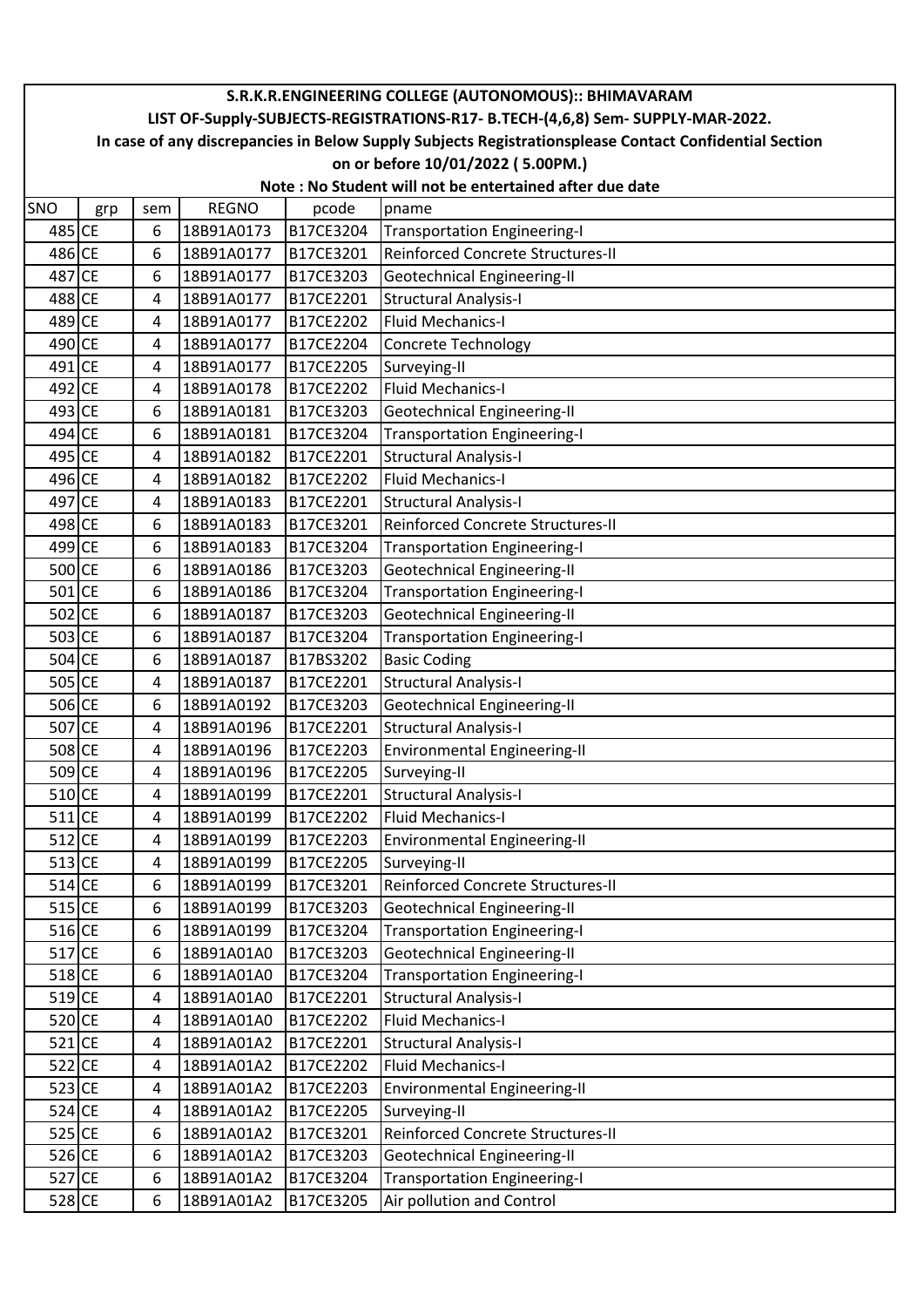**S.R.K.R.ENGINEERING COLLEGE (AUTONOMOUS):: BHIMAVARAM**

**LIST OF-Supply-SUBJECTS-REGISTRATIONS-R17- B.TECH-(4,6,8) Sem- SUPPLY-MAR-2022.**

**In case of any discrepancies in Below Supply Subjects Registrationsplease Contact Confidential Section on or before 10/01/2022 ( 5.00PM.)**

**Note : No Student will not be entertained after due date**

| SNO | grp | sem | REGNO | pcode | pname |
|---|---|---|---|---|---|
| 485 | CE | 6 | 18B91A0173 | B17CE3204 | Transportation Engineering-I |
| 486 | CE | 6 | 18B91A0177 | B17CE3201 | Reinforced Concrete Structures-II |
| 487 | CE | 6 | 18B91A0177 | B17CE3203 | Geotechnical Engineering-II |
| 488 | CE | 4 | 18B91A0177 | B17CE2201 | Structural Analysis-I |
| 489 | CE | 4 | 18B91A0177 | B17CE2202 | Fluid Mechanics-I |
| 490 | CE | 4 | 18B91A0177 | B17CE2204 | Concrete Technology |
| 491 | CE | 4 | 18B91A0177 | B17CE2205 | Surveying-II |
| 492 | CE | 4 | 18B91A0178 | B17CE2202 | Fluid Mechanics-I |
| 493 | CE | 6 | 18B91A0181 | B17CE3203 | Geotechnical Engineering-II |
| 494 | CE | 6 | 18B91A0181 | B17CE3204 | Transportation Engineering-I |
| 495 | CE | 4 | 18B91A0182 | B17CE2201 | Structural Analysis-I |
| 496 | CE | 4 | 18B91A0182 | B17CE2202 | Fluid Mechanics-I |
| 497 | CE | 4 | 18B91A0183 | B17CE2201 | Structural Analysis-I |
| 498 | CE | 6 | 18B91A0183 | B17CE3201 | Reinforced Concrete Structures-II |
| 499 | CE | 6 | 18B91A0183 | B17CE3204 | Transportation Engineering-I |
| 500 | CE | 6 | 18B91A0186 | B17CE3203 | Geotechnical Engineering-II |
| 501 | CE | 6 | 18B91A0186 | B17CE3204 | Transportation Engineering-I |
| 502 | CE | 6 | 18B91A0187 | B17CE3203 | Geotechnical Engineering-II |
| 503 | CE | 6 | 18B91A0187 | B17CE3204 | Transportation Engineering-I |
| 504 | CE | 6 | 18B91A0187 | B17BS3202 | Basic Coding |
| 505 | CE | 4 | 18B91A0187 | B17CE2201 | Structural Analysis-I |
| 506 | CE | 6 | 18B91A0192 | B17CE3203 | Geotechnical Engineering-II |
| 507 | CE | 4 | 18B91A0196 | B17CE2201 | Structural Analysis-I |
| 508 | CE | 4 | 18B91A0196 | B17CE2203 | Environmental Engineering-II |
| 509 | CE | 4 | 18B91A0196 | B17CE2205 | Surveying-II |
| 510 | CE | 4 | 18B91A0199 | B17CE2201 | Structural Analysis-I |
| 511 | CE | 4 | 18B91A0199 | B17CE2202 | Fluid Mechanics-I |
| 512 | CE | 4 | 18B91A0199 | B17CE2203 | Environmental Engineering-II |
| 513 | CE | 4 | 18B91A0199 | B17CE2205 | Surveying-II |
| 514 | CE | 6 | 18B91A0199 | B17CE3201 | Reinforced Concrete Structures-II |
| 515 | CE | 6 | 18B91A0199 | B17CE3203 | Geotechnical Engineering-II |
| 516 | CE | 6 | 18B91A0199 | B17CE3204 | Transportation Engineering-I |
| 517 | CE | 6 | 18B91A01A0 | B17CE3203 | Geotechnical Engineering-II |
| 518 | CE | 6 | 18B91A01A0 | B17CE3204 | Transportation Engineering-I |
| 519 | CE | 4 | 18B91A01A0 | B17CE2201 | Structural Analysis-I |
| 520 | CE | 4 | 18B91A01A0 | B17CE2202 | Fluid Mechanics-I |
| 521 | CE | 4 | 18B91A01A2 | B17CE2201 | Structural Analysis-I |
| 522 | CE | 4 | 18B91A01A2 | B17CE2202 | Fluid Mechanics-I |
| 523 | CE | 4 | 18B91A01A2 | B17CE2203 | Environmental Engineering-II |
| 524 | CE | 4 | 18B91A01A2 | B17CE2205 | Surveying-II |
| 525 | CE | 6 | 18B91A01A2 | B17CE3201 | Reinforced Concrete Structures-II |
| 526 | CE | 6 | 18B91A01A2 | B17CE3203 | Geotechnical Engineering-II |
| 527 | CE | 6 | 18B91A01A2 | B17CE3204 | Transportation Engineering-I |
| 528 | CE | 6 | 18B91A01A2 | B17CE3205 | Air pollution and Control |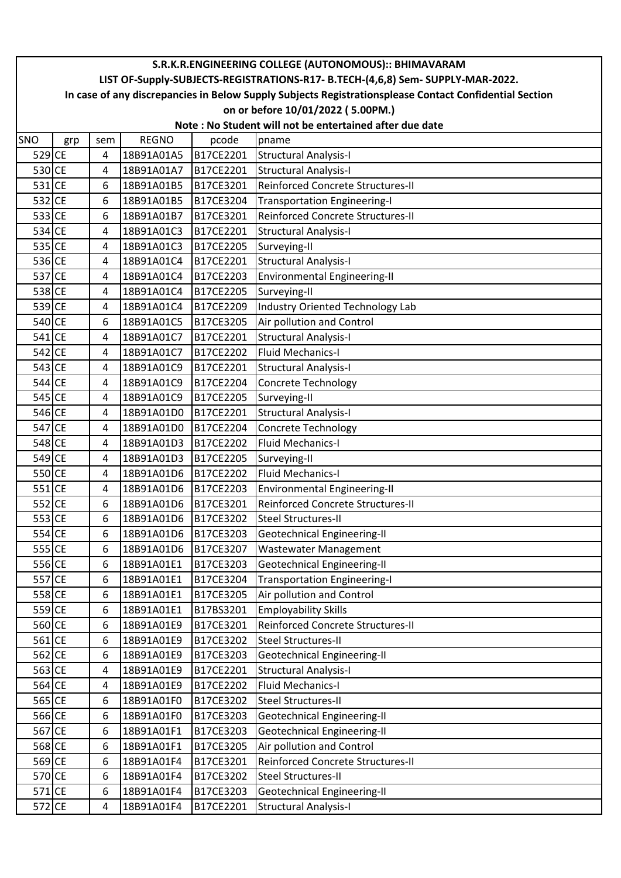# S.R.K.R.ENGINEERING COLLEGE (AUTONOMOUS):: BHIMAVARAM

## LIST OF-Supply-SUBJECTS-REGISTRATIONS-R17- B.TECH-(4,6,8) Sem- SUPPLY-MAR-2022.

**In case of any discrepancies in Below Supply Subjects Registrationsplease Contact Confidential Section on or before 10/01/2022 ( 5.00PM.)**

**Note : No Student will not be entertained after due date**

| SNO | grp | sem | REGNO | pcode | pname |
|---|---|---|---|---|---|
| 529 | CE | 4 | 18B91A01A5 | B17CE2201 | Structural Analysis-I |
| 530 | CE | 4 | 18B91A01A7 | B17CE2201 | Structural Analysis-I |
| 531 | CE | 6 | 18B91A01B5 | B17CE3201 | Reinforced Concrete Structures-II |
| 532 | CE | 6 | 18B91A01B5 | B17CE3204 | Transportation Engineering-I |
| 533 | CE | 6 | 18B91A01B7 | B17CE3201 | Reinforced Concrete Structures-II |
| 534 | CE | 4 | 18B91A01C3 | B17CE2201 | Structural Analysis-I |
| 535 | CE | 4 | 18B91A01C3 | B17CE2205 | Surveying-II |
| 536 | CE | 4 | 18B91A01C4 | B17CE2201 | Structural Analysis-I |
| 537 | CE | 4 | 18B91A01C4 | B17CE2203 | Environmental Engineering-II |
| 538 | CE | 4 | 18B91A01C4 | B17CE2205 | Surveying-II |
| 539 | CE | 4 | 18B91A01C4 | B17CE2209 | Industry Oriented Technology Lab |
| 540 | CE | 6 | 18B91A01C5 | B17CE3205 | Air pollution and Control |
| 541 | CE | 4 | 18B91A01C7 | B17CE2201 | Structural Analysis-I |
| 542 | CE | 4 | 18B91A01C7 | B17CE2202 | Fluid Mechanics-I |
| 543 | CE | 4 | 18B91A01C9 | B17CE2201 | Structural Analysis-I |
| 544 | CE | 4 | 18B91A01C9 | B17CE2204 | Concrete Technology |
| 545 | CE | 4 | 18B91A01C9 | B17CE2205 | Surveying-II |
| 546 | CE | 4 | 18B91A01D0 | B17CE2201 | Structural Analysis-I |
| 547 | CE | 4 | 18B91A01D0 | B17CE2204 | Concrete Technology |
| 548 | CE | 4 | 18B91A01D3 | B17CE2202 | Fluid Mechanics-I |
| 549 | CE | 4 | 18B91A01D3 | B17CE2205 | Surveying-II |
| 550 | CE | 4 | 18B91A01D6 | B17CE2202 | Fluid Mechanics-I |
| 551 | CE | 4 | 18B91A01D6 | B17CE2203 | Environmental Engineering-II |
| 552 | CE | 6 | 18B91A01D6 | B17CE3201 | Reinforced Concrete Structures-II |
| 553 | CE | 6 | 18B91A01D6 | B17CE3202 | Steel Structures-II |
| 554 | CE | 6 | 18B91A01D6 | B17CE3203 | Geotechnical Engineering-II |
| 555 | CE | 6 | 18B91A01D6 | B17CE3207 | Wastewater Management |
| 556 | CE | 6 | 18B91A01E1 | B17CE3203 | Geotechnical Engineering-II |
| 557 | CE | 6 | 18B91A01E1 | B17CE3204 | Transportation Engineering-I |
| 558 | CE | 6 | 18B91A01E1 | B17CE3205 | Air pollution and Control |
| 559 | CE | 6 | 18B91A01E1 | B17BS3201 | Employability Skills |
| 560 | CE | 6 | 18B91A01E9 | B17CE3201 | Reinforced Concrete Structures-II |
| 561 | CE | 6 | 18B91A01E9 | B17CE3202 | Steel Structures-II |
| 562 | CE | 6 | 18B91A01E9 | B17CE3203 | Geotechnical Engineering-II |
| 563 | CE | 4 | 18B91A01E9 | B17CE2201 | Structural Analysis-I |
| 564 | CE | 4 | 18B91A01E9 | B17CE2202 | Fluid Mechanics-I |
| 565 | CE | 6 | 18B91A01F0 | B17CE3202 | Steel Structures-II |
| 566 | CE | 6 | 18B91A01F0 | B17CE3203 | Geotechnical Engineering-II |
| 567 | CE | 6 | 18B91A01F1 | B17CE3203 | Geotechnical Engineering-II |
| 568 | CE | 6 | 18B91A01F1 | B17CE3205 | Air pollution and Control |
| 569 | CE | 6 | 18B91A01F4 | B17CE3201 | Reinforced Concrete Structures-II |
| 570 | CE | 6 | 18B91A01F4 | B17CE3202 | Steel Structures-II |
| 571 | CE | 6 | 18B91A01F4 | B17CE3203 | Geotechnical Engineering-II |
| 572 | CE | 4 | 18B91A01F4 | B17CE2201 | Structural Analysis-I |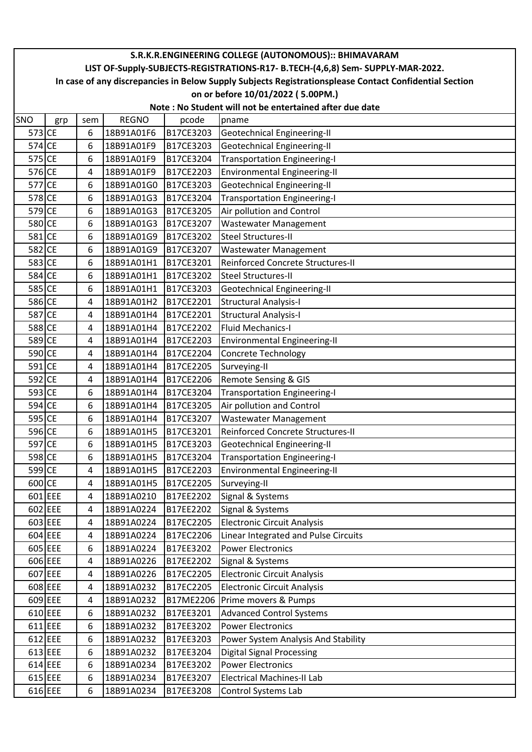# S.R.K.R.ENGINEERING COLLEGE (AUTONOMOUS):: BHIMAVARAM

## LIST OF-Supply-SUBJECTS-REGISTRATIONS-R17- B.TECH-(4,6,8) Sem- SUPPLY-MAR-2022.

**In case of any discrepancies in Below Supply Subjects Registrationsplease Contact Confidential Section on or before 10/01/2022 ( 5.00PM.)**

**Note : No Student will not be entertained after due date**

| SNO | grp | sem | REGNO | pcode | pname |
|---|---|---|---|---|---|
| 573 | CE | 6 | 18B91A01F6 | B17CE3203 | Geotechnical Engineering-II |
| 574 | CE | 6 | 18B91A01F9 | B17CE3203 | Geotechnical Engineering-II |
| 575 | CE | 6 | 18B91A01F9 | B17CE3204 | Transportation Engineering-I |
| 576 | CE | 4 | 18B91A01F9 | B17CE2203 | Environmental Engineering-II |
| 577 | CE | 6 | 18B91A01G0 | B17CE3203 | Geotechnical Engineering-II |
| 578 | CE | 6 | 18B91A01G3 | B17CE3204 | Transportation Engineering-I |
| 579 | CE | 6 | 18B91A01G3 | B17CE3205 | Air pollution and Control |
| 580 | CE | 6 | 18B91A01G3 | B17CE3207 | Wastewater Management |
| 581 | CE | 6 | 18B91A01G9 | B17CE3202 | Steel Structures-II |
| 582 | CE | 6 | 18B91A01G9 | B17CE3207 | Wastewater Management |
| 583 | CE | 6 | 18B91A01H1 | B17CE3201 | Reinforced Concrete Structures-II |
| 584 | CE | 6 | 18B91A01H1 | B17CE3202 | Steel Structures-II |
| 585 | CE | 6 | 18B91A01H1 | B17CE3203 | Geotechnical Engineering-II |
| 586 | CE | 4 | 18B91A01H2 | B17CE2201 | Structural Analysis-I |
| 587 | CE | 4 | 18B91A01H4 | B17CE2201 | Structural Analysis-I |
| 588 | CE | 4 | 18B91A01H4 | B17CE2202 | Fluid Mechanics-I |
| 589 | CE | 4 | 18B91A01H4 | B17CE2203 | Environmental Engineering-II |
| 590 | CE | 4 | 18B91A01H4 | B17CE2204 | Concrete Technology |
| 591 | CE | 4 | 18B91A01H4 | B17CE2205 | Surveying-II |
| 592 | CE | 4 | 18B91A01H4 | B17CE2206 | Remote Sensing & GIS |
| 593 | CE | 6 | 18B91A01H4 | B17CE3204 | Transportation Engineering-I |
| 594 | CE | 6 | 18B91A01H4 | B17CE3205 | Air pollution and Control |
| 595 | CE | 6 | 18B91A01H4 | B17CE3207 | Wastewater Management |
| 596 | CE | 6 | 18B91A01H5 | B17CE3201 | Reinforced Concrete Structures-II |
| 597 | CE | 6 | 18B91A01H5 | B17CE3203 | Geotechnical Engineering-II |
| 598 | CE | 6 | 18B91A01H5 | B17CE3204 | Transportation Engineering-I |
| 599 | CE | 4 | 18B91A01H5 | B17CE2203 | Environmental Engineering-II |
| 600 | CE | 4 | 18B91A01H5 | B17CE2205 | Surveying-II |
| 601 | EEE | 4 | 18B91A0210 | B17EE2202 | Signal & Systems |
| 602 | EEE | 4 | 18B91A0224 | B17EE2202 | Signal & Systems |
| 603 | EEE | 4 | 18B91A0224 | B17EC2205 | Electronic Circuit Analysis |
| 604 | EEE | 4 | 18B91A0224 | B17EC2206 | Linear Integrated and Pulse Circuits |
| 605 | EEE | 6 | 18B91A0224 | B17EE3202 | Power Electronics |
| 606 | EEE | 4 | 18B91A0226 | B17EE2202 | Signal & Systems |
| 607 | EEE | 4 | 18B91A0226 | B17EC2205 | Electronic Circuit Analysis |
| 608 | EEE | 4 | 18B91A0232 | B17EC2205 | Electronic Circuit Analysis |
| 609 | EEE | 4 | 18B91A0232 | B17ME2206 | Prime movers & Pumps |
| 610 | EEE | 6 | 18B91A0232 | B17EE3201 | Advanced Control Systems |
| 611 | EEE | 6 | 18B91A0232 | B17EE3202 | Power Electronics |
| 612 | EEE | 6 | 18B91A0232 | B17EE3203 | Power System Analysis And Stability |
| 613 | EEE | 6 | 18B91A0232 | B17EE3204 | Digital Signal Processing |
| 614 | EEE | 6 | 18B91A0234 | B17EE3202 | Power Electronics |
| 615 | EEE | 6 | 18B91A0234 | B17EE3207 | Electrical Machines-II Lab |
| 616 | EEE | 6 | 18B91A0234 | B17EE3208 | Control Systems Lab |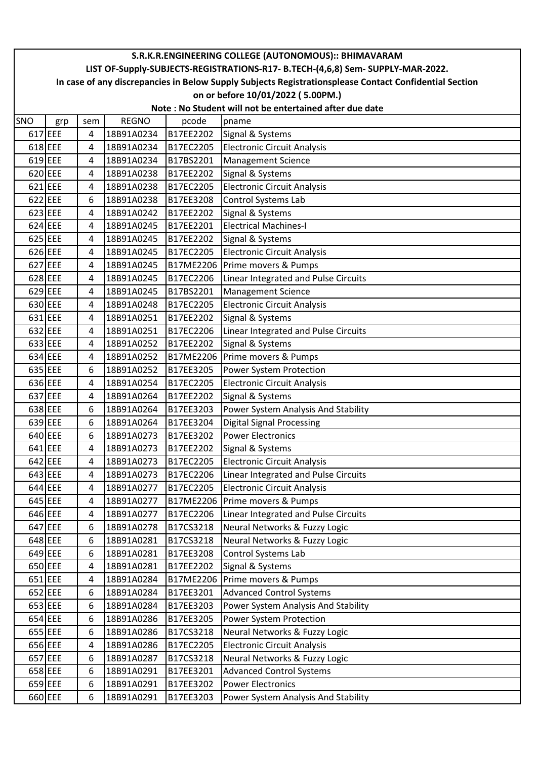# S.R.K.R.ENGINEERING COLLEGE (AUTONOMOUS):: BHIMAVARAM

## LIST OF-Supply-SUBJECTS-REGISTRATIONS-R17- B.TECH-(4,6,8) Sem- SUPPLY-MAR-2022.

**In case of any discrepancies in Below Supply Subjects Registrationsplease Contact Confidential Section on or before 10/01/2022 ( 5.00PM.)**

**Note : No Student will not be entertained after due date**

| SNO | grp | sem | REGNO | pcode | pname |
|---|---|---|---|---|---|
| 617 | EEE | 4 | 18B91A0234 | B17EE2202 | Signal & Systems |
| 618 | EEE | 4 | 18B91A0234 | B17EC2205 | Electronic Circuit Analysis |
| 619 | EEE | 4 | 18B91A0234 | B17BS2201 | Management Science |
| 620 | EEE | 4 | 18B91A0238 | B17EE2202 | Signal & Systems |
| 621 | EEE | 4 | 18B91A0238 | B17EC2205 | Electronic Circuit Analysis |
| 622 | EEE | 6 | 18B91A0238 | B17EE3208 | Control Systems Lab |
| 623 | EEE | 4 | 18B91A0242 | B17EE2202 | Signal & Systems |
| 624 | EEE | 4 | 18B91A0245 | B17EE2201 | Electrical Machines-I |
| 625 | EEE | 4 | 18B91A0245 | B17EE2202 | Signal & Systems |
| 626 | EEE | 4 | 18B91A0245 | B17EC2205 | Electronic Circuit Analysis |
| 627 | EEE | 4 | 18B91A0245 | B17ME2206 | Prime movers & Pumps |
| 628 | EEE | 4 | 18B91A0245 | B17EC2206 | Linear Integrated and Pulse Circuits |
| 629 | EEE | 4 | 18B91A0245 | B17BS2201 | Management Science |
| 630 | EEE | 4 | 18B91A0248 | B17EC2205 | Electronic Circuit Analysis |
| 631 | EEE | 4 | 18B91A0251 | B17EE2202 | Signal & Systems |
| 632 | EEE | 4 | 18B91A0251 | B17EC2206 | Linear Integrated and Pulse Circuits |
| 633 | EEE | 4 | 18B91A0252 | B17EE2202 | Signal & Systems |
| 634 | EEE | 4 | 18B91A0252 | B17ME2206 | Prime movers & Pumps |
| 635 | EEE | 6 | 18B91A0252 | B17EE3205 | Power System Protection |
| 636 | EEE | 4 | 18B91A0254 | B17EC2205 | Electronic Circuit Analysis |
| 637 | EEE | 4 | 18B91A0264 | B17EE2202 | Signal & Systems |
| 638 | EEE | 6 | 18B91A0264 | B17EE3203 | Power System Analysis And Stability |
| 639 | EEE | 6 | 18B91A0264 | B17EE3204 | Digital Signal Processing |
| 640 | EEE | 6 | 18B91A0273 | B17EE3202 | Power Electronics |
| 641 | EEE | 4 | 18B91A0273 | B17EE2202 | Signal & Systems |
| 642 | EEE | 4 | 18B91A0273 | B17EC2205 | Electronic Circuit Analysis |
| 643 | EEE | 4 | 18B91A0273 | B17EC2206 | Linear Integrated and Pulse Circuits |
| 644 | EEE | 4 | 18B91A0277 | B17EC2205 | Electronic Circuit Analysis |
| 645 | EEE | 4 | 18B91A0277 | B17ME2206 | Prime movers & Pumps |
| 646 | EEE | 4 | 18B91A0277 | B17EC2206 | Linear Integrated and Pulse Circuits |
| 647 | EEE | 6 | 18B91A0278 | B17CS3218 | Neural Networks & Fuzzy Logic |
| 648 | EEE | 6 | 18B91A0281 | B17CS3218 | Neural Networks & Fuzzy Logic |
| 649 | EEE | 6 | 18B91A0281 | B17EE3208 | Control Systems Lab |
| 650 | EEE | 4 | 18B91A0281 | B17EE2202 | Signal & Systems |
| 651 | EEE | 4 | 18B91A0284 | B17ME2206 | Prime movers & Pumps |
| 652 | EEE | 6 | 18B91A0284 | B17EE3201 | Advanced Control Systems |
| 653 | EEE | 6 | 18B91A0284 | B17EE3203 | Power System Analysis And Stability |
| 654 | EEE | 6 | 18B91A0286 | B17EE3205 | Power System Protection |
| 655 | EEE | 6 | 18B91A0286 | B17CS3218 | Neural Networks & Fuzzy Logic |
| 656 | EEE | 4 | 18B91A0286 | B17EC2205 | Electronic Circuit Analysis |
| 657 | EEE | 6 | 18B91A0287 | B17CS3218 | Neural Networks & Fuzzy Logic |
| 658 | EEE | 6 | 18B91A0291 | B17EE3201 | Advanced Control Systems |
| 659 | EEE | 6 | 18B91A0291 | B17EE3202 | Power Electronics |
| 660 | EEE | 6 | 18B91A0291 | B17EE3203 | Power System Analysis And Stability |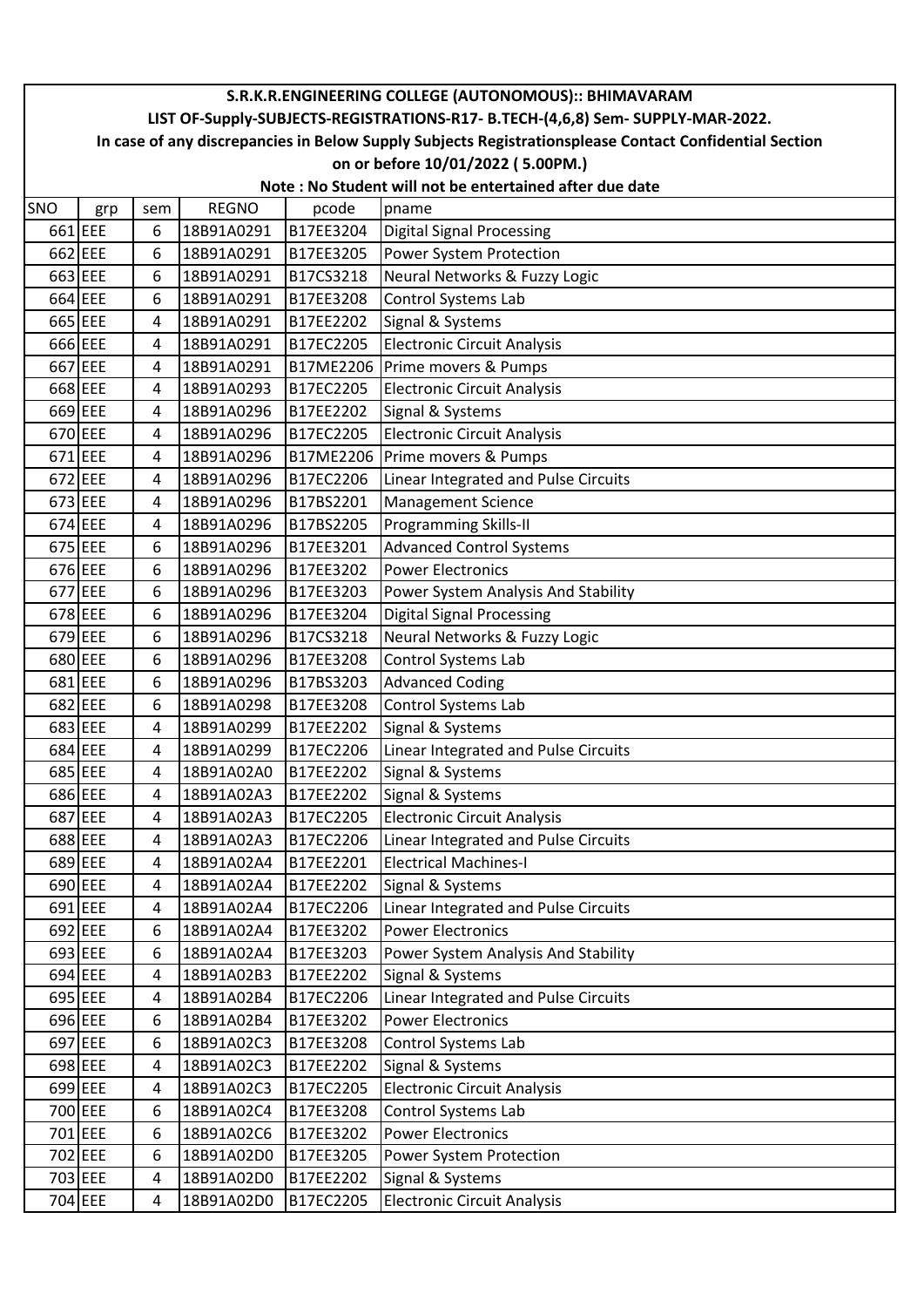**S.R.K.R.ENGINEERING COLLEGE (AUTONOMOUS):: BHIMAVARAM**

**LIST OF-Supply-SUBJECTS-REGISTRATIONS-R17- B.TECH-(4,6,8) Sem- SUPPLY-MAR-2022.**

**In case of any discrepancies in Below Supply Subjects Registrationsplease Contact Confidential Section**

**on or before 10/01/2022 ( 5.00PM.)**

**Note : No Student will not be entertained after due date**

| SNO | grp | sem | REGNO | pcode | pname |
|---|---|---|---|---|---|
| 661 | EEE | 6 | 18B91A0291 | B17EE3204 | Digital Signal Processing |
| 662 | EEE | 6 | 18B91A0291 | B17EE3205 | Power System Protection |
| 663 | EEE | 6 | 18B91A0291 | B17CS3218 | Neural Networks & Fuzzy Logic |
| 664 | EEE | 6 | 18B91A0291 | B17EE3208 | Control Systems Lab |
| 665 | EEE | 4 | 18B91A0291 | B17EE2202 | Signal & Systems |
| 666 | EEE | 4 | 18B91A0291 | B17EC2205 | Electronic Circuit Analysis |
| 667 | EEE | 4 | 18B91A0291 | B17ME2206 | Prime movers & Pumps |
| 668 | EEE | 4 | 18B91A0293 | B17EC2205 | Electronic Circuit Analysis |
| 669 | EEE | 4 | 18B91A0296 | B17EE2202 | Signal & Systems |
| 670 | EEE | 4 | 18B91A0296 | B17EC2205 | Electronic Circuit Analysis |
| 671 | EEE | 4 | 18B91A0296 | B17ME2206 | Prime movers & Pumps |
| 672 | EEE | 4 | 18B91A0296 | B17EC2206 | Linear Integrated and Pulse Circuits |
| 673 | EEE | 4 | 18B91A0296 | B17BS2201 | Management Science |
| 674 | EEE | 4 | 18B91A0296 | B17BS2205 | Programming Skills-II |
| 675 | EEE | 6 | 18B91A0296 | B17EE3201 | Advanced Control Systems |
| 676 | EEE | 6 | 18B91A0296 | B17EE3202 | Power Electronics |
| 677 | EEE | 6 | 18B91A0296 | B17EE3203 | Power System Analysis And Stability |
| 678 | EEE | 6 | 18B91A0296 | B17EE3204 | Digital Signal Processing |
| 679 | EEE | 6 | 18B91A0296 | B17CS3218 | Neural Networks & Fuzzy Logic |
| 680 | EEE | 6 | 18B91A0296 | B17EE3208 | Control Systems Lab |
| 681 | EEE | 6 | 18B91A0296 | B17BS3203 | Advanced Coding |
| 682 | EEE | 6 | 18B91A0298 | B17EE3208 | Control Systems Lab |
| 683 | EEE | 4 | 18B91A0299 | B17EE2202 | Signal & Systems |
| 684 | EEE | 4 | 18B91A0299 | B17EC2206 | Linear Integrated and Pulse Circuits |
| 685 | EEE | 4 | 18B91A02A0 | B17EE2202 | Signal & Systems |
| 686 | EEE | 4 | 18B91A02A3 | B17EE2202 | Signal & Systems |
| 687 | EEE | 4 | 18B91A02A3 | B17EC2205 | Electronic Circuit Analysis |
| 688 | EEE | 4 | 18B91A02A3 | B17EC2206 | Linear Integrated and Pulse Circuits |
| 689 | EEE | 4 | 18B91A02A4 | B17EE2201 | Electrical Machines-I |
| 690 | EEE | 4 | 18B91A02A4 | B17EE2202 | Signal & Systems |
| 691 | EEE | 4 | 18B91A02A4 | B17EC2206 | Linear Integrated and Pulse Circuits |
| 692 | EEE | 6 | 18B91A02A4 | B17EE3202 | Power Electronics |
| 693 | EEE | 6 | 18B91A02A4 | B17EE3203 | Power System Analysis And Stability |
| 694 | EEE | 4 | 18B91A02B3 | B17EE2202 | Signal & Systems |
| 695 | EEE | 4 | 18B91A02B4 | B17EC2206 | Linear Integrated and Pulse Circuits |
| 696 | EEE | 6 | 18B91A02B4 | B17EE3202 | Power Electronics |
| 697 | EEE | 6 | 18B91A02C3 | B17EE3208 | Control Systems Lab |
| 698 | EEE | 4 | 18B91A02C3 | B17EE2202 | Signal & Systems |
| 699 | EEE | 4 | 18B91A02C3 | B17EC2205 | Electronic Circuit Analysis |
| 700 | EEE | 6 | 18B91A02C4 | B17EE3208 | Control Systems Lab |
| 701 | EEE | 6 | 18B91A02C6 | B17EE3202 | Power Electronics |
| 702 | EEE | 6 | 18B91A02D0 | B17EE3205 | Power System Protection |
| 703 | EEE | 4 | 18B91A02D0 | B17EE2202 | Signal & Systems |
| 704 | EEE | 4 | 18B91A02D0 | B17EC2205 | Electronic Circuit Analysis |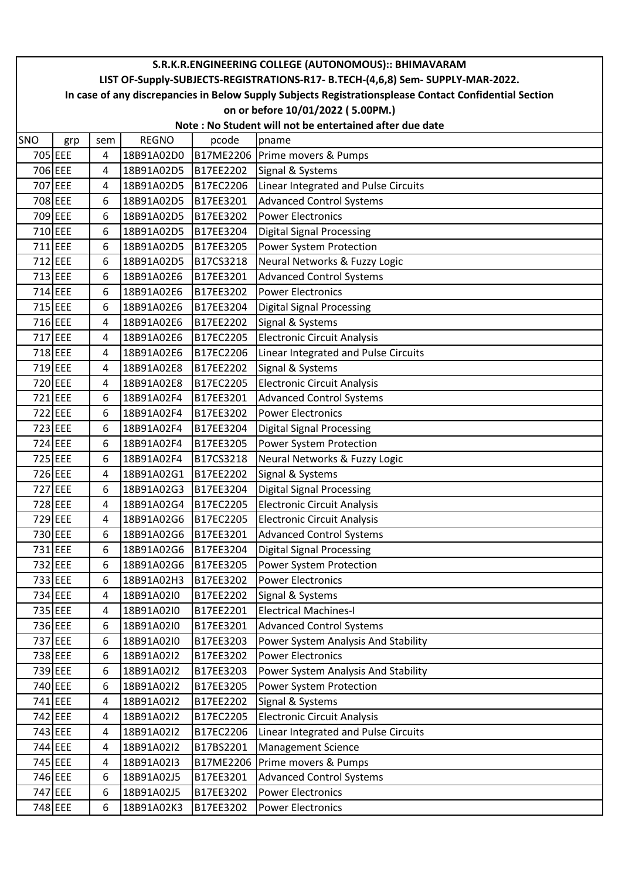**S.R.K.R.ENGINEERING COLLEGE (AUTONOMOUS):: BHIMAVARAM**

**LIST OF-Supply-SUBJECTS-REGISTRATIONS-R17- B.TECH-(4,6,8) Sem- SUPPLY-MAR-2022.**

**In case of any discrepancies in Below Supply Subjects Registrationsplease Contact Confidential Section on or before 10/01/2022 ( 5.00PM.)**

**Note : No Student will not be entertained after due date**

| SNO | grp | sem | REGNO | pcode | pname |
|---|---|---|---|---|---|
| 705 | EEE | 4 | 18B91A02D0 | B17ME2206 | Prime movers & Pumps |
| 706 | EEE | 4 | 18B91A02D5 | B17EE2202 | Signal & Systems |
| 707 | EEE | 4 | 18B91A02D5 | B17EC2206 | Linear Integrated and Pulse Circuits |
| 708 | EEE | 6 | 18B91A02D5 | B17EE3201 | Advanced Control Systems |
| 709 | EEE | 6 | 18B91A02D5 | B17EE3202 | Power Electronics |
| 710 | EEE | 6 | 18B91A02D5 | B17EE3204 | Digital Signal Processing |
| 711 | EEE | 6 | 18B91A02D5 | B17EE3205 | Power System Protection |
| 712 | EEE | 6 | 18B91A02D5 | B17CS3218 | Neural Networks & Fuzzy Logic |
| 713 | EEE | 6 | 18B91A02E6 | B17EE3201 | Advanced Control Systems |
| 714 | EEE | 6 | 18B91A02E6 | B17EE3202 | Power Electronics |
| 715 | EEE | 6 | 18B91A02E6 | B17EE3204 | Digital Signal Processing |
| 716 | EEE | 4 | 18B91A02E6 | B17EE2202 | Signal & Systems |
| 717 | EEE | 4 | 18B91A02E6 | B17EC2205 | Electronic Circuit Analysis |
| 718 | EEE | 4 | 18B91A02E6 | B17EC2206 | Linear Integrated and Pulse Circuits |
| 719 | EEE | 4 | 18B91A02E8 | B17EE2202 | Signal & Systems |
| 720 | EEE | 4 | 18B91A02E8 | B17EC2205 | Electronic Circuit Analysis |
| 721 | EEE | 6 | 18B91A02F4 | B17EE3201 | Advanced Control Systems |
| 722 | EEE | 6 | 18B91A02F4 | B17EE3202 | Power Electronics |
| 723 | EEE | 6 | 18B91A02F4 | B17EE3204 | Digital Signal Processing |
| 724 | EEE | 6 | 18B91A02F4 | B17EE3205 | Power System Protection |
| 725 | EEE | 6 | 18B91A02F4 | B17CS3218 | Neural Networks & Fuzzy Logic |
| 726 | EEE | 4 | 18B91A02G1 | B17EE2202 | Signal & Systems |
| 727 | EEE | 6 | 18B91A02G3 | B17EE3204 | Digital Signal Processing |
| 728 | EEE | 4 | 18B91A02G4 | B17EC2205 | Electronic Circuit Analysis |
| 729 | EEE | 4 | 18B91A02G6 | B17EC2205 | Electronic Circuit Analysis |
| 730 | EEE | 6 | 18B91A02G6 | B17EE3201 | Advanced Control Systems |
| 731 | EEE | 6 | 18B91A02G6 | B17EE3204 | Digital Signal Processing |
| 732 | EEE | 6 | 18B91A02G6 | B17EE3205 | Power System Protection |
| 733 | EEE | 6 | 18B91A02H3 | B17EE3202 | Power Electronics |
| 734 | EEE | 4 | 18B91A02I0 | B17EE2202 | Signal & Systems |
| 735 | EEE | 4 | 18B91A02I0 | B17EE2201 | Electrical Machines-I |
| 736 | EEE | 6 | 18B91A02I0 | B17EE3201 | Advanced Control Systems |
| 737 | EEE | 6 | 18B91A02I0 | B17EE3203 | Power System Analysis And Stability |
| 738 | EEE | 6 | 18B91A02I2 | B17EE3202 | Power Electronics |
| 739 | EEE | 6 | 18B91A02I2 | B17EE3203 | Power System Analysis And Stability |
| 740 | EEE | 6 | 18B91A02I2 | B17EE3205 | Power System Protection |
| 741 | EEE | 4 | 18B91A02I2 | B17EE2202 | Signal & Systems |
| 742 | EEE | 4 | 18B91A02I2 | B17EC2205 | Electronic Circuit Analysis |
| 743 | EEE | 4 | 18B91A02I2 | B17EC2206 | Linear Integrated and Pulse Circuits |
| 744 | EEE | 4 | 18B91A02I2 | B17BS2201 | Management Science |
| 745 | EEE | 4 | 18B91A02I3 | B17ME2206 | Prime movers & Pumps |
| 746 | EEE | 6 | 18B91A02J5 | B17EE3201 | Advanced Control Systems |
| 747 | EEE | 6 | 18B91A02J5 | B17EE3202 | Power Electronics |
| 748 | EEE | 6 | 18B91A02K3 | B17EE3202 | Power Electronics |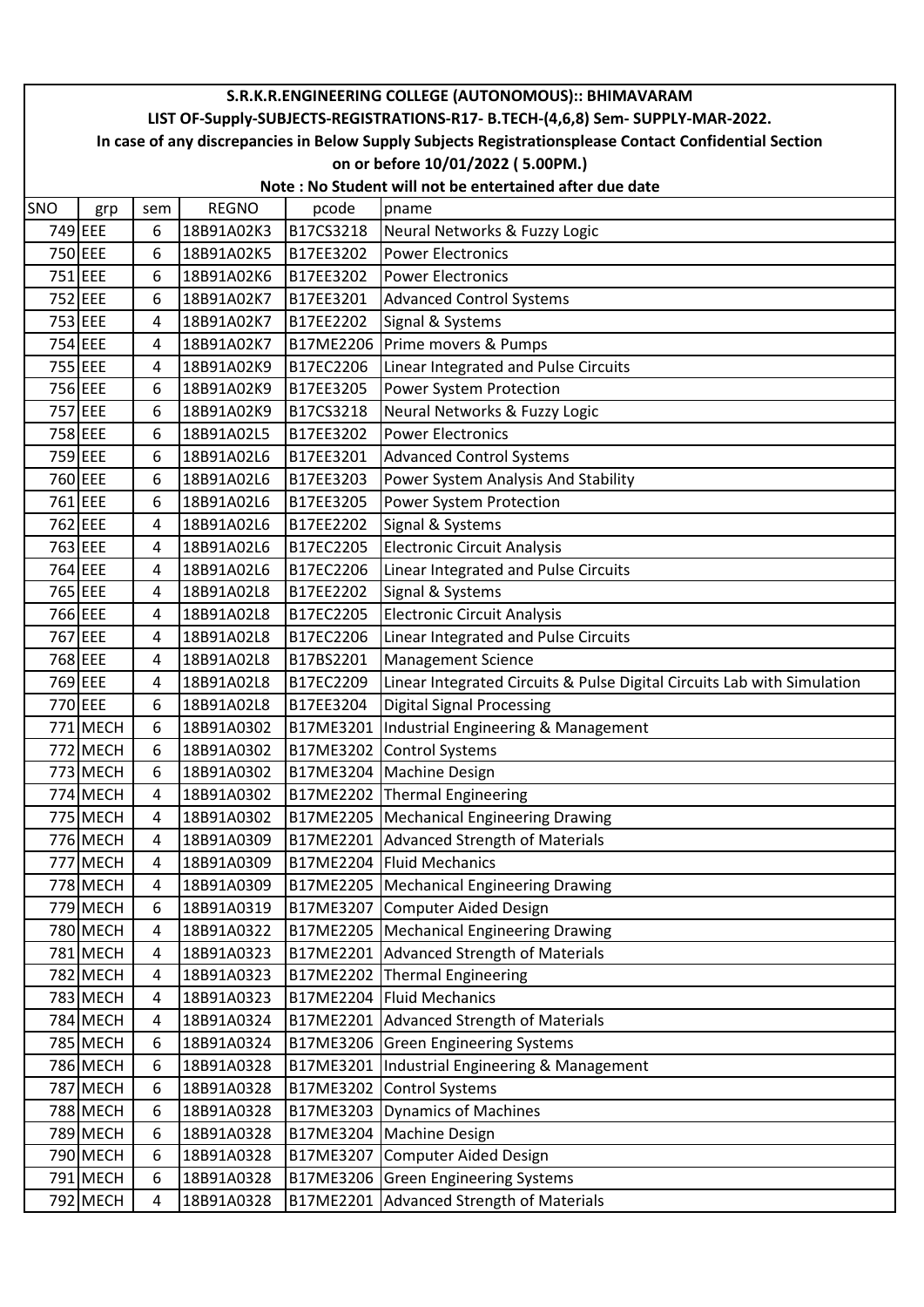# S.R.K.R.ENGINEERING COLLEGE (AUTONOMOUS):: BHIMAVARAM

## LIST OF-Supply-SUBJECTS-REGISTRATIONS-R17- B.TECH-(4,6,8) Sem- SUPPLY-MAR-2022.

**In case of any discrepancies in Below Supply Subjects Registrationsplease Contact Confidential Section on or before 10/01/2022 ( 5.00PM.)**

**Note : No Student will not be entertained after due date**

| SNO | grp | sem | REGNO | pcode | pname |
|---|---|---|---|---|---|
| 749 | EEE | 6 | 18B91A02K3 | B17CS3218 | Neural Networks & Fuzzy Logic |
| 750 | EEE | 6 | 18B91A02K5 | B17EE3202 | Power Electronics |
| 751 | EEE | 6 | 18B91A02K6 | B17EE3202 | Power Electronics |
| 752 | EEE | 6 | 18B91A02K7 | B17EE3201 | Advanced Control Systems |
| 753 | EEE | 4 | 18B91A02K7 | B17EE2202 | Signal & Systems |
| 754 | EEE | 4 | 18B91A02K7 | B17ME2206 | Prime movers & Pumps |
| 755 | EEE | 4 | 18B91A02K9 | B17EC2206 | Linear Integrated and Pulse Circuits |
| 756 | EEE | 6 | 18B91A02K9 | B17EE3205 | Power System Protection |
| 757 | EEE | 6 | 18B91A02K9 | B17CS3218 | Neural Networks & Fuzzy Logic |
| 758 | EEE | 6 | 18B91A02L5 | B17EE3202 | Power Electronics |
| 759 | EEE | 6 | 18B91A02L6 | B17EE3201 | Advanced Control Systems |
| 760 | EEE | 6 | 18B91A02L6 | B17EE3203 | Power System Analysis And Stability |
| 761 | EEE | 6 | 18B91A02L6 | B17EE3205 | Power System Protection |
| 762 | EEE | 4 | 18B91A02L6 | B17EE2202 | Signal & Systems |
| 763 | EEE | 4 | 18B91A02L6 | B17EC2205 | Electronic Circuit Analysis |
| 764 | EEE | 4 | 18B91A02L6 | B17EC2206 | Linear Integrated and Pulse Circuits |
| 765 | EEE | 4 | 18B91A02L8 | B17EE2202 | Signal & Systems |
| 766 | EEE | 4 | 18B91A02L8 | B17EC2205 | Electronic Circuit Analysis |
| 767 | EEE | 4 | 18B91A02L8 | B17EC2206 | Linear Integrated and Pulse Circuits |
| 768 | EEE | 4 | 18B91A02L8 | B17BS2201 | Management Science |
| 769 | EEE | 4 | 18B91A02L8 | B17EC2209 | Linear Integrated Circuits & Pulse Digital Circuits Lab with Simulation |
| 770 | EEE | 6 | 18B91A02L8 | B17EE3204 | Digital Signal Processing |
| 771 | MECH | 6 | 18B91A0302 | B17ME3201 | Industrial Engineering & Management |
| 772 | MECH | 6 | 18B91A0302 | B17ME3202 | Control Systems |
| 773 | MECH | 6 | 18B91A0302 | B17ME3204 | Machine Design |
| 774 | MECH | 4 | 18B91A0302 | B17ME2202 | Thermal Engineering |
| 775 | MECH | 4 | 18B91A0302 | B17ME2205 | Mechanical Engineering Drawing |
| 776 | MECH | 4 | 18B91A0309 | B17ME2201 | Advanced Strength of Materials |
| 777 | MECH | 4 | 18B91A0309 | B17ME2204 | Fluid Mechanics |
| 778 | MECH | 4 | 18B91A0309 | B17ME2205 | Mechanical Engineering Drawing |
| 779 | MECH | 6 | 18B91A0319 | B17ME3207 | Computer Aided Design |
| 780 | MECH | 4 | 18B91A0322 | B17ME2205 | Mechanical Engineering Drawing |
| 781 | MECH | 4 | 18B91A0323 | B17ME2201 | Advanced Strength of Materials |
| 782 | MECH | 4 | 18B91A0323 | B17ME2202 | Thermal Engineering |
| 783 | MECH | 4 | 18B91A0323 | B17ME2204 | Fluid Mechanics |
| 784 | MECH | 4 | 18B91A0324 | B17ME2201 | Advanced Strength of Materials |
| 785 | MECH | 6 | 18B91A0324 | B17ME3206 | Green Engineering Systems |
| 786 | MECH | 6 | 18B91A0328 | B17ME3201 | Industrial Engineering & Management |
| 787 | MECH | 6 | 18B91A0328 | B17ME3202 | Control Systems |
| 788 | MECH | 6 | 18B91A0328 | B17ME3203 | Dynamics of Machines |
| 789 | MECH | 6 | 18B91A0328 | B17ME3204 | Machine Design |
| 790 | MECH | 6 | 18B91A0328 | B17ME3207 | Computer Aided Design |
| 791 | MECH | 6 | 18B91A0328 | B17ME3206 | Green Engineering Systems |
| 792 | MECH | 4 | 18B91A0328 | B17ME2201 | Advanced Strength of Materials |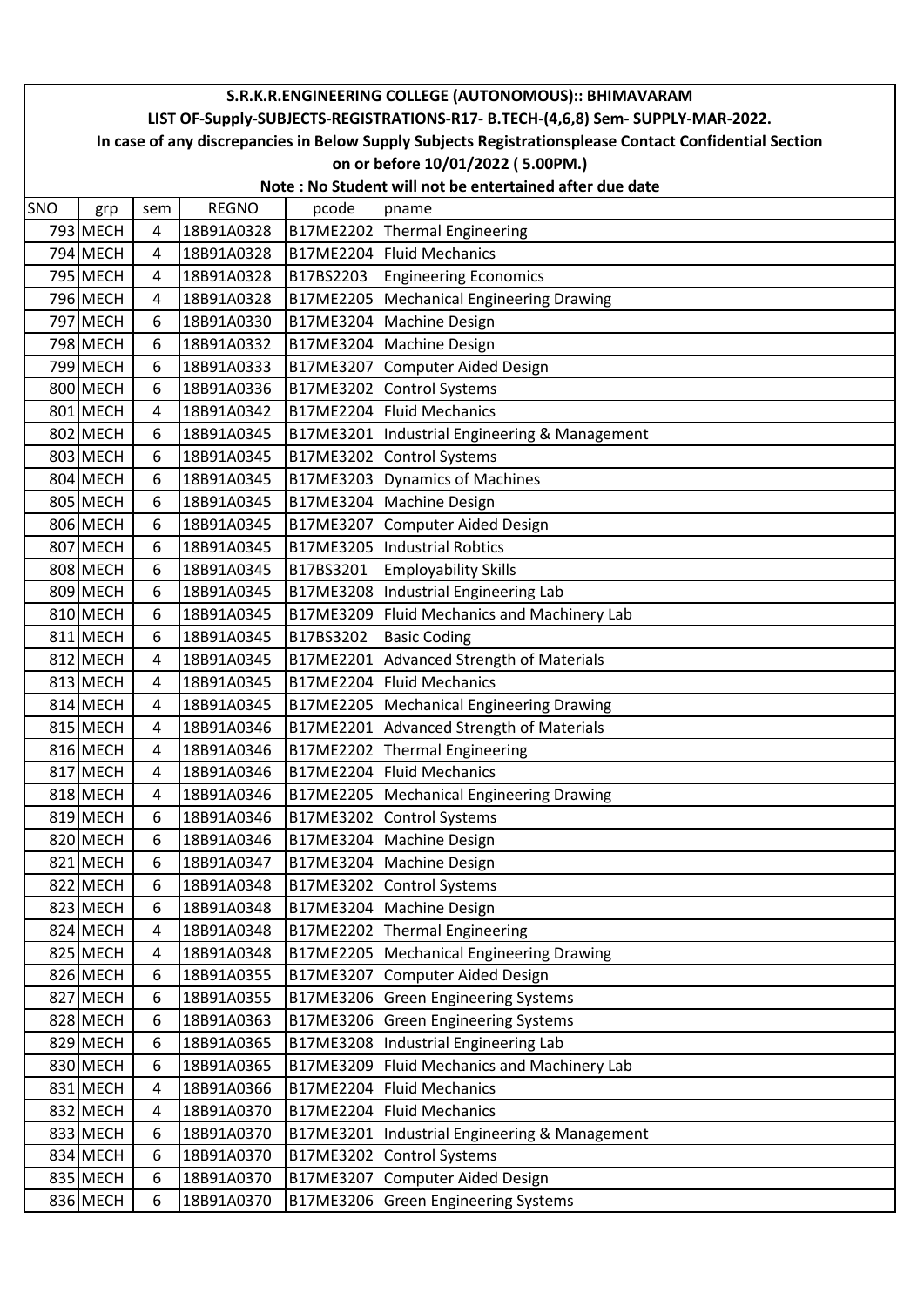**S.R.K.R.ENGINEERING COLLEGE (AUTONOMOUS):: BHIMAVARAM**

**LIST OF-Supply-SUBJECTS-REGISTRATIONS-R17- B.TECH-(4,6,8) Sem- SUPPLY-MAR-2022.**

**In case of any discrepancies in Below Supply Subjects Registrationsplease Contact Confidential Section on or before 10/01/2022 ( 5.00PM.)**

**Note : No Student will not be entertained after due date**

| SNO | grp | sem | REGNO | pcode | pname |
|---|---|---|---|---|---|
| 793 | MECH | 4 | 18B91A0328 | B17ME2202 | Thermal Engineering |
| 794 | MECH | 4 | 18B91A0328 | B17ME2204 | Fluid Mechanics |
| 795 | MECH | 4 | 18B91A0328 | B17BS2203 | Engineering Economics |
| 796 | MECH | 4 | 18B91A0328 | B17ME2205 | Mechanical Engineering Drawing |
| 797 | MECH | 6 | 18B91A0330 | B17ME3204 | Machine Design |
| 798 | MECH | 6 | 18B91A0332 | B17ME3204 | Machine Design |
| 799 | MECH | 6 | 18B91A0333 | B17ME3207 | Computer Aided Design |
| 800 | MECH | 6 | 18B91A0336 | B17ME3202 | Control Systems |
| 801 | MECH | 4 | 18B91A0342 | B17ME2204 | Fluid Mechanics |
| 802 | MECH | 6 | 18B91A0345 | B17ME3201 | Industrial Engineering & Management |
| 803 | MECH | 6 | 18B91A0345 | B17ME3202 | Control Systems |
| 804 | MECH | 6 | 18B91A0345 | B17ME3203 | Dynamics of Machines |
| 805 | MECH | 6 | 18B91A0345 | B17ME3204 | Machine Design |
| 806 | MECH | 6 | 18B91A0345 | B17ME3207 | Computer Aided Design |
| 807 | MECH | 6 | 18B91A0345 | B17ME3205 | Industrial Robtics |
| 808 | MECH | 6 | 18B91A0345 | B17BS3201 | Employability Skills |
| 809 | MECH | 6 | 18B91A0345 | B17ME3208 | Industrial Engineering Lab |
| 810 | MECH | 6 | 18B91A0345 | B17ME3209 | Fluid Mechanics and Machinery Lab |
| 811 | MECH | 6 | 18B91A0345 | B17BS3202 | Basic Coding |
| 812 | MECH | 4 | 18B91A0345 | B17ME2201 | Advanced Strength of Materials |
| 813 | MECH | 4 | 18B91A0345 | B17ME2204 | Fluid Mechanics |
| 814 | MECH | 4 | 18B91A0345 | B17ME2205 | Mechanical Engineering Drawing |
| 815 | MECH | 4 | 18B91A0346 | B17ME2201 | Advanced Strength of Materials |
| 816 | MECH | 4 | 18B91A0346 | B17ME2202 | Thermal Engineering |
| 817 | MECH | 4 | 18B91A0346 | B17ME2204 | Fluid Mechanics |
| 818 | MECH | 4 | 18B91A0346 | B17ME2205 | Mechanical Engineering Drawing |
| 819 | MECH | 6 | 18B91A0346 | B17ME3202 | Control Systems |
| 820 | MECH | 6 | 18B91A0346 | B17ME3204 | Machine Design |
| 821 | MECH | 6 | 18B91A0347 | B17ME3204 | Machine Design |
| 822 | MECH | 6 | 18B91A0348 | B17ME3202 | Control Systems |
| 823 | MECH | 6 | 18B91A0348 | B17ME3204 | Machine Design |
| 824 | MECH | 4 | 18B91A0348 | B17ME2202 | Thermal Engineering |
| 825 | MECH | 4 | 18B91A0348 | B17ME2205 | Mechanical Engineering Drawing |
| 826 | MECH | 6 | 18B91A0355 | B17ME3207 | Computer Aided Design |
| 827 | MECH | 6 | 18B91A0355 | B17ME3206 | Green Engineering Systems |
| 828 | MECH | 6 | 18B91A0363 | B17ME3206 | Green Engineering Systems |
| 829 | MECH | 6 | 18B91A0365 | B17ME3208 | Industrial Engineering Lab |
| 830 | MECH | 6 | 18B91A0365 | B17ME3209 | Fluid Mechanics and Machinery Lab |
| 831 | MECH | 4 | 18B91A0366 | B17ME2204 | Fluid Mechanics |
| 832 | MECH | 4 | 18B91A0370 | B17ME2204 | Fluid Mechanics |
| 833 | MECH | 6 | 18B91A0370 | B17ME3201 | Industrial Engineering & Management |
| 834 | MECH | 6 | 18B91A0370 | B17ME3202 | Control Systems |
| 835 | MECH | 6 | 18B91A0370 | B17ME3207 | Computer Aided Design |
| 836 | MECH | 6 | 18B91A0370 | B17ME3206 | Green Engineering Systems |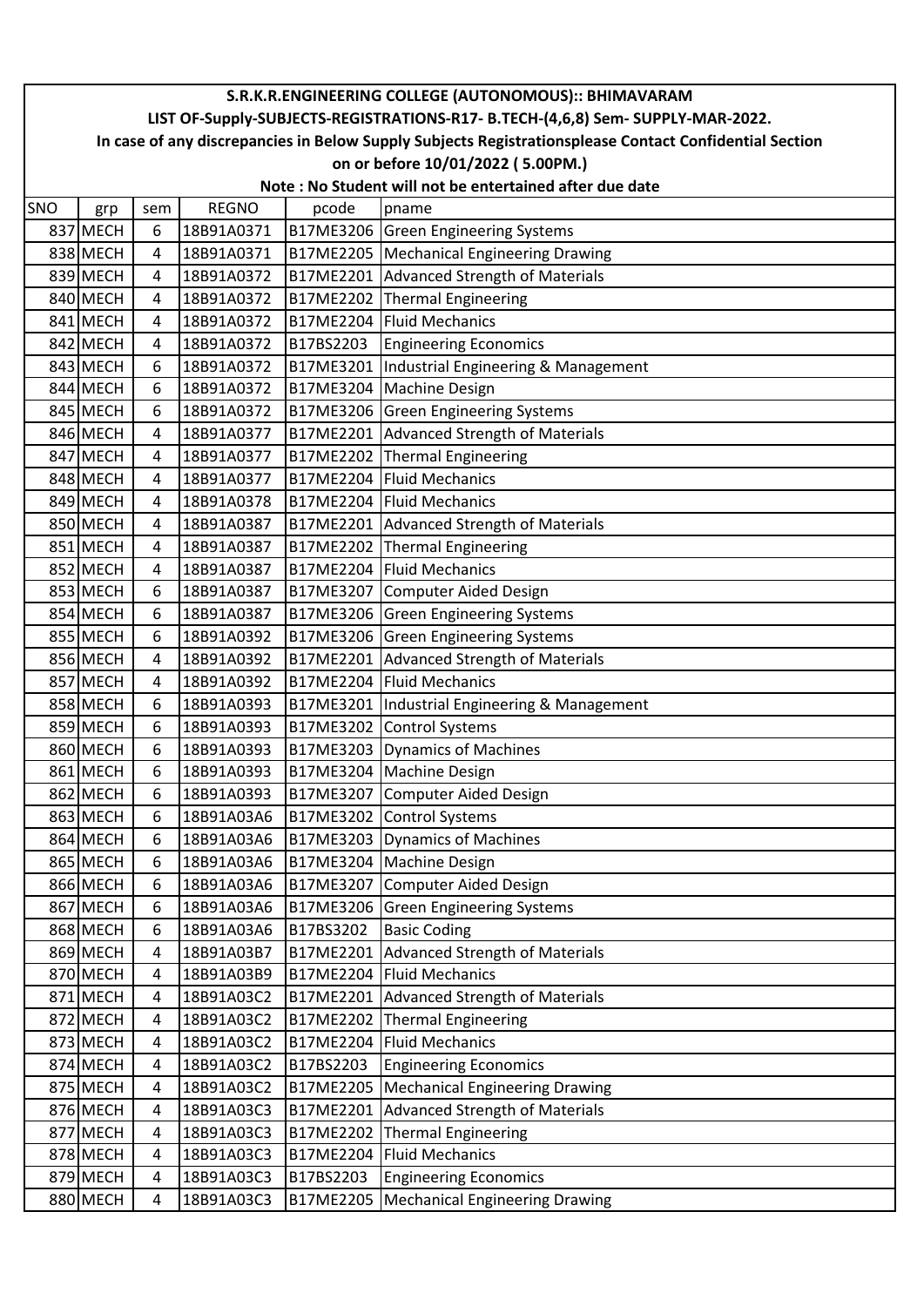# S.R.K.R.ENGINEERING COLLEGE (AUTONOMOUS):: BHIMAVARAM

## LIST OF-Supply-SUBJECTS-REGISTRATIONS-R17- B.TECH-(4,6,8) Sem- SUPPLY-MAR-2022.

**In case of any discrepancies in Below Supply Subjects Registrationsplease Contact Confidential Section on or before 10/01/2022 ( 5.00PM.)**

**Note : No Student will not be entertained after due date**

| SNO | grp | sem | REGNO | pcode | pname |
|---|---|---|---|---|---|
| 837 | MECH | 6 | 18B91A0371 | B17ME3206 | Green Engineering Systems |
| 838 | MECH | 4 | 18B91A0371 | B17ME2205 | Mechanical Engineering Drawing |
| 839 | MECH | 4 | 18B91A0372 | B17ME2201 | Advanced Strength of Materials |
| 840 | MECH | 4 | 18B91A0372 | B17ME2202 | Thermal Engineering |
| 841 | MECH | 4 | 18B91A0372 | B17ME2204 | Fluid Mechanics |
| 842 | MECH | 4 | 18B91A0372 | B17BS2203 | Engineering Economics |
| 843 | MECH | 6 | 18B91A0372 | B17ME3201 | Industrial Engineering & Management |
| 844 | MECH | 6 | 18B91A0372 | B17ME3204 | Machine Design |
| 845 | MECH | 6 | 18B91A0372 | B17ME3206 | Green Engineering Systems |
| 846 | MECH | 4 | 18B91A0377 | B17ME2201 | Advanced Strength of Materials |
| 847 | MECH | 4 | 18B91A0377 | B17ME2202 | Thermal Engineering |
| 848 | MECH | 4 | 18B91A0377 | B17ME2204 | Fluid Mechanics |
| 849 | MECH | 4 | 18B91A0378 | B17ME2204 | Fluid Mechanics |
| 850 | MECH | 4 | 18B91A0387 | B17ME2201 | Advanced Strength of Materials |
| 851 | MECH | 4 | 18B91A0387 | B17ME2202 | Thermal Engineering |
| 852 | MECH | 4 | 18B91A0387 | B17ME2204 | Fluid Mechanics |
| 853 | MECH | 6 | 18B91A0387 | B17ME3207 | Computer Aided Design |
| 854 | MECH | 6 | 18B91A0387 | B17ME3206 | Green Engineering Systems |
| 855 | MECH | 6 | 18B91A0392 | B17ME3206 | Green Engineering Systems |
| 856 | MECH | 4 | 18B91A0392 | B17ME2201 | Advanced Strength of Materials |
| 857 | MECH | 4 | 18B91A0392 | B17ME2204 | Fluid Mechanics |
| 858 | MECH | 6 | 18B91A0393 | B17ME3201 | Industrial Engineering & Management |
| 859 | MECH | 6 | 18B91A0393 | B17ME3202 | Control Systems |
| 860 | MECH | 6 | 18B91A0393 | B17ME3203 | Dynamics of Machines |
| 861 | MECH | 6 | 18B91A0393 | B17ME3204 | Machine Design |
| 862 | MECH | 6 | 18B91A0393 | B17ME3207 | Computer Aided Design |
| 863 | MECH | 6 | 18B91A03A6 | B17ME3202 | Control Systems |
| 864 | MECH | 6 | 18B91A03A6 | B17ME3203 | Dynamics of Machines |
| 865 | MECH | 6 | 18B91A03A6 | B17ME3204 | Machine Design |
| 866 | MECH | 6 | 18B91A03A6 | B17ME3207 | Computer Aided Design |
| 867 | MECH | 6 | 18B91A03A6 | B17ME3206 | Green Engineering Systems |
| 868 | MECH | 6 | 18B91A03A6 | B17BS3202 | Basic Coding |
| 869 | MECH | 4 | 18B91A03B7 | B17ME2201 | Advanced Strength of Materials |
| 870 | MECH | 4 | 18B91A03B9 | B17ME2204 | Fluid Mechanics |
| 871 | MECH | 4 | 18B91A03C2 | B17ME2201 | Advanced Strength of Materials |
| 872 | MECH | 4 | 18B91A03C2 | B17ME2202 | Thermal Engineering |
| 873 | MECH | 4 | 18B91A03C2 | B17ME2204 | Fluid Mechanics |
| 874 | MECH | 4 | 18B91A03C2 | B17BS2203 | Engineering Economics |
| 875 | MECH | 4 | 18B91A03C2 | B17ME2205 | Mechanical Engineering Drawing |
| 876 | MECH | 4 | 18B91A03C3 | B17ME2201 | Advanced Strength of Materials |
| 877 | MECH | 4 | 18B91A03C3 | B17ME2202 | Thermal Engineering |
| 878 | MECH | 4 | 18B91A03C3 | B17ME2204 | Fluid Mechanics |
| 879 | MECH | 4 | 18B91A03C3 | B17BS2203 | Engineering Economics |
| 880 | MECH | 4 | 18B91A03C3 | B17ME2205 | Mechanical Engineering Drawing |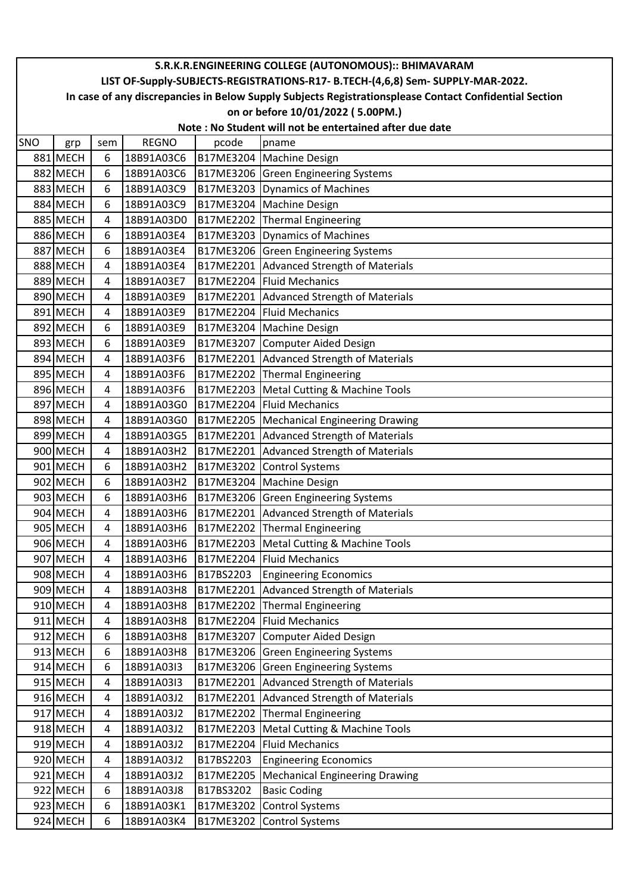**S.R.K.R.ENGINEERING COLLEGE (AUTONOMOUS):: BHIMAVARAM**

**LIST OF-Supply-SUBJECTS-REGISTRATIONS-R17- B.TECH-(4,6,8) Sem- SUPPLY-MAR-2022.**

**In case of any discrepancies in Below Supply Subjects Registrationsplease Contact Confidential Section on or before 10/01/2022 ( 5.00PM.)**

**Note : No Student will not be entertained after due date**

| SNO | grp | sem | REGNO | pcode | pname |
|---|---|---|---|---|---|
| 881 | MECH | 6 | 18B91A03C6 | B17ME3204 | Machine Design |
| 882 | MECH | 6 | 18B91A03C6 | B17ME3206 | Green Engineering Systems |
| 883 | MECH | 6 | 18B91A03C9 | B17ME3203 | Dynamics of Machines |
| 884 | MECH | 6 | 18B91A03C9 | B17ME3204 | Machine Design |
| 885 | MECH | 4 | 18B91A03D0 | B17ME2202 | Thermal Engineering |
| 886 | MECH | 6 | 18B91A03E4 | B17ME3203 | Dynamics of Machines |
| 887 | MECH | 6 | 18B91A03E4 | B17ME3206 | Green Engineering Systems |
| 888 | MECH | 4 | 18B91A03E4 | B17ME2201 | Advanced Strength of Materials |
| 889 | MECH | 4 | 18B91A03E7 | B17ME2204 | Fluid Mechanics |
| 890 | MECH | 4 | 18B91A03E9 | B17ME2201 | Advanced Strength of Materials |
| 891 | MECH | 4 | 18B91A03E9 | B17ME2204 | Fluid Mechanics |
| 892 | MECH | 6 | 18B91A03E9 | B17ME3204 | Machine Design |
| 893 | MECH | 6 | 18B91A03E9 | B17ME3207 | Computer Aided Design |
| 894 | MECH | 4 | 18B91A03F6 | B17ME2201 | Advanced Strength of Materials |
| 895 | MECH | 4 | 18B91A03F6 | B17ME2202 | Thermal Engineering |
| 896 | MECH | 4 | 18B91A03F6 | B17ME2203 | Metal Cutting & Machine Tools |
| 897 | MECH | 4 | 18B91A03G0 | B17ME2204 | Fluid Mechanics |
| 898 | MECH | 4 | 18B91A03G0 | B17ME2205 | Mechanical Engineering Drawing |
| 899 | MECH | 4 | 18B91A03G5 | B17ME2201 | Advanced Strength of Materials |
| 900 | MECH | 4 | 18B91A03H2 | B17ME2201 | Advanced Strength of Materials |
| 901 | MECH | 6 | 18B91A03H2 | B17ME3202 | Control Systems |
| 902 | MECH | 6 | 18B91A03H2 | B17ME3204 | Machine Design |
| 903 | MECH | 6 | 18B91A03H6 | B17ME3206 | Green Engineering Systems |
| 904 | MECH | 4 | 18B91A03H6 | B17ME2201 | Advanced Strength of Materials |
| 905 | MECH | 4 | 18B91A03H6 | B17ME2202 | Thermal Engineering |
| 906 | MECH | 4 | 18B91A03H6 | B17ME2203 | Metal Cutting & Machine Tools |
| 907 | MECH | 4 | 18B91A03H6 | B17ME2204 | Fluid Mechanics |
| 908 | MECH | 4 | 18B91A03H6 | B17BS2203 | Engineering Economics |
| 909 | MECH | 4 | 18B91A03H8 | B17ME2201 | Advanced Strength of Materials |
| 910 | MECH | 4 | 18B91A03H8 | B17ME2202 | Thermal Engineering |
| 911 | MECH | 4 | 18B91A03H8 | B17ME2204 | Fluid Mechanics |
| 912 | MECH | 6 | 18B91A03H8 | B17ME3207 | Computer Aided Design |
| 913 | MECH | 6 | 18B91A03H8 | B17ME3206 | Green Engineering Systems |
| 914 | MECH | 6 | 18B91A03I3 | B17ME3206 | Green Engineering Systems |
| 915 | MECH | 4 | 18B91A03I3 | B17ME2201 | Advanced Strength of Materials |
| 916 | MECH | 4 | 18B91A03J2 | B17ME2201 | Advanced Strength of Materials |
| 917 | MECH | 4 | 18B91A03J2 | B17ME2202 | Thermal Engineering |
| 918 | MECH | 4 | 18B91A03J2 | B17ME2203 | Metal Cutting & Machine Tools |
| 919 | MECH | 4 | 18B91A03J2 | B17ME2204 | Fluid Mechanics |
| 920 | MECH | 4 | 18B91A03J2 | B17BS2203 | Engineering Economics |
| 921 | MECH | 4 | 18B91A03J2 | B17ME2205 | Mechanical Engineering Drawing |
| 922 | MECH | 6 | 18B91A03J8 | B17BS3202 | Basic Coding |
| 923 | MECH | 6 | 18B91A03K1 | B17ME3202 | Control Systems |
| 924 | MECH | 6 | 18B91A03K4 | B17ME3202 | Control Systems |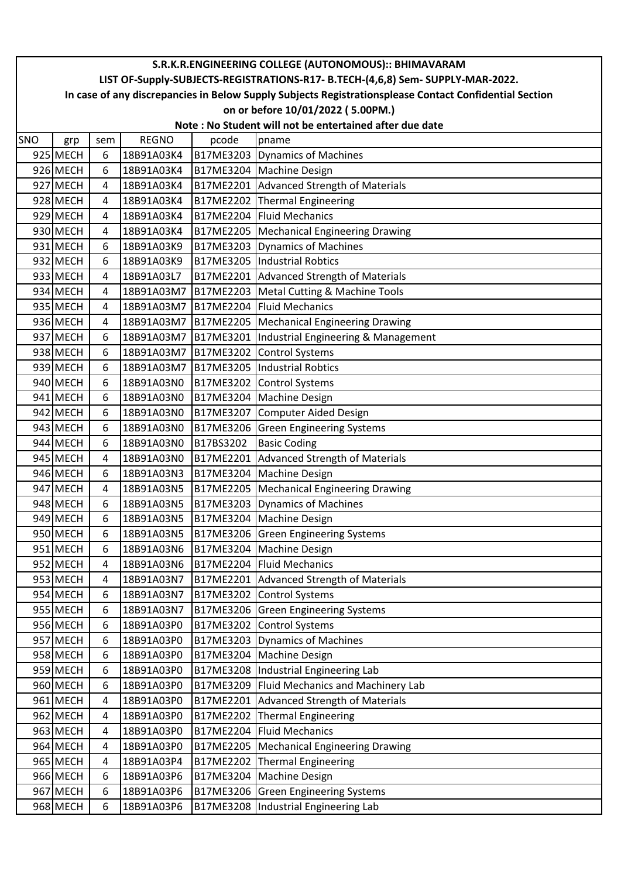# S.R.K.R.ENGINEERING COLLEGE (AUTONOMOUS):: BHIMAVARAM

## LIST OF-Supply-SUBJECTS-REGISTRATIONS-R17- B.TECH-(4,6,8) Sem- SUPPLY-MAR-2022.

**In case of any discrepancies in Below Supply Subjects Registrationsplease Contact Confidential Section on or before 10/01/2022 ( 5.00PM.)**

**Note : No Student will not be entertained after due date**

| SNO | grp | sem | REGNO | pcode | pname |
|---|---|---|---|---|---|
| 925 | MECH | 6 | 18B91A03K4 | B17ME3203 | Dynamics of Machines |
| 926 | MECH | 6 | 18B91A03K4 | B17ME3204 | Machine Design |
| 927 | MECH | 4 | 18B91A03K4 | B17ME2201 | Advanced Strength of Materials |
| 928 | MECH | 4 | 18B91A03K4 | B17ME2202 | Thermal Engineering |
| 929 | MECH | 4 | 18B91A03K4 | B17ME2204 | Fluid Mechanics |
| 930 | MECH | 4 | 18B91A03K4 | B17ME2205 | Mechanical Engineering Drawing |
| 931 | MECH | 6 | 18B91A03K9 | B17ME3203 | Dynamics of Machines |
| 932 | MECH | 6 | 18B91A03K9 | B17ME3205 | Industrial Robtics |
| 933 | MECH | 4 | 18B91A03L7 | B17ME2201 | Advanced Strength of Materials |
| 934 | MECH | 4 | 18B91A03M7 | B17ME2203 | Metal Cutting & Machine Tools |
| 935 | MECH | 4 | 18B91A03M7 | B17ME2204 | Fluid Mechanics |
| 936 | MECH | 4 | 18B91A03M7 | B17ME2205 | Mechanical Engineering Drawing |
| 937 | MECH | 6 | 18B91A03M7 | B17ME3201 | Industrial Engineering & Management |
| 938 | MECH | 6 | 18B91A03M7 | B17ME3202 | Control Systems |
| 939 | MECH | 6 | 18B91A03M7 | B17ME3205 | Industrial Robtics |
| 940 | MECH | 6 | 18B91A03N0 | B17ME3202 | Control Systems |
| 941 | MECH | 6 | 18B91A03N0 | B17ME3204 | Machine Design |
| 942 | MECH | 6 | 18B91A03N0 | B17ME3207 | Computer Aided Design |
| 943 | MECH | 6 | 18B91A03N0 | B17ME3206 | Green Engineering Systems |
| 944 | MECH | 6 | 18B91A03N0 | B17BS3202 | Basic Coding |
| 945 | MECH | 4 | 18B91A03N0 | B17ME2201 | Advanced Strength of Materials |
| 946 | MECH | 6 | 18B91A03N3 | B17ME3204 | Machine Design |
| 947 | MECH | 4 | 18B91A03N5 | B17ME2205 | Mechanical Engineering Drawing |
| 948 | MECH | 6 | 18B91A03N5 | B17ME3203 | Dynamics of Machines |
| 949 | MECH | 6 | 18B91A03N5 | B17ME3204 | Machine Design |
| 950 | MECH | 6 | 18B91A03N5 | B17ME3206 | Green Engineering Systems |
| 951 | MECH | 6 | 18B91A03N6 | B17ME3204 | Machine Design |
| 952 | MECH | 4 | 18B91A03N6 | B17ME2204 | Fluid Mechanics |
| 953 | MECH | 4 | 18B91A03N7 | B17ME2201 | Advanced Strength of Materials |
| 954 | MECH | 6 | 18B91A03N7 | B17ME3202 | Control Systems |
| 955 | MECH | 6 | 18B91A03N7 | B17ME3206 | Green Engineering Systems |
| 956 | MECH | 6 | 18B91A03P0 | B17ME3202 | Control Systems |
| 957 | MECH | 6 | 18B91A03P0 | B17ME3203 | Dynamics of Machines |
| 958 | MECH | 6 | 18B91A03P0 | B17ME3204 | Machine Design |
| 959 | MECH | 6 | 18B91A03P0 | B17ME3208 | Industrial Engineering Lab |
| 960 | MECH | 6 | 18B91A03P0 | B17ME3209 | Fluid Mechanics and Machinery Lab |
| 961 | MECH | 4 | 18B91A03P0 | B17ME2201 | Advanced Strength of Materials |
| 962 | MECH | 4 | 18B91A03P0 | B17ME2202 | Thermal Engineering |
| 963 | MECH | 4 | 18B91A03P0 | B17ME2204 | Fluid Mechanics |
| 964 | MECH | 4 | 18B91A03P0 | B17ME2205 | Mechanical Engineering Drawing |
| 965 | MECH | 4 | 18B91A03P4 | B17ME2202 | Thermal Engineering |
| 966 | MECH | 6 | 18B91A03P6 | B17ME3204 | Machine Design |
| 967 | MECH | 6 | 18B91A03P6 | B17ME3206 | Green Engineering Systems |
| 968 | MECH | 6 | 18B91A03P6 | B17ME3208 | Industrial Engineering Lab |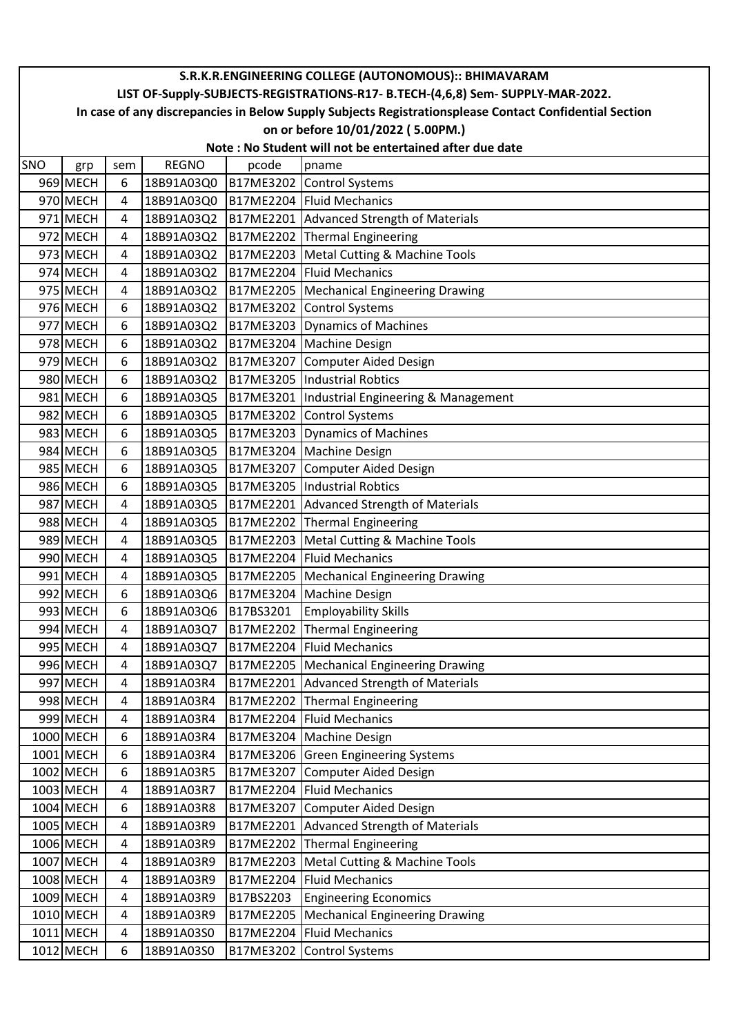**S.R.K.R.ENGINEERING COLLEGE (AUTONOMOUS):: BHIMAVARAM**

**LIST OF-Supply-SUBJECTS-REGISTRATIONS-R17- B.TECH-(4,6,8) Sem- SUPPLY-MAR-2022.**

**In case of any discrepancies in Below Supply Subjects Registrationsplease Contact Confidential Section on or before 10/01/2022 ( 5.00PM.)**

**Note : No Student will not be entertained after due date**

| SNO | grp | sem | REGNO | pcode | pname |
|---|---|---|---|---|---|
| 969 | MECH | 6 | 18B91A03Q0 | B17ME3202 | Control Systems |
| 970 | MECH | 4 | 18B91A03Q0 | B17ME2204 | Fluid Mechanics |
| 971 | MECH | 4 | 18B91A03Q2 | B17ME2201 | Advanced Strength of Materials |
| 972 | MECH | 4 | 18B91A03Q2 | B17ME2202 | Thermal Engineering |
| 973 | MECH | 4 | 18B91A03Q2 | B17ME2203 | Metal Cutting & Machine Tools |
| 974 | MECH | 4 | 18B91A03Q2 | B17ME2204 | Fluid Mechanics |
| 975 | MECH | 4 | 18B91A03Q2 | B17ME2205 | Mechanical Engineering Drawing |
| 976 | MECH | 6 | 18B91A03Q2 | B17ME3202 | Control Systems |
| 977 | MECH | 6 | 18B91A03Q2 | B17ME3203 | Dynamics of Machines |
| 978 | MECH | 6 | 18B91A03Q2 | B17ME3204 | Machine Design |
| 979 | MECH | 6 | 18B91A03Q2 | B17ME3207 | Computer Aided Design |
| 980 | MECH | 6 | 18B91A03Q2 | B17ME3205 | Industrial Robtics |
| 981 | MECH | 6 | 18B91A03Q5 | B17ME3201 | Industrial Engineering & Management |
| 982 | MECH | 6 | 18B91A03Q5 | B17ME3202 | Control Systems |
| 983 | MECH | 6 | 18B91A03Q5 | B17ME3203 | Dynamics of Machines |
| 984 | MECH | 6 | 18B91A03Q5 | B17ME3204 | Machine Design |
| 985 | MECH | 6 | 18B91A03Q5 | B17ME3207 | Computer Aided Design |
| 986 | MECH | 6 | 18B91A03Q5 | B17ME3205 | Industrial Robtics |
| 987 | MECH | 4 | 18B91A03Q5 | B17ME2201 | Advanced Strength of Materials |
| 988 | MECH | 4 | 18B91A03Q5 | B17ME2202 | Thermal Engineering |
| 989 | MECH | 4 | 18B91A03Q5 | B17ME2203 | Metal Cutting & Machine Tools |
| 990 | MECH | 4 | 18B91A03Q5 | B17ME2204 | Fluid Mechanics |
| 991 | MECH | 4 | 18B91A03Q5 | B17ME2205 | Mechanical Engineering Drawing |
| 992 | MECH | 6 | 18B91A03Q6 | B17ME3204 | Machine Design |
| 993 | MECH | 6 | 18B91A03Q6 | B17BS3201 | Employability Skills |
| 994 | MECH | 4 | 18B91A03Q7 | B17ME2202 | Thermal Engineering |
| 995 | MECH | 4 | 18B91A03Q7 | B17ME2204 | Fluid Mechanics |
| 996 | MECH | 4 | 18B91A03Q7 | B17ME2205 | Mechanical Engineering Drawing |
| 997 | MECH | 4 | 18B91A03R4 | B17ME2201 | Advanced Strength of Materials |
| 998 | MECH | 4 | 18B91A03R4 | B17ME2202 | Thermal Engineering |
| 999 | MECH | 4 | 18B91A03R4 | B17ME2204 | Fluid Mechanics |
| 1000 | MECH | 6 | 18B91A03R4 | B17ME3204 | Machine Design |
| 1001 | MECH | 6 | 18B91A03R4 | B17ME3206 | Green Engineering Systems |
| 1002 | MECH | 6 | 18B91A03R5 | B17ME3207 | Computer Aided Design |
| 1003 | MECH | 4 | 18B91A03R7 | B17ME2204 | Fluid Mechanics |
| 1004 | MECH | 6 | 18B91A03R8 | B17ME3207 | Computer Aided Design |
| 1005 | MECH | 4 | 18B91A03R9 | B17ME2201 | Advanced Strength of Materials |
| 1006 | MECH | 4 | 18B91A03R9 | B17ME2202 | Thermal Engineering |
| 1007 | MECH | 4 | 18B91A03R9 | B17ME2203 | Metal Cutting & Machine Tools |
| 1008 | MECH | 4 | 18B91A03R9 | B17ME2204 | Fluid Mechanics |
| 1009 | MECH | 4 | 18B91A03R9 | B17BS2203 | Engineering Economics |
| 1010 | MECH | 4 | 18B91A03R9 | B17ME2205 | Mechanical Engineering Drawing |
| 1011 | MECH | 4 | 18B91A03S0 | B17ME2204 | Fluid Mechanics |
| 1012 | MECH | 6 | 18B91A03S0 | B17ME3202 | Control Systems |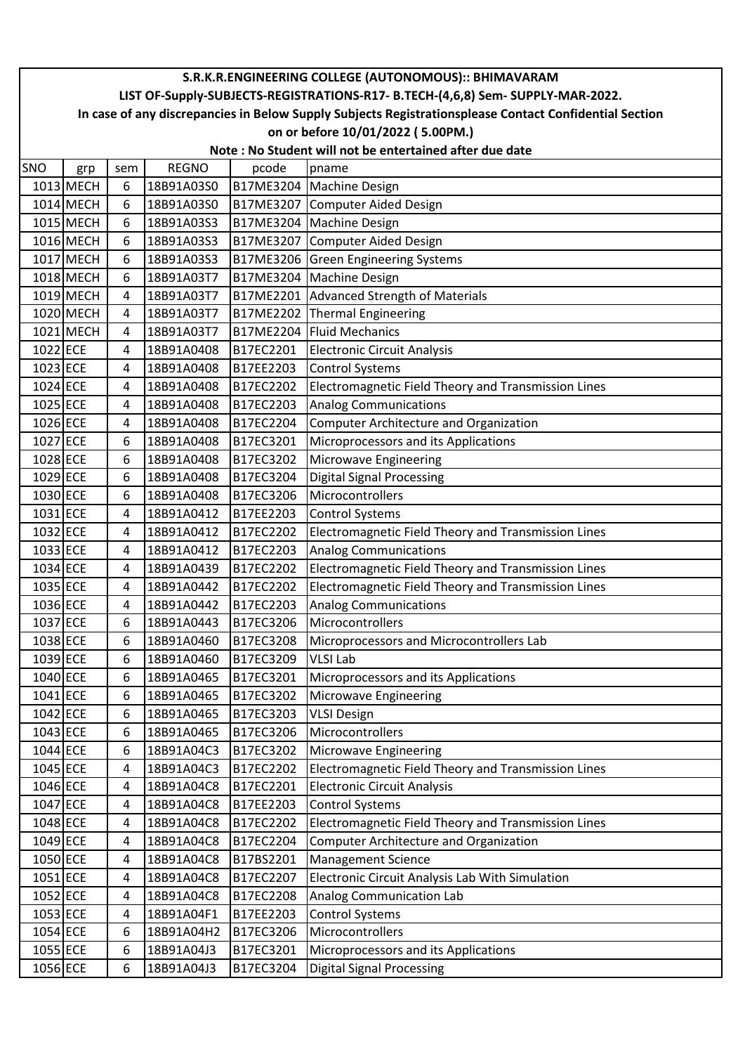**S.R.K.R.ENGINEERING COLLEGE (AUTONOMOUS):: BHIMAVARAM**

**LIST OF-Supply-SUBJECTS-REGISTRATIONS-R17- B.TECH-(4,6,8) Sem- SUPPLY-MAR-2022.**

**In case of any discrepancies in Below Supply Subjects Registrationsplease Contact Confidential Section on or before 10/01/2022 ( 5.00PM.)**

**Note : No Student will not be entertained after due date**

| SNO | grp | sem | REGNO | pcode | pname |
|---|---|---|---|---|---|
| 1013 | MECH | 6 | 18B91A03S0 | B17ME3204 | Machine Design |
| 1014 | MECH | 6 | 18B91A03S0 | B17ME3207 | Computer Aided Design |
| 1015 | MECH | 6 | 18B91A03S3 | B17ME3204 | Machine Design |
| 1016 | MECH | 6 | 18B91A03S3 | B17ME3207 | Computer Aided Design |
| 1017 | MECH | 6 | 18B91A03S3 | B17ME3206 | Green Engineering Systems |
| 1018 | MECH | 6 | 18B91A03T7 | B17ME3204 | Machine Design |
| 1019 | MECH | 4 | 18B91A03T7 | B17ME2201 | Advanced Strength of Materials |
| 1020 | MECH | 4 | 18B91A03T7 | B17ME2202 | Thermal Engineering |
| 1021 | MECH | 4 | 18B91A03T7 | B17ME2204 | Fluid Mechanics |
| 1022 | ECE | 4 | 18B91A0408 | B17EC2201 | Electronic Circuit Analysis |
| 1023 | ECE | 4 | 18B91A0408 | B17EE2203 | Control Systems |
| 1024 | ECE | 4 | 18B91A0408 | B17EC2202 | Electromagnetic Field Theory and Transmission Lines |
| 1025 | ECE | 4 | 18B91A0408 | B17EC2203 | Analog Communications |
| 1026 | ECE | 4 | 18B91A0408 | B17EC2204 | Computer Architecture and Organization |
| 1027 | ECE | 6 | 18B91A0408 | B17EC3201 | Microprocessors and its Applications |
| 1028 | ECE | 6 | 18B91A0408 | B17EC3202 | Microwave Engineering |
| 1029 | ECE | 6 | 18B91A0408 | B17EC3204 | Digital Signal Processing |
| 1030 | ECE | 6 | 18B91A0408 | B17EC3206 | Microcontrollers |
| 1031 | ECE | 4 | 18B91A0412 | B17EE2203 | Control Systems |
| 1032 | ECE | 4 | 18B91A0412 | B17EC2202 | Electromagnetic Field Theory and Transmission Lines |
| 1033 | ECE | 4 | 18B91A0412 | B17EC2203 | Analog Communications |
| 1034 | ECE | 4 | 18B91A0439 | B17EC2202 | Electromagnetic Field Theory and Transmission Lines |
| 1035 | ECE | 4 | 18B91A0442 | B17EC2202 | Electromagnetic Field Theory and Transmission Lines |
| 1036 | ECE | 4 | 18B91A0442 | B17EC2203 | Analog Communications |
| 1037 | ECE | 6 | 18B91A0443 | B17EC3206 | Microcontrollers |
| 1038 | ECE | 6 | 18B91A0460 | B17EC3208 | Microprocessors and Microcontrollers Lab |
| 1039 | ECE | 6 | 18B91A0460 | B17EC3209 | VLSI Lab |
| 1040 | ECE | 6 | 18B91A0465 | B17EC3201 | Microprocessors and its Applications |
| 1041 | ECE | 6 | 18B91A0465 | B17EC3202 | Microwave Engineering |
| 1042 | ECE | 6 | 18B91A0465 | B17EC3203 | VLSI Design |
| 1043 | ECE | 6 | 18B91A0465 | B17EC3206 | Microcontrollers |
| 1044 | ECE | 6 | 18B91A04C3 | B17EC3202 | Microwave Engineering |
| 1045 | ECE | 4 | 18B91A04C3 | B17EC2202 | Electromagnetic Field Theory and Transmission Lines |
| 1046 | ECE | 4 | 18B91A04C8 | B17EC2201 | Electronic Circuit Analysis |
| 1047 | ECE | 4 | 18B91A04C8 | B17EE2203 | Control Systems |
| 1048 | ECE | 4 | 18B91A04C8 | B17EC2202 | Electromagnetic Field Theory and Transmission Lines |
| 1049 | ECE | 4 | 18B91A04C8 | B17EC2204 | Computer Architecture and Organization |
| 1050 | ECE | 4 | 18B91A04C8 | B17BS2201 | Management Science |
| 1051 | ECE | 4 | 18B91A04C8 | B17EC2207 | Electronic Circuit Analysis Lab With Simulation |
| 1052 | ECE | 4 | 18B91A04C8 | B17EC2208 | Analog Communication Lab |
| 1053 | ECE | 4 | 18B91A04F1 | B17EE2203 | Control Systems |
| 1054 | ECE | 6 | 18B91A04H2 | B17EC3206 | Microcontrollers |
| 1055 | ECE | 6 | 18B91A04J3 | B17EC3201 | Microprocessors and its Applications |
| 1056 | ECE | 6 | 18B91A04J3 | B17EC3204 | Digital Signal Processing |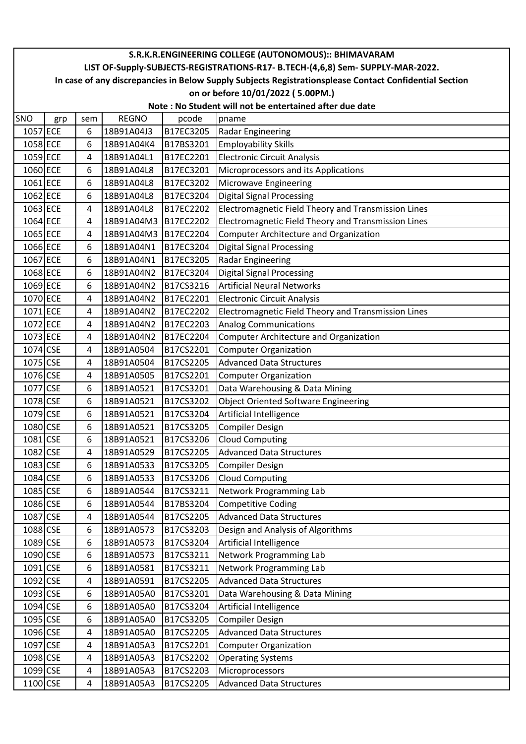**S.R.K.R.ENGINEERING COLLEGE (AUTONOMOUS):: BHIMAVARAM**

**LIST OF-Supply-SUBJECTS-REGISTRATIONS-R17- B.TECH-(4,6,8) Sem- SUPPLY-MAR-2022.**

**In case of any discrepancies in Below Supply Subjects Registrationsplease Contact Confidential Section on or before 10/01/2022 ( 5.00PM.)**

**Note : No Student will not be entertained after due date**

| SNO | grp | sem | REGNO | pcode | pname |
|---|---|---|---|---|---|
| 1057 | ECE | 6 | 18B91A04J3 | B17EC3205 | Radar Engineering |
| 1058 | ECE | 6 | 18B91A04K4 | B17BS3201 | Employability Skills |
| 1059 | ECE | 4 | 18B91A04L1 | B17EC2201 | Electronic Circuit Analysis |
| 1060 | ECE | 6 | 18B91A04L8 | B17EC3201 | Microprocessors and its Applications |
| 1061 | ECE | 6 | 18B91A04L8 | B17EC3202 | Microwave Engineering |
| 1062 | ECE | 6 | 18B91A04L8 | B17EC3204 | Digital Signal Processing |
| 1063 | ECE | 4 | 18B91A04L8 | B17EC2202 | Electromagnetic Field Theory and Transmission Lines |
| 1064 | ECE | 4 | 18B91A04M3 | B17EC2202 | Electromagnetic Field Theory and Transmission Lines |
| 1065 | ECE | 4 | 18B91A04M3 | B17EC2204 | Computer Architecture and Organization |
| 1066 | ECE | 6 | 18B91A04N1 | B17EC3204 | Digital Signal Processing |
| 1067 | ECE | 6 | 18B91A04N1 | B17EC3205 | Radar Engineering |
| 1068 | ECE | 6 | 18B91A04N2 | B17EC3204 | Digital Signal Processing |
| 1069 | ECE | 6 | 18B91A04N2 | B17CS3216 | Artificial Neural Networks |
| 1070 | ECE | 4 | 18B91A04N2 | B17EC2201 | Electronic Circuit Analysis |
| 1071 | ECE | 4 | 18B91A04N2 | B17EC2202 | Electromagnetic Field Theory and Transmission Lines |
| 1072 | ECE | 4 | 18B91A04N2 | B17EC2203 | Analog Communications |
| 1073 | ECE | 4 | 18B91A04N2 | B17EC2204 | Computer Architecture and Organization |
| 1074 | CSE | 4 | 18B91A0504 | B17CS2201 | Computer Organization |
| 1075 | CSE | 4 | 18B91A0504 | B17CS2205 | Advanced Data Structures |
| 1076 | CSE | 4 | 18B91A0505 | B17CS2201 | Computer Organization |
| 1077 | CSE | 6 | 18B91A0521 | B17CS3201 | Data Warehousing & Data Mining |
| 1078 | CSE | 6 | 18B91A0521 | B17CS3202 | Object Oriented Software Engineering |
| 1079 | CSE | 6 | 18B91A0521 | B17CS3204 | Artificial Intelligence |
| 1080 | CSE | 6 | 18B91A0521 | B17CS3205 | Compiler Design |
| 1081 | CSE | 6 | 18B91A0521 | B17CS3206 | Cloud Computing |
| 1082 | CSE | 4 | 18B91A0529 | B17CS2205 | Advanced Data Structures |
| 1083 | CSE | 6 | 18B91A0533 | B17CS3205 | Compiler Design |
| 1084 | CSE | 6 | 18B91A0533 | B17CS3206 | Cloud Computing |
| 1085 | CSE | 6 | 18B91A0544 | B17CS3211 | Network Programming Lab |
| 1086 | CSE | 6 | 18B91A0544 | B17BS3204 | Competitive Coding |
| 1087 | CSE | 4 | 18B91A0544 | B17CS2205 | Advanced Data Structures |
| 1088 | CSE | 6 | 18B91A0573 | B17CS3203 | Design and Analysis of Algorithms |
| 1089 | CSE | 6 | 18B91A0573 | B17CS3204 | Artificial Intelligence |
| 1090 | CSE | 6 | 18B91A0573 | B17CS3211 | Network Programming Lab |
| 1091 | CSE | 6 | 18B91A0581 | B17CS3211 | Network Programming Lab |
| 1092 | CSE | 4 | 18B91A0591 | B17CS2205 | Advanced Data Structures |
| 1093 | CSE | 6 | 18B91A05A0 | B17CS3201 | Data Warehousing & Data Mining |
| 1094 | CSE | 6 | 18B91A05A0 | B17CS3204 | Artificial Intelligence |
| 1095 | CSE | 6 | 18B91A05A0 | B17CS3205 | Compiler Design |
| 1096 | CSE | 4 | 18B91A05A0 | B17CS2205 | Advanced Data Structures |
| 1097 | CSE | 4 | 18B91A05A3 | B17CS2201 | Computer Organization |
| 1098 | CSE | 4 | 18B91A05A3 | B17CS2202 | Operating Systems |
| 1099 | CSE | 4 | 18B91A05A3 | B17CS2203 | Microprocessors |
| 1100 | CSE | 4 | 18B91A05A3 | B17CS2205 | Advanced Data Structures |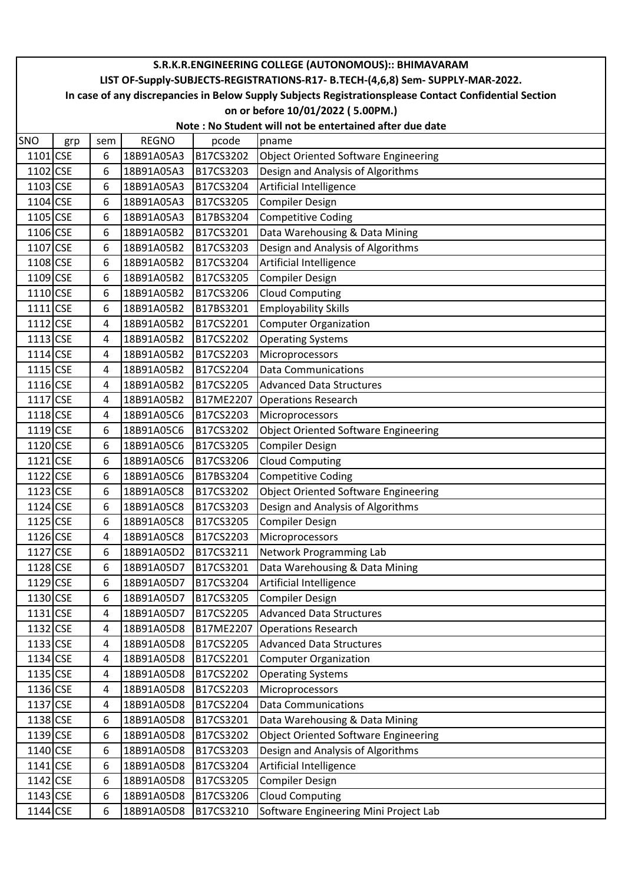**S.R.K.R.ENGINEERING COLLEGE (AUTONOMOUS):: BHIMAVARAM**

**LIST OF-Supply-SUBJECTS-REGISTRATIONS-R17- B.TECH-(4,6,8) Sem- SUPPLY-MAR-2022.**

**In case of any discrepancies in Below Supply Subjects Registrationsplease Contact Confidential Section on or before 10/01/2022 ( 5.00PM.)**

**Note : No Student will not be entertained after due date**

| SNO | grp | sem | REGNO | pcode | pname |
|---|---|---|---|---|---|
| 1101 | CSE | 6 | 18B91A05A3 | B17CS3202 | Object Oriented Software Engineering |
| 1102 | CSE | 6 | 18B91A05A3 | B17CS3203 | Design and Analysis of Algorithms |
| 1103 | CSE | 6 | 18B91A05A3 | B17CS3204 | Artificial Intelligence |
| 1104 | CSE | 6 | 18B91A05A3 | B17CS3205 | Compiler Design |
| 1105 | CSE | 6 | 18B91A05A3 | B17BS3204 | Competitive Coding |
| 1106 | CSE | 6 | 18B91A05B2 | B17CS3201 | Data Warehousing & Data Mining |
| 1107 | CSE | 6 | 18B91A05B2 | B17CS3203 | Design and Analysis of Algorithms |
| 1108 | CSE | 6 | 18B91A05B2 | B17CS3204 | Artificial Intelligence |
| 1109 | CSE | 6 | 18B91A05B2 | B17CS3205 | Compiler Design |
| 1110 | CSE | 6 | 18B91A05B2 | B17CS3206 | Cloud Computing |
| 1111 | CSE | 6 | 18B91A05B2 | B17BS3201 | Employability Skills |
| 1112 | CSE | 4 | 18B91A05B2 | B17CS2201 | Computer Organization |
| 1113 | CSE | 4 | 18B91A05B2 | B17CS2202 | Operating Systems |
| 1114 | CSE | 4 | 18B91A05B2 | B17CS2203 | Microprocessors |
| 1115 | CSE | 4 | 18B91A05B2 | B17CS2204 | Data Communications |
| 1116 | CSE | 4 | 18B91A05B2 | B17CS2205 | Advanced Data Structures |
| 1117 | CSE | 4 | 18B91A05B2 | B17ME2207 | Operations Research |
| 1118 | CSE | 4 | 18B91A05C6 | B17CS2203 | Microprocessors |
| 1119 | CSE | 6 | 18B91A05C6 | B17CS3202 | Object Oriented Software Engineering |
| 1120 | CSE | 6 | 18B91A05C6 | B17CS3205 | Compiler Design |
| 1121 | CSE | 6 | 18B91A05C6 | B17CS3206 | Cloud Computing |
| 1122 | CSE | 6 | 18B91A05C6 | B17BS3204 | Competitive Coding |
| 1123 | CSE | 6 | 18B91A05C8 | B17CS3202 | Object Oriented Software Engineering |
| 1124 | CSE | 6 | 18B91A05C8 | B17CS3203 | Design and Analysis of Algorithms |
| 1125 | CSE | 6 | 18B91A05C8 | B17CS3205 | Compiler Design |
| 1126 | CSE | 4 | 18B91A05C8 | B17CS2203 | Microprocessors |
| 1127 | CSE | 6 | 18B91A05D2 | B17CS3211 | Network Programming Lab |
| 1128 | CSE | 6 | 18B91A05D7 | B17CS3201 | Data Warehousing & Data Mining |
| 1129 | CSE | 6 | 18B91A05D7 | B17CS3204 | Artificial Intelligence |
| 1130 | CSE | 6 | 18B91A05D7 | B17CS3205 | Compiler Design |
| 1131 | CSE | 4 | 18B91A05D7 | B17CS2205 | Advanced Data Structures |
| 1132 | CSE | 4 | 18B91A05D8 | B17ME2207 | Operations Research |
| 1133 | CSE | 4 | 18B91A05D8 | B17CS2205 | Advanced Data Structures |
| 1134 | CSE | 4 | 18B91A05D8 | B17CS2201 | Computer Organization |
| 1135 | CSE | 4 | 18B91A05D8 | B17CS2202 | Operating Systems |
| 1136 | CSE | 4 | 18B91A05D8 | B17CS2203 | Microprocessors |
| 1137 | CSE | 4 | 18B91A05D8 | B17CS2204 | Data Communications |
| 1138 | CSE | 6 | 18B91A05D8 | B17CS3201 | Data Warehousing & Data Mining |
| 1139 | CSE | 6 | 18B91A05D8 | B17CS3202 | Object Oriented Software Engineering |
| 1140 | CSE | 6 | 18B91A05D8 | B17CS3203 | Design and Analysis of Algorithms |
| 1141 | CSE | 6 | 18B91A05D8 | B17CS3204 | Artificial Intelligence |
| 1142 | CSE | 6 | 18B91A05D8 | B17CS3205 | Compiler Design |
| 1143 | CSE | 6 | 18B91A05D8 | B17CS3206 | Cloud Computing |
| 1144 | CSE | 6 | 18B91A05D8 | B17CS3210 | Software Engineering Mini Project Lab |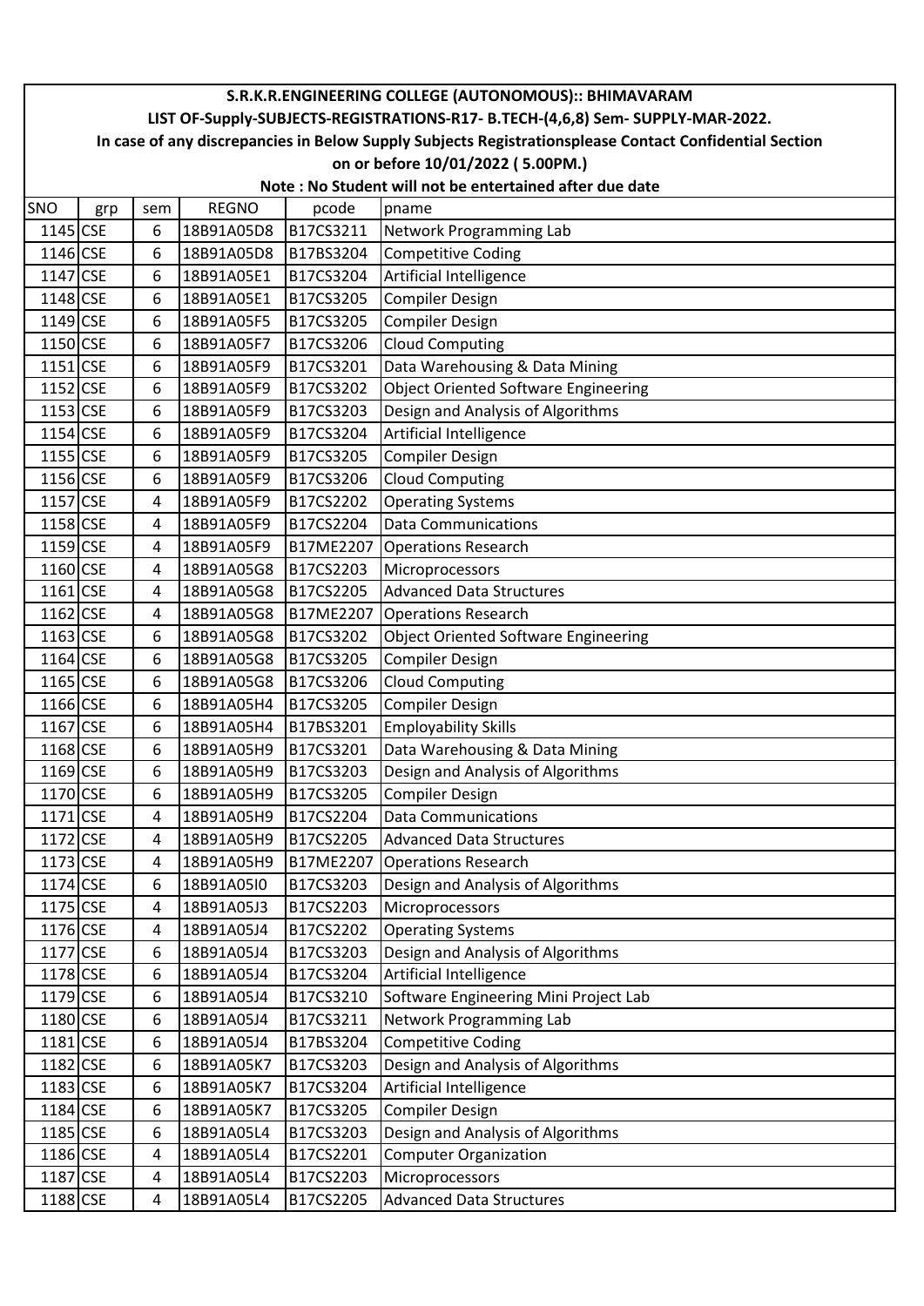# S.R.K.R.ENGINEERING COLLEGE (AUTONOMOUS):: BHIMAVARAM

## LIST OF-Supply-SUBJECTS-REGISTRATIONS-R17- B.TECH-(4,6,8) Sem- SUPPLY-MAR-2022.

**In case of any discrepancies in Below Supply Subjects Registrationsplease Contact Confidential Section on or before 10/01/2022 ( 5.00PM.)**

**Note : No Student will not be entertained after due date**

| SNO | grp | sem | REGNO | pcode | pname |
|---|---|---|---|---|---|
| 1145 | CSE | 6 | 18B91A05D8 | B17CS3211 | Network Programming Lab |
| 1146 | CSE | 6 | 18B91A05D8 | B17BS3204 | Competitive Coding |
| 1147 | CSE | 6 | 18B91A05E1 | B17CS3204 | Artificial Intelligence |
| 1148 | CSE | 6 | 18B91A05E1 | B17CS3205 | Compiler Design |
| 1149 | CSE | 6 | 18B91A05F5 | B17CS3205 | Compiler Design |
| 1150 | CSE | 6 | 18B91A05F7 | B17CS3206 | Cloud Computing |
| 1151 | CSE | 6 | 18B91A05F9 | B17CS3201 | Data Warehousing & Data Mining |
| 1152 | CSE | 6 | 18B91A05F9 | B17CS3202 | Object Oriented Software Engineering |
| 1153 | CSE | 6 | 18B91A05F9 | B17CS3203 | Design and Analysis of Algorithms |
| 1154 | CSE | 6 | 18B91A05F9 | B17CS3204 | Artificial Intelligence |
| 1155 | CSE | 6 | 18B91A05F9 | B17CS3205 | Compiler Design |
| 1156 | CSE | 6 | 18B91A05F9 | B17CS3206 | Cloud Computing |
| 1157 | CSE | 4 | 18B91A05F9 | B17CS2202 | Operating Systems |
| 1158 | CSE | 4 | 18B91A05F9 | B17CS2204 | Data Communications |
| 1159 | CSE | 4 | 18B91A05F9 | B17ME2207 | Operations Research |
| 1160 | CSE | 4 | 18B91A05G8 | B17CS2203 | Microprocessors |
| 1161 | CSE | 4 | 18B91A05G8 | B17CS2205 | Advanced Data Structures |
| 1162 | CSE | 4 | 18B91A05G8 | B17ME2207 | Operations Research |
| 1163 | CSE | 6 | 18B91A05G8 | B17CS3202 | Object Oriented Software Engineering |
| 1164 | CSE | 6 | 18B91A05G8 | B17CS3205 | Compiler Design |
| 1165 | CSE | 6 | 18B91A05G8 | B17CS3206 | Cloud Computing |
| 1166 | CSE | 6 | 18B91A05H4 | B17CS3205 | Compiler Design |
| 1167 | CSE | 6 | 18B91A05H4 | B17BS3201 | Employability Skills |
| 1168 | CSE | 6 | 18B91A05H9 | B17CS3201 | Data Warehousing & Data Mining |
| 1169 | CSE | 6 | 18B91A05H9 | B17CS3203 | Design and Analysis of Algorithms |
| 1170 | CSE | 6 | 18B91A05H9 | B17CS3205 | Compiler Design |
| 1171 | CSE | 4 | 18B91A05H9 | B17CS2204 | Data Communications |
| 1172 | CSE | 4 | 18B91A05H9 | B17CS2205 | Advanced Data Structures |
| 1173 | CSE | 4 | 18B91A05H9 | B17ME2207 | Operations Research |
| 1174 | CSE | 6 | 18B91A05I0 | B17CS3203 | Design and Analysis of Algorithms |
| 1175 | CSE | 4 | 18B91A05J3 | B17CS2203 | Microprocessors |
| 1176 | CSE | 4 | 18B91A05J4 | B17CS2202 | Operating Systems |
| 1177 | CSE | 6 | 18B91A05J4 | B17CS3203 | Design and Analysis of Algorithms |
| 1178 | CSE | 6 | 18B91A05J4 | B17CS3204 | Artificial Intelligence |
| 1179 | CSE | 6 | 18B91A05J4 | B17CS3210 | Software Engineering Mini Project Lab |
| 1180 | CSE | 6 | 18B91A05J4 | B17CS3211 | Network Programming Lab |
| 1181 | CSE | 6 | 18B91A05J4 | B17BS3204 | Competitive Coding |
| 1182 | CSE | 6 | 18B91A05K7 | B17CS3203 | Design and Analysis of Algorithms |
| 1183 | CSE | 6 | 18B91A05K7 | B17CS3204 | Artificial Intelligence |
| 1184 | CSE | 6 | 18B91A05K7 | B17CS3205 | Compiler Design |
| 1185 | CSE | 6 | 18B91A05L4 | B17CS3203 | Design and Analysis of Algorithms |
| 1186 | CSE | 4 | 18B91A05L4 | B17CS2201 | Computer Organization |
| 1187 | CSE | 4 | 18B91A05L4 | B17CS2203 | Microprocessors |
| 1188 | CSE | 4 | 18B91A05L4 | B17CS2205 | Advanced Data Structures |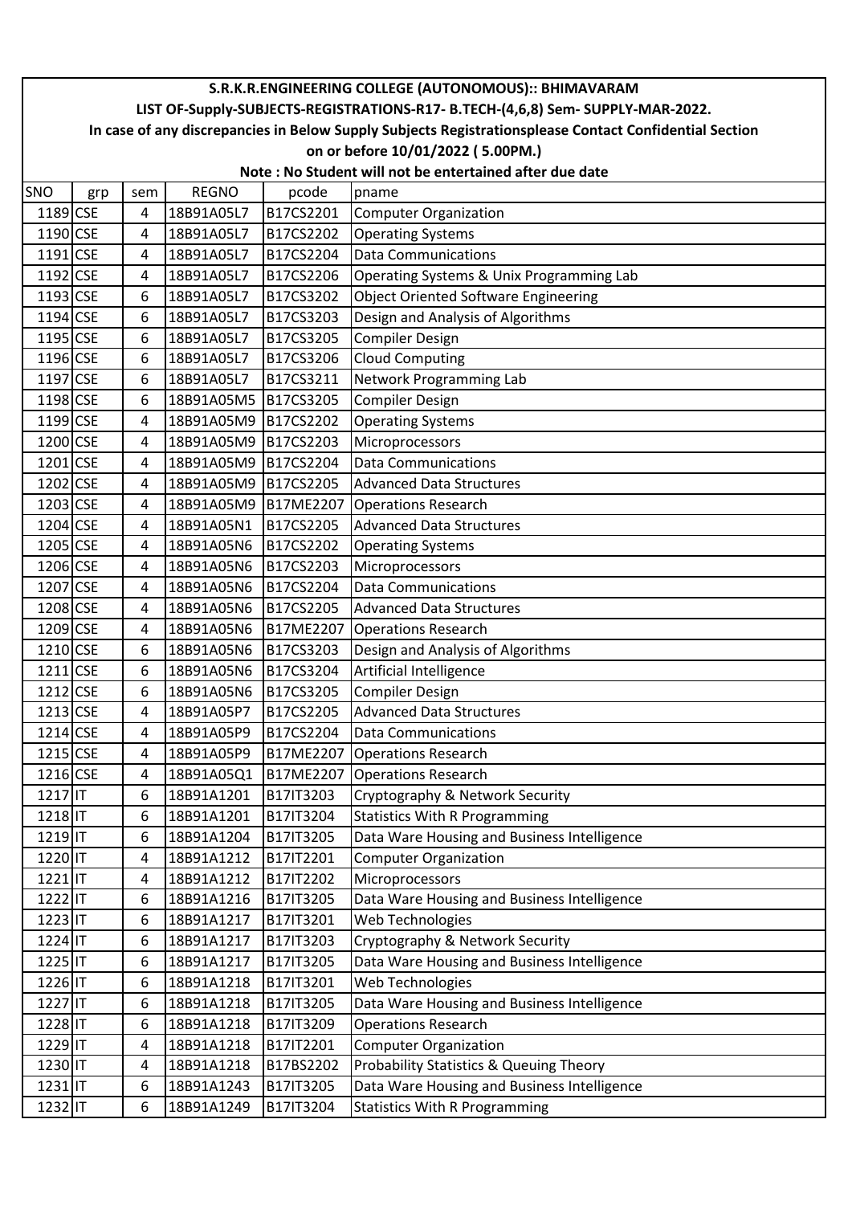**S.R.K.R.ENGINEERING COLLEGE (AUTONOMOUS):: BHIMAVARAM**

**LIST OF-Supply-SUBJECTS-REGISTRATIONS-R17- B.TECH-(4,6,8) Sem- SUPPLY-MAR-2022.**

**In case of any discrepancies in Below Supply Subjects Registrationsplease Contact Confidential Section on or before 10/01/2022 ( 5.00PM.)**

**Note : No Student will not be entertained after due date**

| SNO | grp | sem | REGNO | pcode | pname |
|---|---|---|---|---|---|
| 1189 | CSE | 4 | 18B91A05L7 | B17CS2201 | Computer Organization |
| 1190 | CSE | 4 | 18B91A05L7 | B17CS2202 | Operating Systems |
| 1191 | CSE | 4 | 18B91A05L7 | B17CS2204 | Data Communications |
| 1192 | CSE | 4 | 18B91A05L7 | B17CS2206 | Operating Systems & Unix Programming Lab |
| 1193 | CSE | 6 | 18B91A05L7 | B17CS3202 | Object Oriented Software Engineering |
| 1194 | CSE | 6 | 18B91A05L7 | B17CS3203 | Design and Analysis of Algorithms |
| 1195 | CSE | 6 | 18B91A05L7 | B17CS3205 | Compiler Design |
| 1196 | CSE | 6 | 18B91A05L7 | B17CS3206 | Cloud Computing |
| 1197 | CSE | 6 | 18B91A05L7 | B17CS3211 | Network Programming Lab |
| 1198 | CSE | 6 | 18B91A05M5 | B17CS3205 | Compiler Design |
| 1199 | CSE | 4 | 18B91A05M9 | B17CS2202 | Operating Systems |
| 1200 | CSE | 4 | 18B91A05M9 | B17CS2203 | Microprocessors |
| 1201 | CSE | 4 | 18B91A05M9 | B17CS2204 | Data Communications |
| 1202 | CSE | 4 | 18B91A05M9 | B17CS2205 | Advanced Data Structures |
| 1203 | CSE | 4 | 18B91A05M9 | B17ME2207 | Operations Research |
| 1204 | CSE | 4 | 18B91A05N1 | B17CS2205 | Advanced Data Structures |
| 1205 | CSE | 4 | 18B91A05N6 | B17CS2202 | Operating Systems |
| 1206 | CSE | 4 | 18B91A05N6 | B17CS2203 | Microprocessors |
| 1207 | CSE | 4 | 18B91A05N6 | B17CS2204 | Data Communications |
| 1208 | CSE | 4 | 18B91A05N6 | B17CS2205 | Advanced Data Structures |
| 1209 | CSE | 4 | 18B91A05N6 | B17ME2207 | Operations Research |
| 1210 | CSE | 6 | 18B91A05N6 | B17CS3203 | Design and Analysis of Algorithms |
| 1211 | CSE | 6 | 18B91A05N6 | B17CS3204 | Artificial Intelligence |
| 1212 | CSE | 6 | 18B91A05N6 | B17CS3205 | Compiler Design |
| 1213 | CSE | 4 | 18B91A05P7 | B17CS2205 | Advanced Data Structures |
| 1214 | CSE | 4 | 18B91A05P9 | B17CS2204 | Data Communications |
| 1215 | CSE | 4 | 18B91A05P9 | B17ME2207 | Operations Research |
| 1216 | CSE | 4 | 18B91A05Q1 | B17ME2207 | Operations Research |
| 1217 | IT | 6 | 18B91A1201 | B17IT3203 | Cryptography & Network Security |
| 1218 | IT | 6 | 18B91A1201 | B17IT3204 | Statistics With R Programming |
| 1219 | IT | 6 | 18B91A1204 | B17IT3205 | Data Ware Housing and Business Intelligence |
| 1220 | IT | 4 | 18B91A1212 | B17IT2201 | Computer Organization |
| 1221 | IT | 4 | 18B91A1212 | B17IT2202 | Microprocessors |
| 1222 | IT | 6 | 18B91A1216 | B17IT3205 | Data Ware Housing and Business Intelligence |
| 1223 | IT | 6 | 18B91A1217 | B17IT3201 | Web Technologies |
| 1224 | IT | 6 | 18B91A1217 | B17IT3203 | Cryptography & Network Security |
| 1225 | IT | 6 | 18B91A1217 | B17IT3205 | Data Ware Housing and Business Intelligence |
| 1226 | IT | 6 | 18B91A1218 | B17IT3201 | Web Technologies |
| 1227 | IT | 6 | 18B91A1218 | B17IT3205 | Data Ware Housing and Business Intelligence |
| 1228 | IT | 6 | 18B91A1218 | B17IT3209 | Operations Research |
| 1229 | IT | 4 | 18B91A1218 | B17IT2201 | Computer Organization |
| 1230 | IT | 4 | 18B91A1218 | B17BS2202 | Probability Statistics & Queuing Theory |
| 1231 | IT | 6 | 18B91A1243 | B17IT3205 | Data Ware Housing and Business Intelligence |
| 1232 | IT | 6 | 18B91A1249 | B17IT3204 | Statistics With R Programming |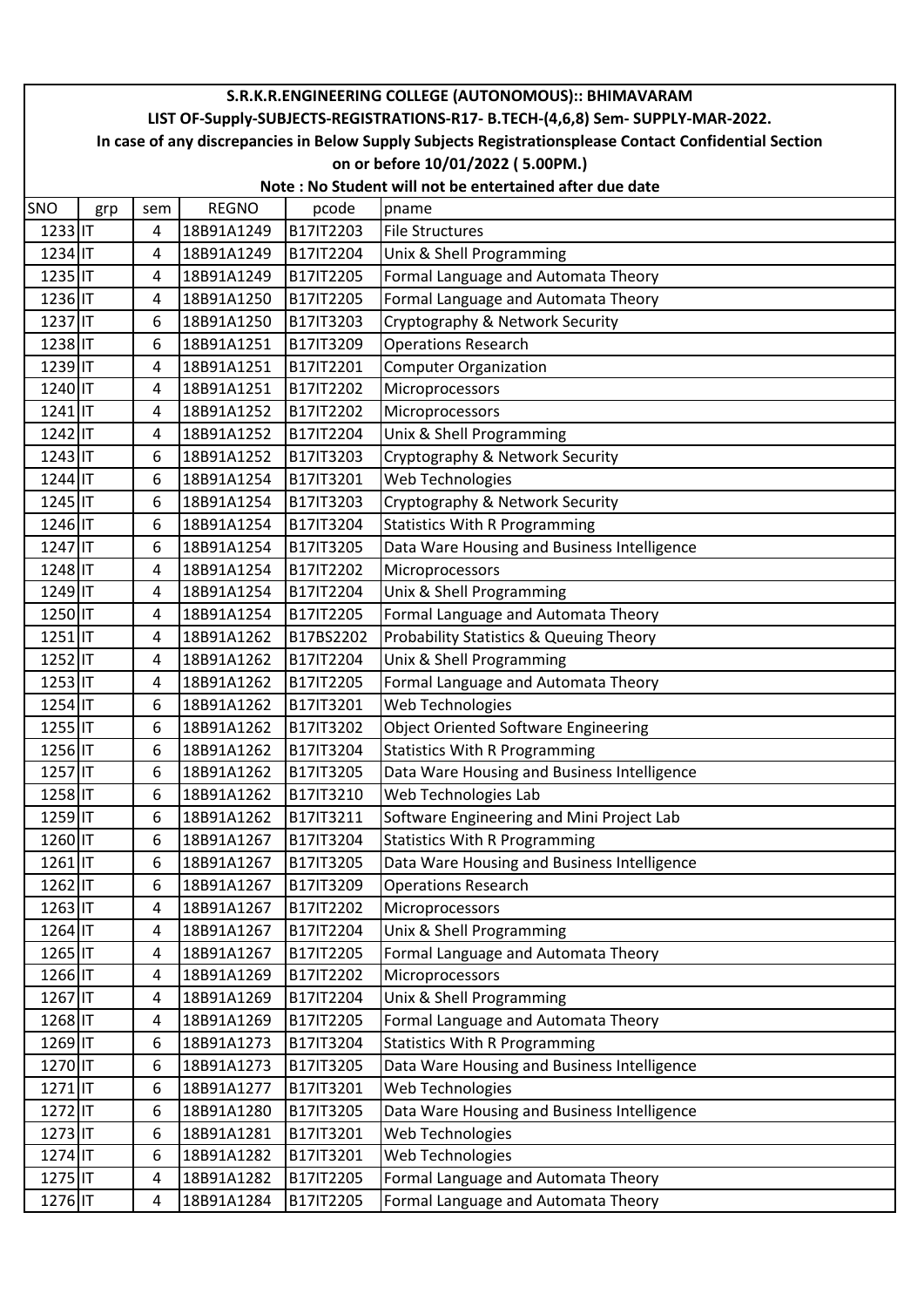# S.R.K.R.ENGINEERING COLLEGE (AUTONOMOUS):: BHIMAVARAM

## LIST OF-Supply-SUBJECTS-REGISTRATIONS-R17- B.TECH-(4,6,8) Sem- SUPPLY-MAR-2022.

**In case of any discrepancies in Below Supply Subjects Registrationsplease Contact Confidential Section on or before 10/01/2022 ( 5.00PM.)**

**Note : No Student will not be entertained after due date**

| SNO | grp | sem | REGNO | pcode | pname |
|---|---|---|---|---|---|
| 1233 | IT | 4 | 18B91A1249 | B17IT2203 | File Structures |
| 1234 | IT | 4 | 18B91A1249 | B17IT2204 | Unix & Shell Programming |
| 1235 | IT | 4 | 18B91A1249 | B17IT2205 | Formal Language and Automata Theory |
| 1236 | IT | 4 | 18B91A1250 | B17IT2205 | Formal Language and Automata Theory |
| 1237 | IT | 6 | 18B91A1250 | B17IT3203 | Cryptography & Network Security |
| 1238 | IT | 6 | 18B91A1251 | B17IT3209 | Operations Research |
| 1239 | IT | 4 | 18B91A1251 | B17IT2201 | Computer Organization |
| 1240 | IT | 4 | 18B91A1251 | B17IT2202 | Microprocessors |
| 1241 | IT | 4 | 18B91A1252 | B17IT2202 | Microprocessors |
| 1242 | IT | 4 | 18B91A1252 | B17IT2204 | Unix & Shell Programming |
| 1243 | IT | 6 | 18B91A1252 | B17IT3203 | Cryptography & Network Security |
| 1244 | IT | 6 | 18B91A1254 | B17IT3201 | Web Technologies |
| 1245 | IT | 6 | 18B91A1254 | B17IT3203 | Cryptography & Network Security |
| 1246 | IT | 6 | 18B91A1254 | B17IT3204 | Statistics With R Programming |
| 1247 | IT | 6 | 18B91A1254 | B17IT3205 | Data Ware Housing and Business Intelligence |
| 1248 | IT | 4 | 18B91A1254 | B17IT2202 | Microprocessors |
| 1249 | IT | 4 | 18B91A1254 | B17IT2204 | Unix & Shell Programming |
| 1250 | IT | 4 | 18B91A1254 | B17IT2205 | Formal Language and Automata Theory |
| 1251 | IT | 4 | 18B91A1262 | B17BS2202 | Probability Statistics & Queuing Theory |
| 1252 | IT | 4 | 18B91A1262 | B17IT2204 | Unix & Shell Programming |
| 1253 | IT | 4 | 18B91A1262 | B17IT2205 | Formal Language and Automata Theory |
| 1254 | IT | 6 | 18B91A1262 | B17IT3201 | Web Technologies |
| 1255 | IT | 6 | 18B91A1262 | B17IT3202 | Object Oriented Software Engineering |
| 1256 | IT | 6 | 18B91A1262 | B17IT3204 | Statistics With R Programming |
| 1257 | IT | 6 | 18B91A1262 | B17IT3205 | Data Ware Housing and Business Intelligence |
| 1258 | IT | 6 | 18B91A1262 | B17IT3210 | Web Technologies Lab |
| 1259 | IT | 6 | 18B91A1262 | B17IT3211 | Software Engineering and Mini Project Lab |
| 1260 | IT | 6 | 18B91A1267 | B17IT3204 | Statistics With R Programming |
| 1261 | IT | 6 | 18B91A1267 | B17IT3205 | Data Ware Housing and Business Intelligence |
| 1262 | IT | 6 | 18B91A1267 | B17IT3209 | Operations Research |
| 1263 | IT | 4 | 18B91A1267 | B17IT2202 | Microprocessors |
| 1264 | IT | 4 | 18B91A1267 | B17IT2204 | Unix & Shell Programming |
| 1265 | IT | 4 | 18B91A1267 | B17IT2205 | Formal Language and Automata Theory |
| 1266 | IT | 4 | 18B91A1269 | B17IT2202 | Microprocessors |
| 1267 | IT | 4 | 18B91A1269 | B17IT2204 | Unix & Shell Programming |
| 1268 | IT | 4 | 18B91A1269 | B17IT2205 | Formal Language and Automata Theory |
| 1269 | IT | 6 | 18B91A1273 | B17IT3204 | Statistics With R Programming |
| 1270 | IT | 6 | 18B91A1273 | B17IT3205 | Data Ware Housing and Business Intelligence |
| 1271 | IT | 6 | 18B91A1277 | B17IT3201 | Web Technologies |
| 1272 | IT | 6 | 18B91A1280 | B17IT3205 | Data Ware Housing and Business Intelligence |
| 1273 | IT | 6 | 18B91A1281 | B17IT3201 | Web Technologies |
| 1274 | IT | 6 | 18B91A1282 | B17IT3201 | Web Technologies |
| 1275 | IT | 4 | 18B91A1282 | B17IT2205 | Formal Language and Automata Theory |
| 1276 | IT | 4 | 18B91A1284 | B17IT2205 | Formal Language and Automata Theory |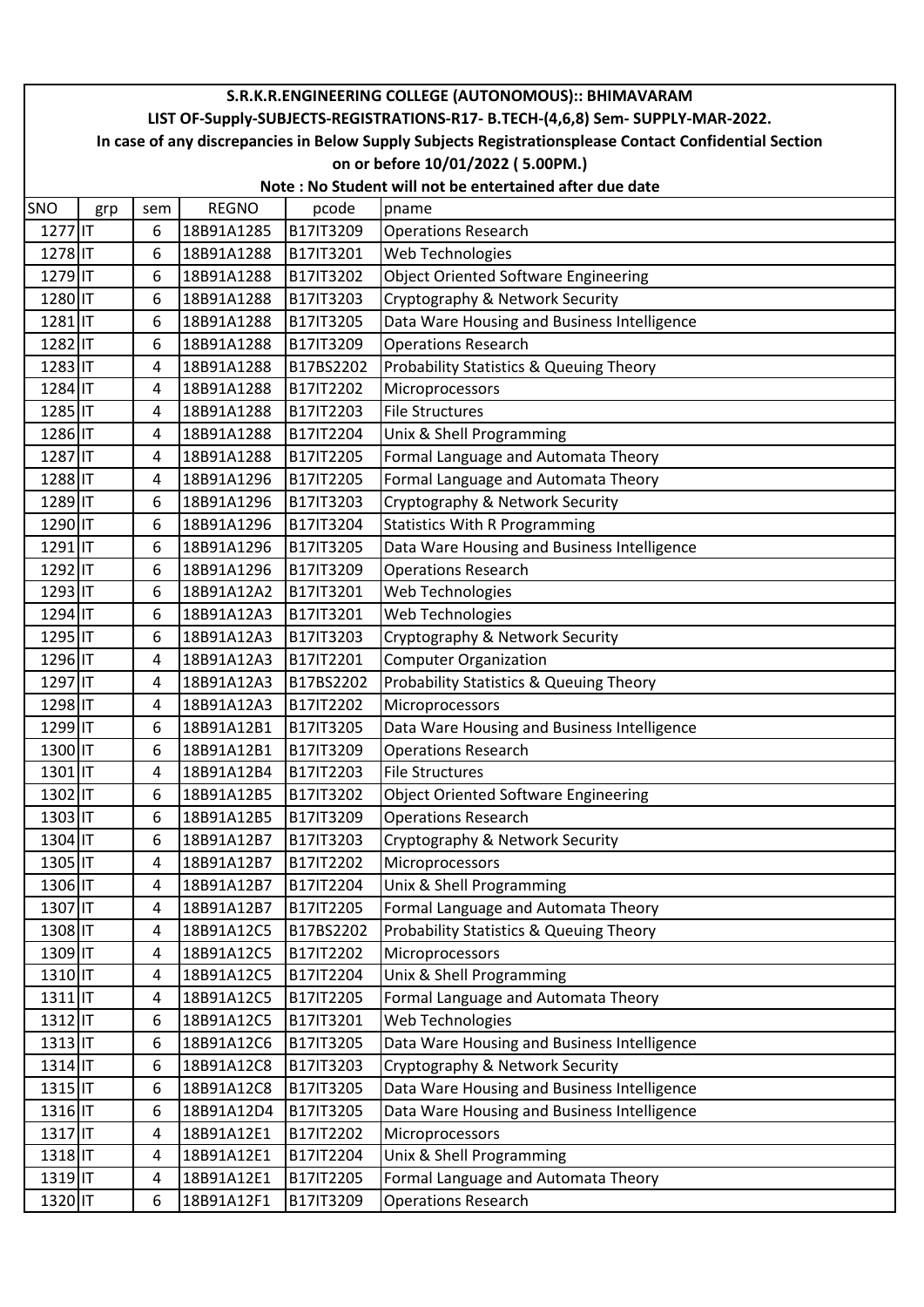# S.R.K.R.ENGINEERING COLLEGE (AUTONOMOUS):: BHIMAVARAM

## LIST OF-Supply-SUBJECTS-REGISTRATIONS-R17- B.TECH-(4,6,8) Sem- SUPPLY-MAR-2022.

**In case of any discrepancies in Below Supply Subjects Registrationsplease Contact Confidential Section on or before 10/01/2022 ( 5.00PM.)**

**Note : No Student will not be entertained after due date**

| SNO | grp | sem | REGNO | pcode | pname |
|---|---|---|---|---|---|
| 1277 | IT | 6 | 18B91A1285 | B17IT3209 | Operations Research |
| 1278 | IT | 6 | 18B91A1288 | B17IT3201 | Web Technologies |
| 1279 | IT | 6 | 18B91A1288 | B17IT3202 | Object Oriented Software Engineering |
| 1280 | IT | 6 | 18B91A1288 | B17IT3203 | Cryptography & Network Security |
| 1281 | IT | 6 | 18B91A1288 | B17IT3205 | Data Ware Housing and Business Intelligence |
| 1282 | IT | 6 | 18B91A1288 | B17IT3209 | Operations Research |
| 1283 | IT | 4 | 18B91A1288 | B17BS2202 | Probability Statistics & Queuing Theory |
| 1284 | IT | 4 | 18B91A1288 | B17IT2202 | Microprocessors |
| 1285 | IT | 4 | 18B91A1288 | B17IT2203 | File Structures |
| 1286 | IT | 4 | 18B91A1288 | B17IT2204 | Unix & Shell Programming |
| 1287 | IT | 4 | 18B91A1288 | B17IT2205 | Formal Language and Automata Theory |
| 1288 | IT | 4 | 18B91A1296 | B17IT2205 | Formal Language and Automata Theory |
| 1289 | IT | 6 | 18B91A1296 | B17IT3203 | Cryptography & Network Security |
| 1290 | IT | 6 | 18B91A1296 | B17IT3204 | Statistics With R Programming |
| 1291 | IT | 6 | 18B91A1296 | B17IT3205 | Data Ware Housing and Business Intelligence |
| 1292 | IT | 6 | 18B91A1296 | B17IT3209 | Operations Research |
| 1293 | IT | 6 | 18B91A12A2 | B17IT3201 | Web Technologies |
| 1294 | IT | 6 | 18B91A12A3 | B17IT3201 | Web Technologies |
| 1295 | IT | 6 | 18B91A12A3 | B17IT3203 | Cryptography & Network Security |
| 1296 | IT | 4 | 18B91A12A3 | B17IT2201 | Computer Organization |
| 1297 | IT | 4 | 18B91A12A3 | B17BS2202 | Probability Statistics & Queuing Theory |
| 1298 | IT | 4 | 18B91A12A3 | B17IT2202 | Microprocessors |
| 1299 | IT | 6 | 18B91A12B1 | B17IT3205 | Data Ware Housing and Business Intelligence |
| 1300 | IT | 6 | 18B91A12B1 | B17IT3209 | Operations Research |
| 1301 | IT | 4 | 18B91A12B4 | B17IT2203 | File Structures |
| 1302 | IT | 6 | 18B91A12B5 | B17IT3202 | Object Oriented Software Engineering |
| 1303 | IT | 6 | 18B91A12B5 | B17IT3209 | Operations Research |
| 1304 | IT | 6 | 18B91A12B7 | B17IT3203 | Cryptography & Network Security |
| 1305 | IT | 4 | 18B91A12B7 | B17IT2202 | Microprocessors |
| 1306 | IT | 4 | 18B91A12B7 | B17IT2204 | Unix & Shell Programming |
| 1307 | IT | 4 | 18B91A12B7 | B17IT2205 | Formal Language and Automata Theory |
| 1308 | IT | 4 | 18B91A12C5 | B17BS2202 | Probability Statistics & Queuing Theory |
| 1309 | IT | 4 | 18B91A12C5 | B17IT2202 | Microprocessors |
| 1310 | IT | 4 | 18B91A12C5 | B17IT2204 | Unix & Shell Programming |
| 1311 | IT | 4 | 18B91A12C5 | B17IT2205 | Formal Language and Automata Theory |
| 1312 | IT | 6 | 18B91A12C5 | B17IT3201 | Web Technologies |
| 1313 | IT | 6 | 18B91A12C6 | B17IT3205 | Data Ware Housing and Business Intelligence |
| 1314 | IT | 6 | 18B91A12C8 | B17IT3203 | Cryptography & Network Security |
| 1315 | IT | 6 | 18B91A12C8 | B17IT3205 | Data Ware Housing and Business Intelligence |
| 1316 | IT | 6 | 18B91A12D4 | B17IT3205 | Data Ware Housing and Business Intelligence |
| 1317 | IT | 4 | 18B91A12E1 | B17IT2202 | Microprocessors |
| 1318 | IT | 4 | 18B91A12E1 | B17IT2204 | Unix & Shell Programming |
| 1319 | IT | 4 | 18B91A12E1 | B17IT2205 | Formal Language and Automata Theory |
| 1320 | IT | 6 | 18B91A12F1 | B17IT3209 | Operations Research |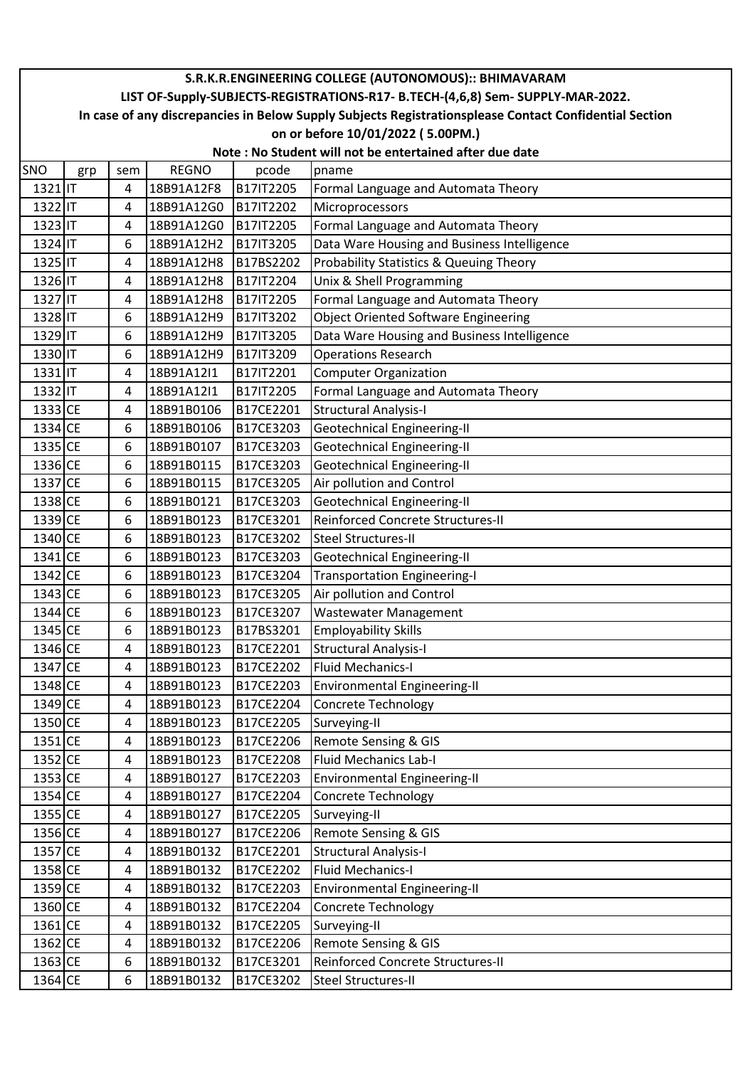**S.R.K.R.ENGINEERING COLLEGE (AUTONOMOUS):: BHIMAVARAM**

**LIST OF-Supply-SUBJECTS-REGISTRATIONS-R17- B.TECH-(4,6,8) Sem- SUPPLY-MAR-2022.**

**In case of any discrepancies in Below Supply Subjects Registrationsplease Contact Confidential Section on or before 10/01/2022 ( 5.00PM.)**

**Note : No Student will not be entertained after due date**

| SNO | grp | sem | REGNO | pcode | pname |
|---|---|---|---|---|---|
| 1321 | IT | 4 | 18B91A12F8 | B17IT2205 | Formal Language and Automata Theory |
| 1322 | IT | 4 | 18B91A12G0 | B17IT2202 | Microprocessors |
| 1323 | IT | 4 | 18B91A12G0 | B17IT2205 | Formal Language and Automata Theory |
| 1324 | IT | 6 | 18B91A12H2 | B17IT3205 | Data Ware Housing and Business Intelligence |
| 1325 | IT | 4 | 18B91A12H8 | B17BS2202 | Probability Statistics & Queuing Theory |
| 1326 | IT | 4 | 18B91A12H8 | B17IT2204 | Unix & Shell Programming |
| 1327 | IT | 4 | 18B91A12H8 | B17IT2205 | Formal Language and Automata Theory |
| 1328 | IT | 6 | 18B91A12H9 | B17IT3202 | Object Oriented Software Engineering |
| 1329 | IT | 6 | 18B91A12H9 | B17IT3205 | Data Ware Housing and Business Intelligence |
| 1330 | IT | 6 | 18B91A12H9 | B17IT3209 | Operations Research |
| 1331 | IT | 4 | 18B91A12I1 | B17IT2201 | Computer Organization |
| 1332 | IT | 4 | 18B91A12I1 | B17IT2205 | Formal Language and Automata Theory |
| 1333 | CE | 4 | 18B91B0106 | B17CE2201 | Structural Analysis-I |
| 1334 | CE | 6 | 18B91B0106 | B17CE3203 | Geotechnical Engineering-II |
| 1335 | CE | 6 | 18B91B0107 | B17CE3203 | Geotechnical Engineering-II |
| 1336 | CE | 6 | 18B91B0115 | B17CE3203 | Geotechnical Engineering-II |
| 1337 | CE | 6 | 18B91B0115 | B17CE3205 | Air pollution and Control |
| 1338 | CE | 6 | 18B91B0121 | B17CE3203 | Geotechnical Engineering-II |
| 1339 | CE | 6 | 18B91B0123 | B17CE3201 | Reinforced Concrete Structures-II |
| 1340 | CE | 6 | 18B91B0123 | B17CE3202 | Steel Structures-II |
| 1341 | CE | 6 | 18B91B0123 | B17CE3203 | Geotechnical Engineering-II |
| 1342 | CE | 6 | 18B91B0123 | B17CE3204 | Transportation Engineering-I |
| 1343 | CE | 6 | 18B91B0123 | B17CE3205 | Air pollution and Control |
| 1344 | CE | 6 | 18B91B0123 | B17CE3207 | Wastewater Management |
| 1345 | CE | 6 | 18B91B0123 | B17BS3201 | Employability Skills |
| 1346 | CE | 4 | 18B91B0123 | B17CE2201 | Structural Analysis-I |
| 1347 | CE | 4 | 18B91B0123 | B17CE2202 | Fluid Mechanics-I |
| 1348 | CE | 4 | 18B91B0123 | B17CE2203 | Environmental Engineering-II |
| 1349 | CE | 4 | 18B91B0123 | B17CE2204 | Concrete Technology |
| 1350 | CE | 4 | 18B91B0123 | B17CE2205 | Surveying-II |
| 1351 | CE | 4 | 18B91B0123 | B17CE2206 | Remote Sensing & GIS |
| 1352 | CE | 4 | 18B91B0123 | B17CE2208 | Fluid Mechanics Lab-I |
| 1353 | CE | 4 | 18B91B0127 | B17CE2203 | Environmental Engineering-II |
| 1354 | CE | 4 | 18B91B0127 | B17CE2204 | Concrete Technology |
| 1355 | CE | 4 | 18B91B0127 | B17CE2205 | Surveying-II |
| 1356 | CE | 4 | 18B91B0127 | B17CE2206 | Remote Sensing & GIS |
| 1357 | CE | 4 | 18B91B0132 | B17CE2201 | Structural Analysis-I |
| 1358 | CE | 4 | 18B91B0132 | B17CE2202 | Fluid Mechanics-I |
| 1359 | CE | 4 | 18B91B0132 | B17CE2203 | Environmental Engineering-II |
| 1360 | CE | 4 | 18B91B0132 | B17CE2204 | Concrete Technology |
| 1361 | CE | 4 | 18B91B0132 | B17CE2205 | Surveying-II |
| 1362 | CE | 4 | 18B91B0132 | B17CE2206 | Remote Sensing & GIS |
| 1363 | CE | 6 | 18B91B0132 | B17CE3201 | Reinforced Concrete Structures-II |
| 1364 | CE | 6 | 18B91B0132 | B17CE3202 | Steel Structures-II |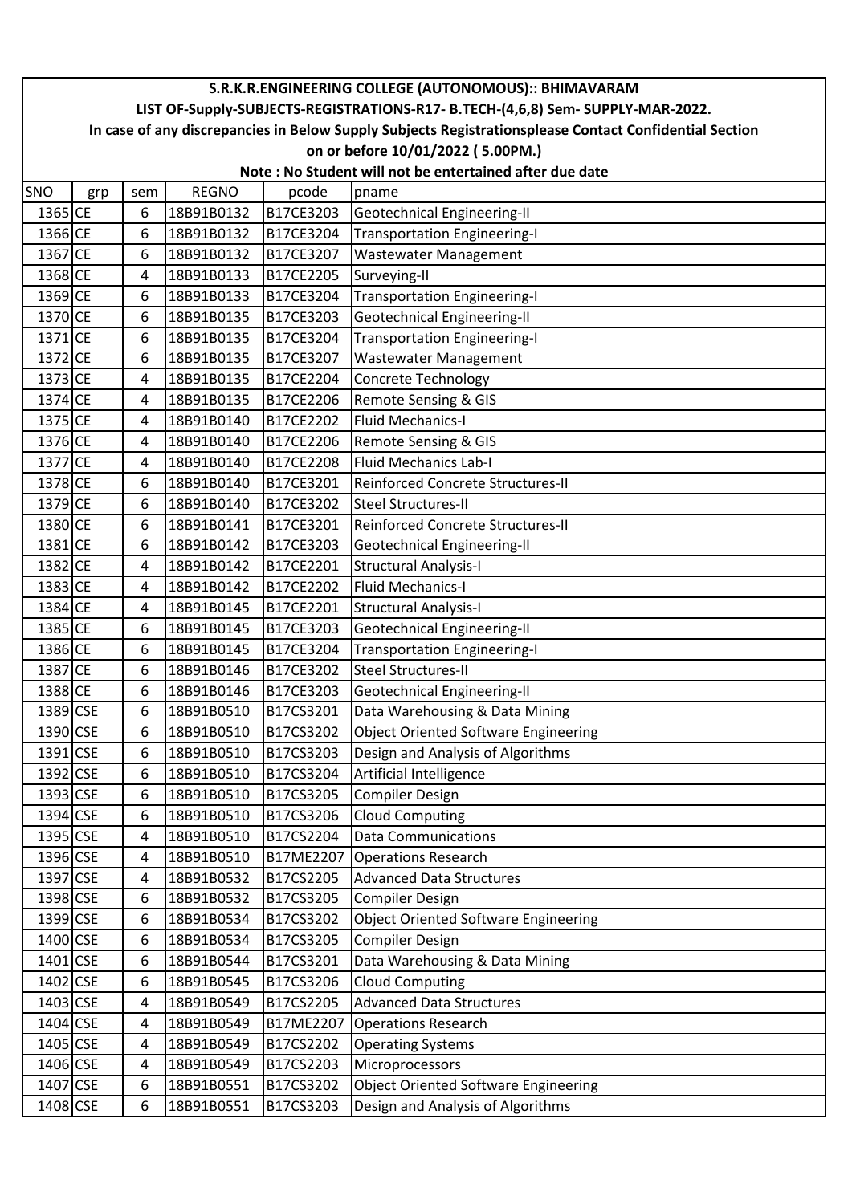# S.R.K.R.ENGINEERING COLLEGE (AUTONOMOUS):: BHIMAVARAM

## LIST OF-Supply-SUBJECTS-REGISTRATIONS-R17- B.TECH-(4,6,8) Sem- SUPPLY-MAR-2022.

**In case of any discrepancies in Below Supply Subjects Registrationsplease Contact Confidential Section on or before 10/01/2022 ( 5.00PM.)**

**Note : No Student will not be entertained after due date**

| SNO | grp | sem | REGNO | pcode | pname |
|---|---|---|---|---|---|
| 1365 | CE | 6 | 18B91B0132 | B17CE3203 | Geotechnical Engineering-II |
| 1366 | CE | 6 | 18B91B0132 | B17CE3204 | Transportation Engineering-I |
| 1367 | CE | 6 | 18B91B0132 | B17CE3207 | Wastewater Management |
| 1368 | CE | 4 | 18B91B0133 | B17CE2205 | Surveying-II |
| 1369 | CE | 6 | 18B91B0133 | B17CE3204 | Transportation Engineering-I |
| 1370 | CE | 6 | 18B91B0135 | B17CE3203 | Geotechnical Engineering-II |
| 1371 | CE | 6 | 18B91B0135 | B17CE3204 | Transportation Engineering-I |
| 1372 | CE | 6 | 18B91B0135 | B17CE3207 | Wastewater Management |
| 1373 | CE | 4 | 18B91B0135 | B17CE2204 | Concrete Technology |
| 1374 | CE | 4 | 18B91B0135 | B17CE2206 | Remote Sensing & GIS |
| 1375 | CE | 4 | 18B91B0140 | B17CE2202 | Fluid Mechanics-I |
| 1376 | CE | 4 | 18B91B0140 | B17CE2206 | Remote Sensing & GIS |
| 1377 | CE | 4 | 18B91B0140 | B17CE2208 | Fluid Mechanics Lab-I |
| 1378 | CE | 6 | 18B91B0140 | B17CE3201 | Reinforced Concrete Structures-II |
| 1379 | CE | 6 | 18B91B0140 | B17CE3202 | Steel Structures-II |
| 1380 | CE | 6 | 18B91B0141 | B17CE3201 | Reinforced Concrete Structures-II |
| 1381 | CE | 6 | 18B91B0142 | B17CE3203 | Geotechnical Engineering-II |
| 1382 | CE | 4 | 18B91B0142 | B17CE2201 | Structural Analysis-I |
| 1383 | CE | 4 | 18B91B0142 | B17CE2202 | Fluid Mechanics-I |
| 1384 | CE | 4 | 18B91B0145 | B17CE2201 | Structural Analysis-I |
| 1385 | CE | 6 | 18B91B0145 | B17CE3203 | Geotechnical Engineering-II |
| 1386 | CE | 6 | 18B91B0145 | B17CE3204 | Transportation Engineering-I |
| 1387 | CE | 6 | 18B91B0146 | B17CE3202 | Steel Structures-II |
| 1388 | CE | 6 | 18B91B0146 | B17CE3203 | Geotechnical Engineering-II |
| 1389 | CSE | 6 | 18B91B0510 | B17CS3201 | Data Warehousing & Data Mining |
| 1390 | CSE | 6 | 18B91B0510 | B17CS3202 | Object Oriented Software Engineering |
| 1391 | CSE | 6 | 18B91B0510 | B17CS3203 | Design and Analysis of Algorithms |
| 1392 | CSE | 6 | 18B91B0510 | B17CS3204 | Artificial Intelligence |
| 1393 | CSE | 6 | 18B91B0510 | B17CS3205 | Compiler Design |
| 1394 | CSE | 6 | 18B91B0510 | B17CS3206 | Cloud Computing |
| 1395 | CSE | 4 | 18B91B0510 | B17CS2204 | Data Communications |
| 1396 | CSE | 4 | 18B91B0510 | B17ME2207 | Operations Research |
| 1397 | CSE | 4 | 18B91B0532 | B17CS2205 | Advanced Data Structures |
| 1398 | CSE | 6 | 18B91B0532 | B17CS3205 | Compiler Design |
| 1399 | CSE | 6 | 18B91B0534 | B17CS3202 | Object Oriented Software Engineering |
| 1400 | CSE | 6 | 18B91B0534 | B17CS3205 | Compiler Design |
| 1401 | CSE | 6 | 18B91B0544 | B17CS3201 | Data Warehousing & Data Mining |
| 1402 | CSE | 6 | 18B91B0545 | B17CS3206 | Cloud Computing |
| 1403 | CSE | 4 | 18B91B0549 | B17CS2205 | Advanced Data Structures |
| 1404 | CSE | 4 | 18B91B0549 | B17ME2207 | Operations Research |
| 1405 | CSE | 4 | 18B91B0549 | B17CS2202 | Operating Systems |
| 1406 | CSE | 4 | 18B91B0549 | B17CS2203 | Microprocessors |
| 1407 | CSE | 6 | 18B91B0551 | B17CS3202 | Object Oriented Software Engineering |
| 1408 | CSE | 6 | 18B91B0551 | B17CS3203 | Design and Analysis of Algorithms |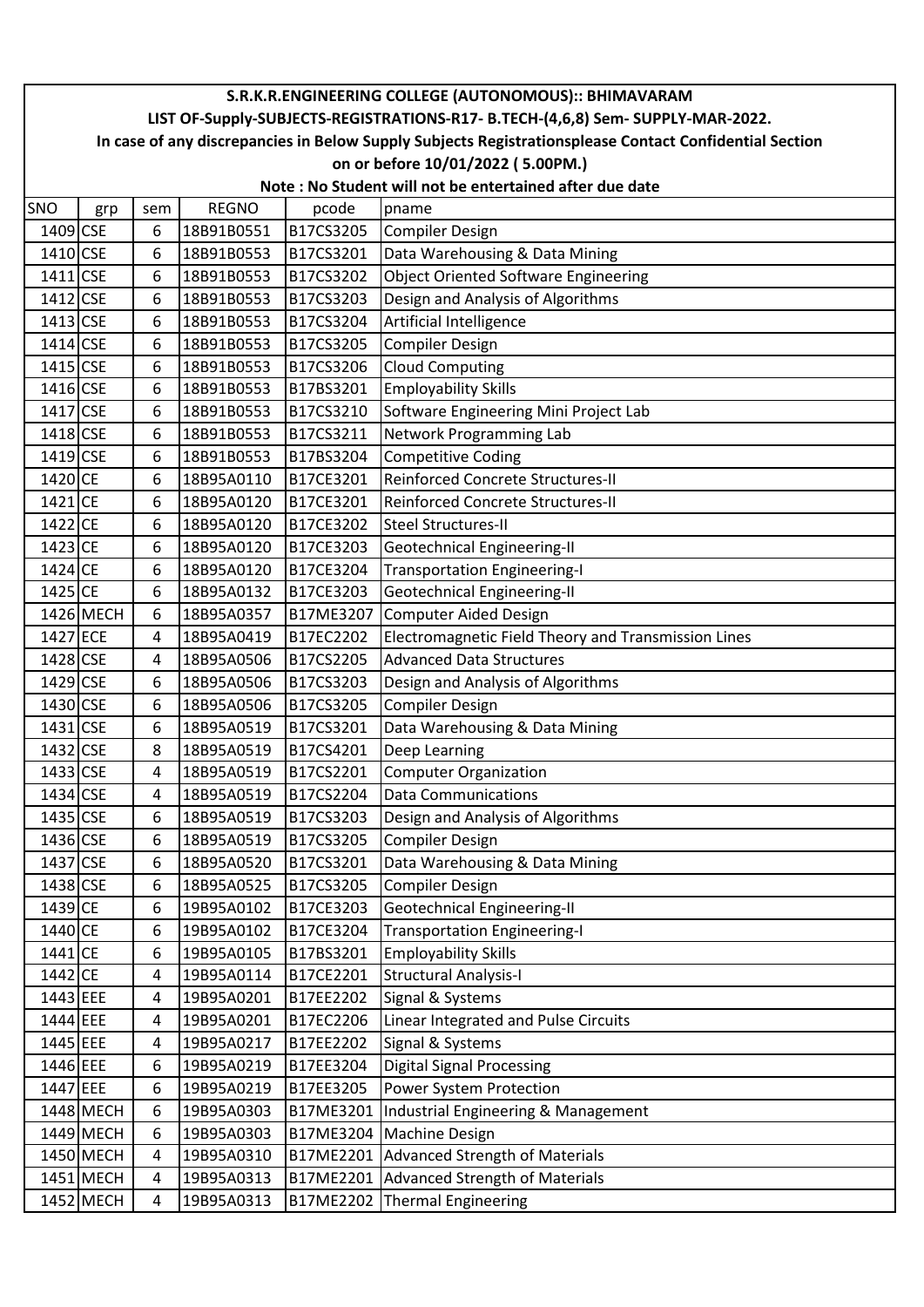# S.R.K.R.ENGINEERING COLLEGE (AUTONOMOUS):: BHIMAVARAM

## LIST OF-Supply-SUBJECTS-REGISTRATIONS-R17- B.TECH-(4,6,8) Sem- SUPPLY-MAR-2022.

**In case of any discrepancies in Below Supply Subjects Registrationsplease Contact Confidential Section on or before 10/01/2022 ( 5.00PM.)**

**Note : No Student will not be entertained after due date**

| SNO | grp | sem | REGNO | pcode | pname |
|---|---|---|---|---|---|
| 1409 | CSE | 6 | 18B91B0551 | B17CS3205 | Compiler Design |
| 1410 | CSE | 6 | 18B91B0553 | B17CS3201 | Data Warehousing & Data Mining |
| 1411 | CSE | 6 | 18B91B0553 | B17CS3202 | Object Oriented Software Engineering |
| 1412 | CSE | 6 | 18B91B0553 | B17CS3203 | Design and Analysis of Algorithms |
| 1413 | CSE | 6 | 18B91B0553 | B17CS3204 | Artificial Intelligence |
| 1414 | CSE | 6 | 18B91B0553 | B17CS3205 | Compiler Design |
| 1415 | CSE | 6 | 18B91B0553 | B17CS3206 | Cloud Computing |
| 1416 | CSE | 6 | 18B91B0553 | B17BS3201 | Employability Skills |
| 1417 | CSE | 6 | 18B91B0553 | B17CS3210 | Software Engineering Mini Project Lab |
| 1418 | CSE | 6 | 18B91B0553 | B17CS3211 | Network Programming Lab |
| 1419 | CSE | 6 | 18B91B0553 | B17BS3204 | Competitive Coding |
| 1420 | CE | 6 | 18B95A0110 | B17CE3201 | Reinforced Concrete Structures-II |
| 1421 | CE | 6 | 18B95A0120 | B17CE3201 | Reinforced Concrete Structures-II |
| 1422 | CE | 6 | 18B95A0120 | B17CE3202 | Steel Structures-II |
| 1423 | CE | 6 | 18B95A0120 | B17CE3203 | Geotechnical Engineering-II |
| 1424 | CE | 6 | 18B95A0120 | B17CE3204 | Transportation Engineering-I |
| 1425 | CE | 6 | 18B95A0132 | B17CE3203 | Geotechnical Engineering-II |
| 1426 | MECH | 6 | 18B95A0357 | B17ME3207 | Computer Aided Design |
| 1427 | ECE | 4 | 18B95A0419 | B17EC2202 | Electromagnetic Field Theory and Transmission Lines |
| 1428 | CSE | 4 | 18B95A0506 | B17CS2205 | Advanced Data Structures |
| 1429 | CSE | 6 | 18B95A0506 | B17CS3203 | Design and Analysis of Algorithms |
| 1430 | CSE | 6 | 18B95A0506 | B17CS3205 | Compiler Design |
| 1431 | CSE | 6 | 18B95A0519 | B17CS3201 | Data Warehousing & Data Mining |
| 1432 | CSE | 8 | 18B95A0519 | B17CS4201 | Deep Learning |
| 1433 | CSE | 4 | 18B95A0519 | B17CS2201 | Computer Organization |
| 1434 | CSE | 4 | 18B95A0519 | B17CS2204 | Data Communications |
| 1435 | CSE | 6 | 18B95A0519 | B17CS3203 | Design and Analysis of Algorithms |
| 1436 | CSE | 6 | 18B95A0519 | B17CS3205 | Compiler Design |
| 1437 | CSE | 6 | 18B95A0520 | B17CS3201 | Data Warehousing & Data Mining |
| 1438 | CSE | 6 | 18B95A0525 | B17CS3205 | Compiler Design |
| 1439 | CE | 6 | 19B95A0102 | B17CE3203 | Geotechnical Engineering-II |
| 1440 | CE | 6 | 19B95A0102 | B17CE3204 | Transportation Engineering-I |
| 1441 | CE | 6 | 19B95A0105 | B17BS3201 | Employability Skills |
| 1442 | CE | 4 | 19B95A0114 | B17CE2201 | Structural Analysis-I |
| 1443 | EEE | 4 | 19B95A0201 | B17EE2202 | Signal & Systems |
| 1444 | EEE | 4 | 19B95A0201 | B17EC2206 | Linear Integrated and Pulse Circuits |
| 1445 | EEE | 4 | 19B95A0217 | B17EE2202 | Signal & Systems |
| 1446 | EEE | 6 | 19B95A0219 | B17EE3204 | Digital Signal Processing |
| 1447 | EEE | 6 | 19B95A0219 | B17EE3205 | Power System Protection |
| 1448 | MECH | 6 | 19B95A0303 | B17ME3201 | Industrial Engineering & Management |
| 1449 | MECH | 6 | 19B95A0303 | B17ME3204 | Machine Design |
| 1450 | MECH | 4 | 19B95A0310 | B17ME2201 | Advanced Strength of Materials |
| 1451 | MECH | 4 | 19B95A0313 | B17ME2201 | Advanced Strength of Materials |
| 1452 | MECH | 4 | 19B95A0313 | B17ME2202 | Thermal Engineering |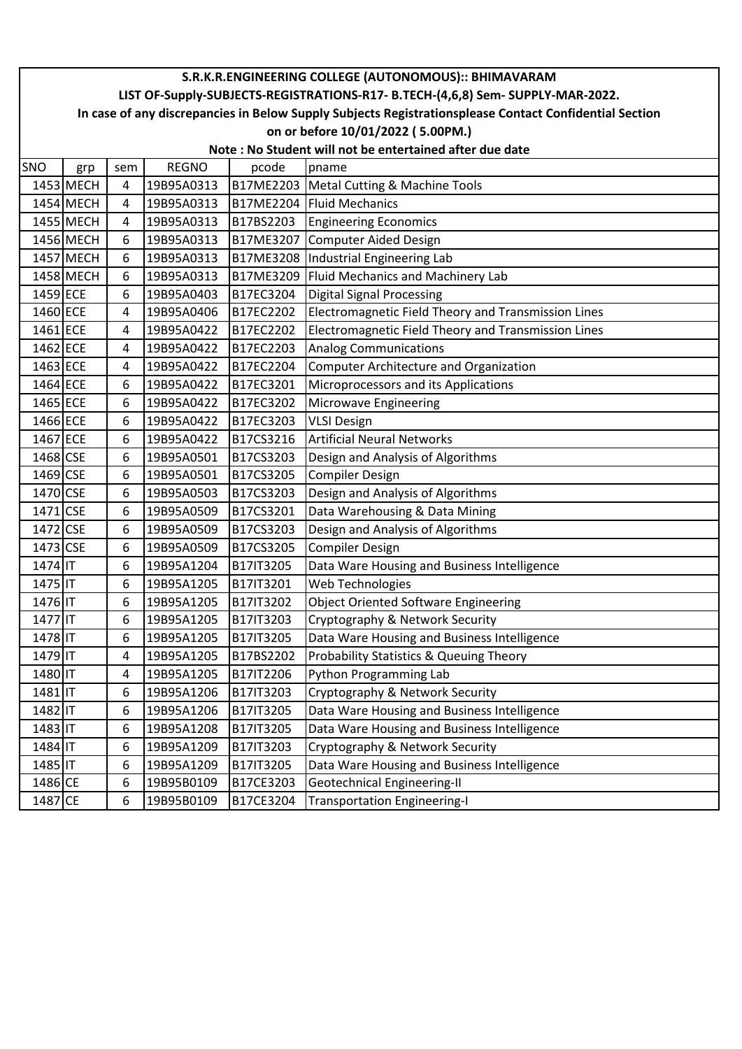# S.R.K.R.ENGINEERING COLLEGE (AUTONOMOUS):: BHIMAVARAM

## LIST OF-Supply-SUBJECTS-REGISTRATIONS-R17- B.TECH-(4,6,8) Sem- SUPPLY-MAR-2022.

**In case of any discrepancies in Below Supply Subjects Registrationsplease Contact Confidential Section on or before 10/01/2022 ( 5.00PM.)**

**Note : No Student will not be entertained after due date**

| SNO | grp | sem | REGNO | pcode | pname |
|---|---|---|---|---|---|
| 1453 | MECH | 4 | 19B95A0313 | B17ME2203 | Metal Cutting & Machine Tools |
| 1454 | MECH | 4 | 19B95A0313 | B17ME2204 | Fluid Mechanics |
| 1455 | MECH | 4 | 19B95A0313 | B17BS2203 | Engineering Economics |
| 1456 | MECH | 6 | 19B95A0313 | B17ME3207 | Computer Aided Design |
| 1457 | MECH | 6 | 19B95A0313 | B17ME3208 | Industrial Engineering Lab |
| 1458 | MECH | 6 | 19B95A0313 | B17ME3209 | Fluid Mechanics and Machinery Lab |
| 1459 | ECE | 6 | 19B95A0403 | B17EC3204 | Digital Signal Processing |
| 1460 | ECE | 4 | 19B95A0406 | B17EC2202 | Electromagnetic Field Theory and Transmission Lines |
| 1461 | ECE | 4 | 19B95A0422 | B17EC2202 | Electromagnetic Field Theory and Transmission Lines |
| 1462 | ECE | 4 | 19B95A0422 | B17EC2203 | Analog Communications |
| 1463 | ECE | 4 | 19B95A0422 | B17EC2204 | Computer Architecture and Organization |
| 1464 | ECE | 6 | 19B95A0422 | B17EC3201 | Microprocessors and its Applications |
| 1465 | ECE | 6 | 19B95A0422 | B17EC3202 | Microwave Engineering |
| 1466 | ECE | 6 | 19B95A0422 | B17EC3203 | VLSI Design |
| 1467 | ECE | 6 | 19B95A0422 | B17CS3216 | Artificial Neural Networks |
| 1468 | CSE | 6 | 19B95A0501 | B17CS3203 | Design and Analysis of Algorithms |
| 1469 | CSE | 6 | 19B95A0501 | B17CS3205 | Compiler Design |
| 1470 | CSE | 6 | 19B95A0503 | B17CS3203 | Design and Analysis of Algorithms |
| 1471 | CSE | 6 | 19B95A0509 | B17CS3201 | Data Warehousing & Data Mining |
| 1472 | CSE | 6 | 19B95A0509 | B17CS3203 | Design and Analysis of Algorithms |
| 1473 | CSE | 6 | 19B95A0509 | B17CS3205 | Compiler Design |
| 1474 | IT | 6 | 19B95A1204 | B17IT3205 | Data Ware Housing and Business Intelligence |
| 1475 | IT | 6 | 19B95A1205 | B17IT3201 | Web Technologies |
| 1476 | IT | 6 | 19B95A1205 | B17IT3202 | Object Oriented Software Engineering |
| 1477 | IT | 6 | 19B95A1205 | B17IT3203 | Cryptography & Network Security |
| 1478 | IT | 6 | 19B95A1205 | B17IT3205 | Data Ware Housing and Business Intelligence |
| 1479 | IT | 4 | 19B95A1205 | B17BS2202 | Probability Statistics & Queuing Theory |
| 1480 | IT | 4 | 19B95A1205 | B17IT2206 | Python Programming Lab |
| 1481 | IT | 6 | 19B95A1206 | B17IT3203 | Cryptography & Network Security |
| 1482 | IT | 6 | 19B95A1206 | B17IT3205 | Data Ware Housing and Business Intelligence |
| 1483 | IT | 6 | 19B95A1208 | B17IT3205 | Data Ware Housing and Business Intelligence |
| 1484 | IT | 6 | 19B95A1209 | B17IT3203 | Cryptography & Network Security |
| 1485 | IT | 6 | 19B95A1209 | B17IT3205 | Data Ware Housing and Business Intelligence |
| 1486 | CE | 6 | 19B95B0109 | B17CE3203 | Geotechnical Engineering-II |
| 1487 | CE | 6 | 19B95B0109 | B17CE3204 | Transportation Engineering-I |